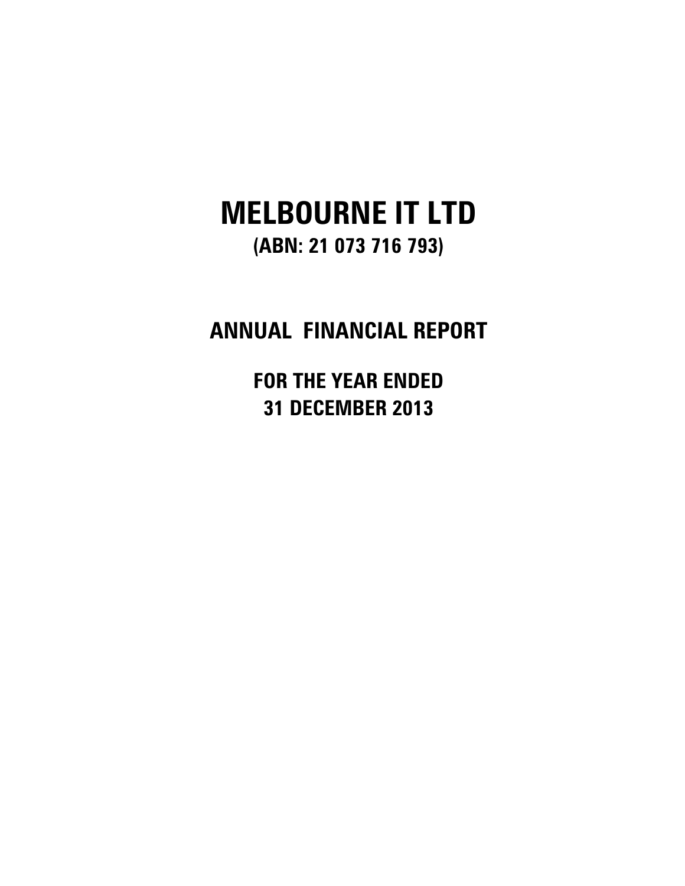# MELBOURNE IT LTD

**(ABN: 21 073 716 793)**

## ANNUAL FINANCIAL REPORT

**FOR THE YEAR ENDED**
**31 DECEMBER 2013**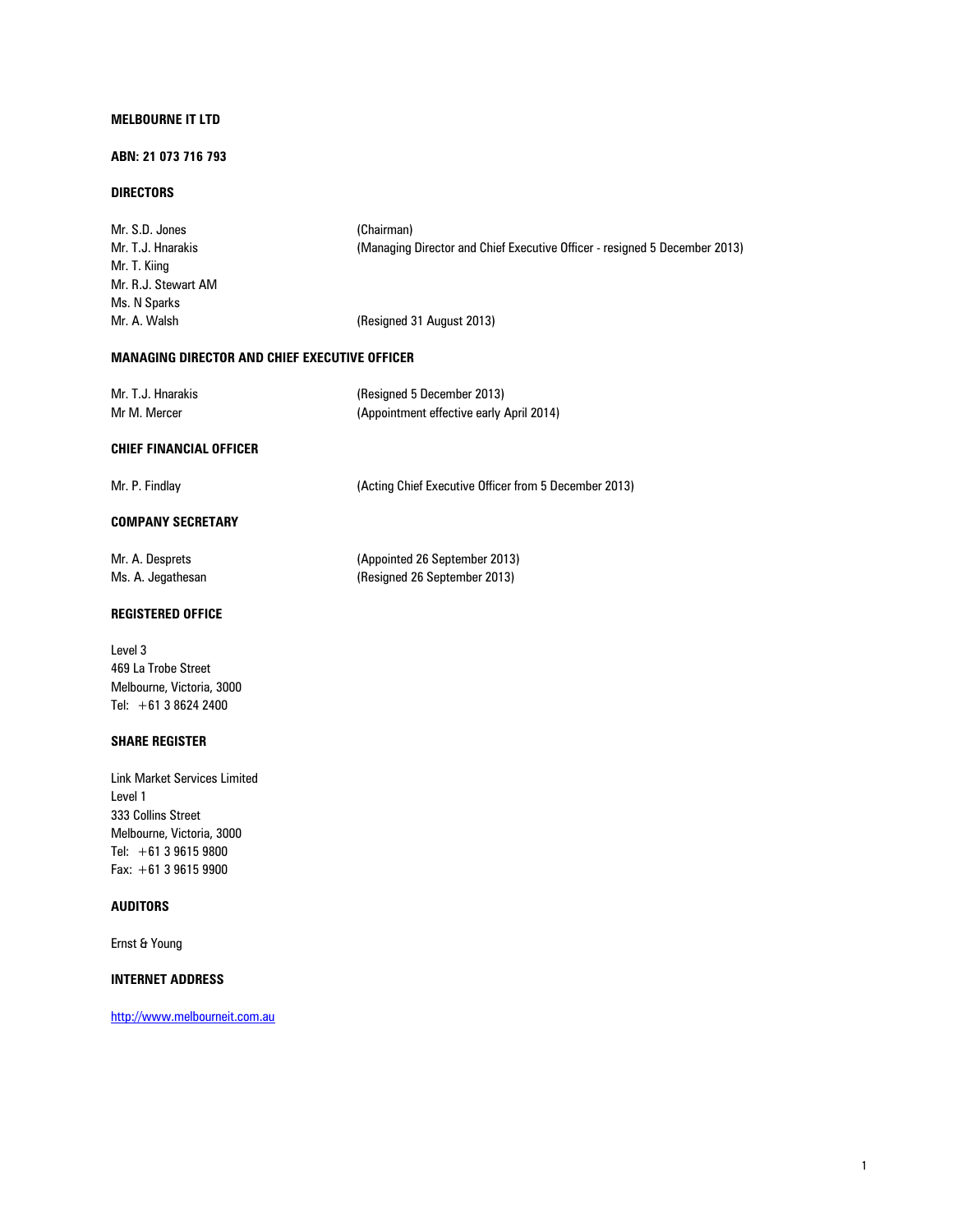**MELBOURNE IT LTD**

**ABN: 21 073 716 793**

**DIRECTORS**

| | |
|---|---|
| Mr. S.D. Jones | (Chairman) |
| Mr. T.J. Hnarakis | (Managing Director and Chief Executive Officer - resigned 5 December 2013) |
| Mr. T. Kiing | |
| Mr. R.J. Stewart AM | |
| Ms. N Sparks | |
| Mr. A. Walsh | (Resigned 31 August 2013) |

**MANAGING DIRECTOR AND CHIEF EXECUTIVE OFFICER**

| | |
|---|---|
| Mr. T.J. Hnarakis | (Resigned 5 December 2013) |
| Mr M. Mercer | (Appointment effective early April 2014) |

**CHIEF FINANCIAL OFFICER**

| | |
|---|---|
| Mr. P. Findlay | (Acting Chief Executive Officer from 5 December 2013) |

**COMPANY SECRETARY**

| | |
|---|---|
| Mr. A. Desprets | (Appointed 26 September 2013) |
| Ms. A. Jegathesan | (Resigned 26 September 2013) |

**REGISTERED OFFICE**

Level 3
469 La Trobe Street
Melbourne, Victoria, 3000
Tel: +61 3 8624 2400

**SHARE REGISTER**

Link Market Services Limited
Level 1
333 Collins Street
Melbourne, Victoria, 3000
Tel: +61 3 9615 9800
Fax: +61 3 9615 9900

**AUDITORS**

Ernst & Young

**INTERNET ADDRESS**

http://www.melbourneit.com.au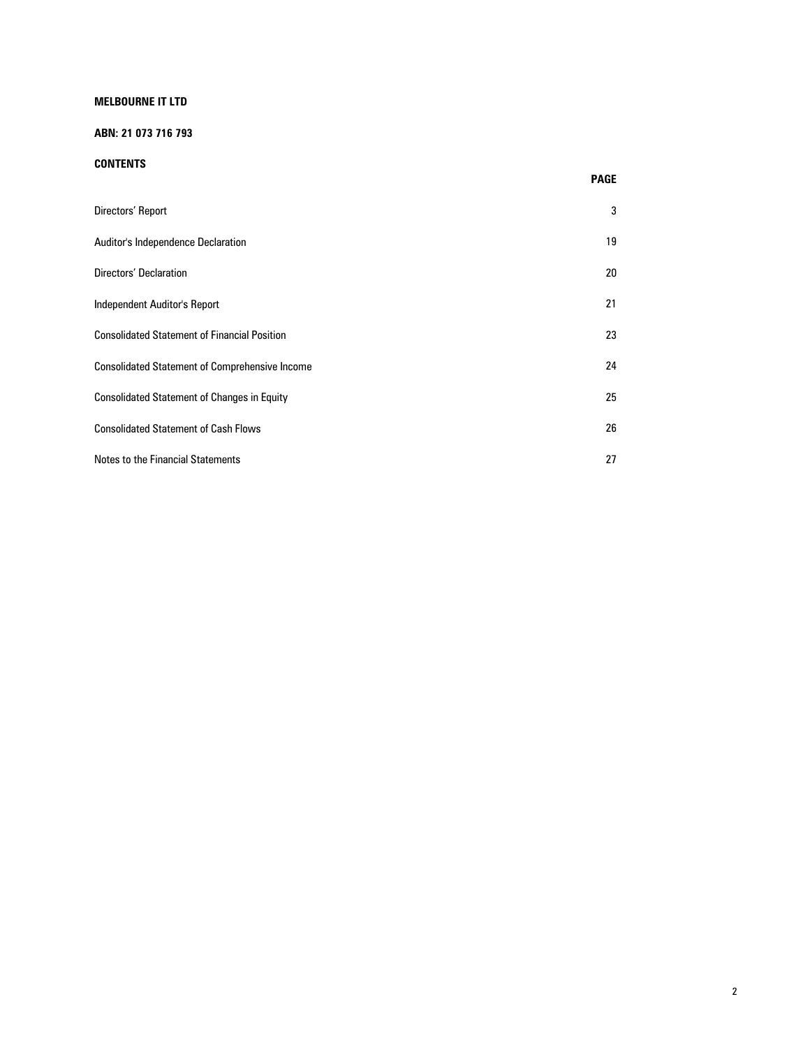**MELBOURNE IT LTD**

**ABN: 21 073 716 793**

**CONTENTS**

| | **PAGE** |
|---|---|
| Directors' Report | 3 |
| Auditor's Independence Declaration | 19 |
| Directors' Declaration | 20 |
| Independent Auditor's Report | 21 |
| Consolidated Statement of Financial Position | 23 |
| Consolidated Statement of Comprehensive Income | 24 |
| Consolidated Statement of Changes in Equity | 25 |
| Consolidated Statement of Cash Flows | 26 |
| Notes to the Financial Statements | 27 |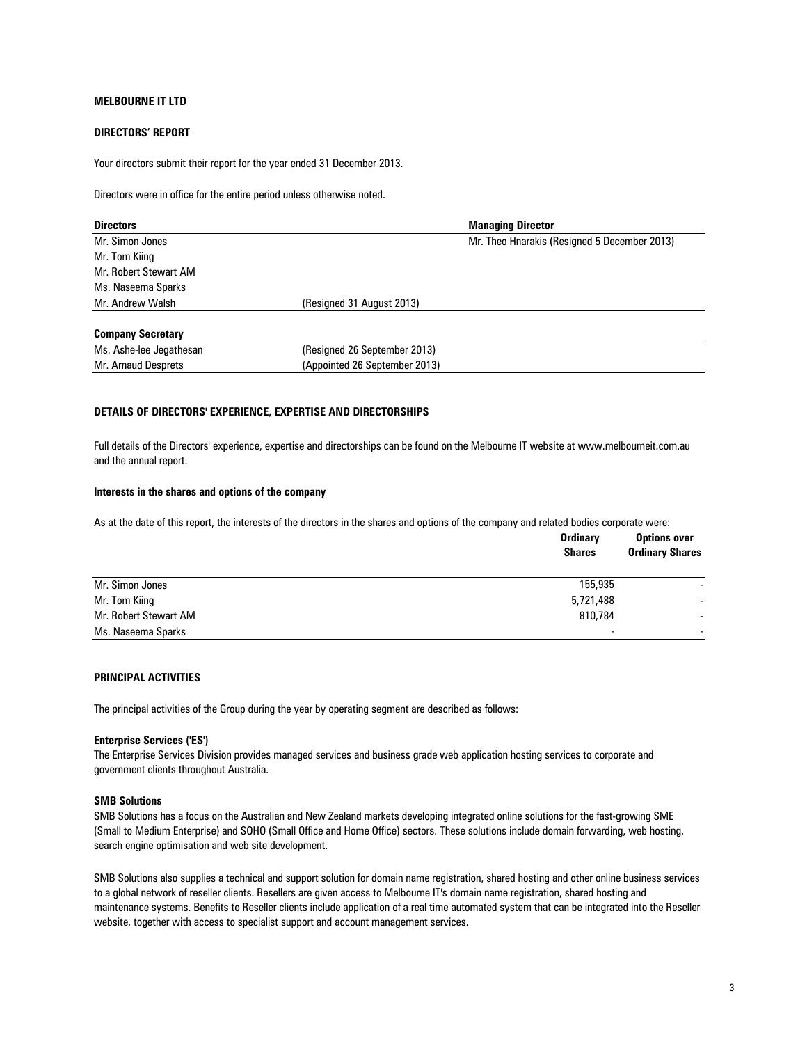**MELBOURNE IT LTD**

**DIRECTORS' REPORT**

Your directors submit their report for the year ended 31 December 2013.

Directors were in office for the entire period unless otherwise noted.

| **Directors** | | **Managing Director** |
|---|---|---|
| Mr. Simon Jones | | Mr. Theo Hnarakis (Resigned 5 December 2013) |
| Mr. Tom Kiing | | |
| Mr. Robert Stewart AM | | |
| Ms. Naseema Sparks | | |
| Mr. Andrew Walsh | (Resigned 31 August 2013) | |

| **Company Secretary** | |
|---|---|
| Ms. Ashe-lee Jegathesan | (Resigned 26 September 2013) |
| Mr. Arnaud Desprets | (Appointed 26 September 2013) |

**DETAILS OF DIRECTORS' EXPERIENCE, EXPERTISE AND DIRECTORSHIPS**

Full details of the Directors' experience, expertise and directorships can be found on the Melbourne IT website at www.melbourneit.com.au and the annual report.

**Interests in the shares and options of the company**

As at the date of this report, the interests of the directors in the shares and options of the company and related bodies corporate were:

| | **Ordinary Shares** | **Options over Ordinary Shares** |
|---|---|---|
| Mr. Simon Jones | 155,935 | - |
| Mr. Tom Kiing | 5,721,488 | - |
| Mr. Robert Stewart AM | 810,784 | - |
| Ms. Naseema Sparks | - | - |

**PRINCIPAL ACTIVITIES**

The principal activities of the Group during the year by operating segment are described as follows:

**Enterprise Services ('ES')**
The Enterprise Services Division provides managed services and business grade web application hosting services to corporate and government clients throughout Australia.

**SMB Solutions**
SMB Solutions has a focus on the Australian and New Zealand markets developing integrated online solutions for the fast-growing SME (Small to Medium Enterprise) and SOHO (Small Office and Home Office) sectors. These solutions include domain forwarding, web hosting, search engine optimisation and web site development.

SMB Solutions also supplies a technical and support solution for domain name registration, shared hosting and other online business services to a global network of reseller clients. Resellers are given access to Melbourne IT's domain name registration, shared hosting and maintenance systems. Benefits to Reseller clients include application of a real time automated system that can be integrated into the Reseller website, together with access to specialist support and account management services.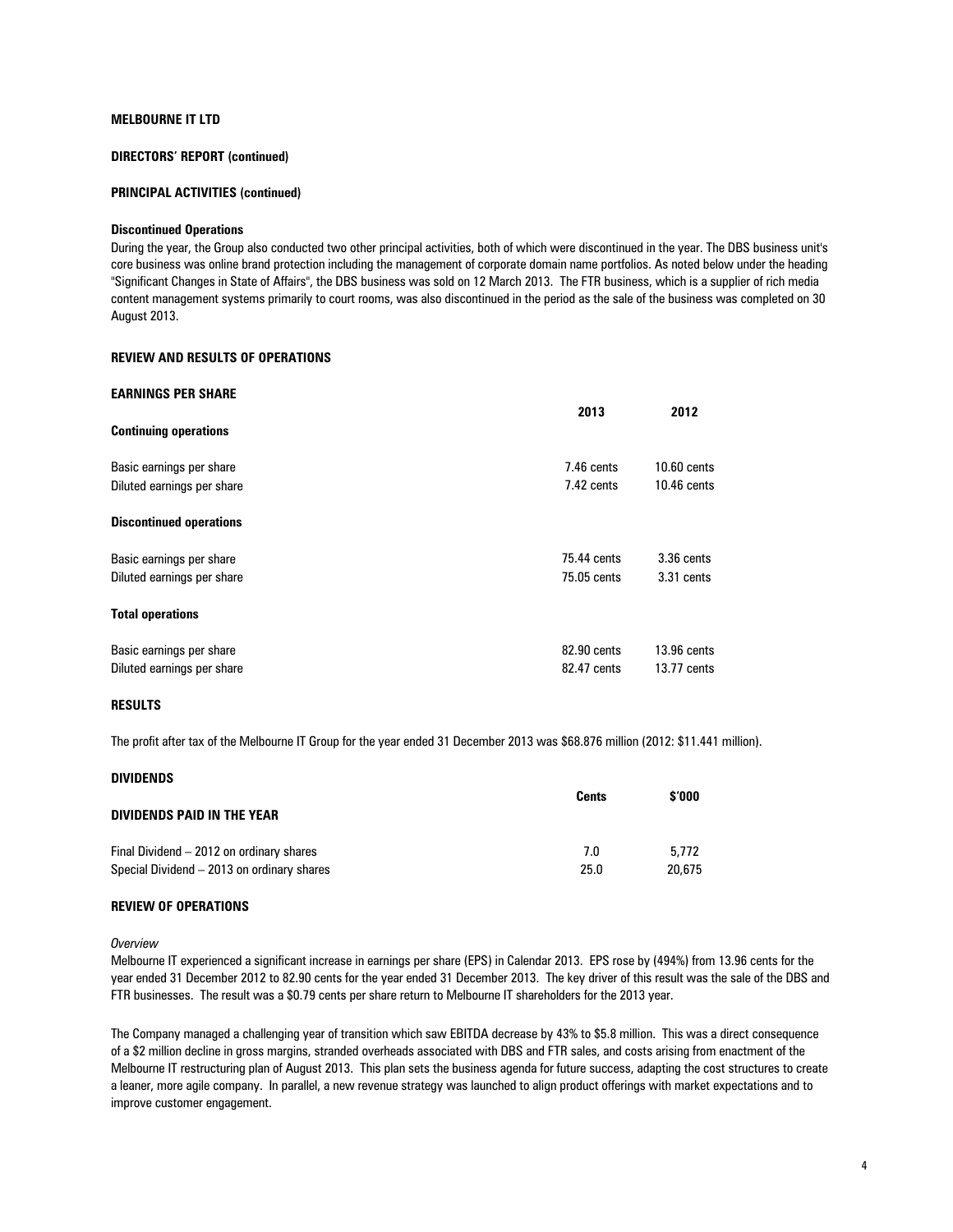**MELBOURNE IT LTD**

**DIRECTORS' REPORT (continued)**

**PRINCIPAL ACTIVITIES (continued)**

**Discontinued Operations**

During the year, the Group also conducted two other principal activities, both of which were discontinued in the year. The DBS business unit's core business was online brand protection including the management of corporate domain name portfolios. As noted below under the heading "Significant Changes in State of Affairs", the DBS business was sold on 12 March 2013. The FTR business, which is a supplier of rich media content management systems primarily to court rooms, was also discontinued in the period as the sale of the business was completed on 30 August 2013.

**REVIEW AND RESULTS OF OPERATIONS**

**EARNINGS PER SHARE**

| | 2013 | 2012 |
|---|---|---|
| **Continuing operations** | | |
| Basic earnings per share | 7.46 cents | 10.60 cents |
| Diluted earnings per share | 7.42 cents | 10.46 cents |
| **Discontinued operations** | | |
| Basic earnings per share | 75.44 cents | 3.36 cents |
| Diluted earnings per share | 75.05 cents | 3.31 cents |
| **Total operations** | | |
| Basic earnings per share | 82.90 cents | 13.96 cents |
| Diluted earnings per share | 82.47 cents | 13.77 cents |

**RESULTS**

The profit after tax of the Melbourne IT Group for the year ended 31 December 2013 was $68.876 million (2012: $11.441 million).

**DIVIDENDS**

| DIVIDENDS PAID IN THE YEAR | Cents | $'000 |
|---|---|---|
| Final Dividend – 2012 on ordinary shares | 7.0 | 5,772 |
| Special Dividend – 2013 on ordinary shares | 25.0 | 20,675 |

**REVIEW OF OPERATIONS**

*Overview*

Melbourne IT experienced a significant increase in earnings per share (EPS) in Calendar 2013. EPS rose by (494%) from 13.96 cents for the year ended 31 December 2012 to 82.90 cents for the year ended 31 December 2013. The key driver of this result was the sale of the DBS and FTR businesses. The result was a $0.79 cents per share return to Melbourne IT shareholders for the 2013 year.

The Company managed a challenging year of transition which saw EBITDA decrease by 43% to $5.8 million. This was a direct consequence of a $2 million decline in gross margins, stranded overheads associated with DBS and FTR sales, and costs arising from enactment of the Melbourne IT restructuring plan of August 2013. This plan sets the business agenda for future success, adapting the cost structures to create a leaner, more agile company. In parallel, a new revenue strategy was launched to align product offerings with market expectations and to improve customer engagement.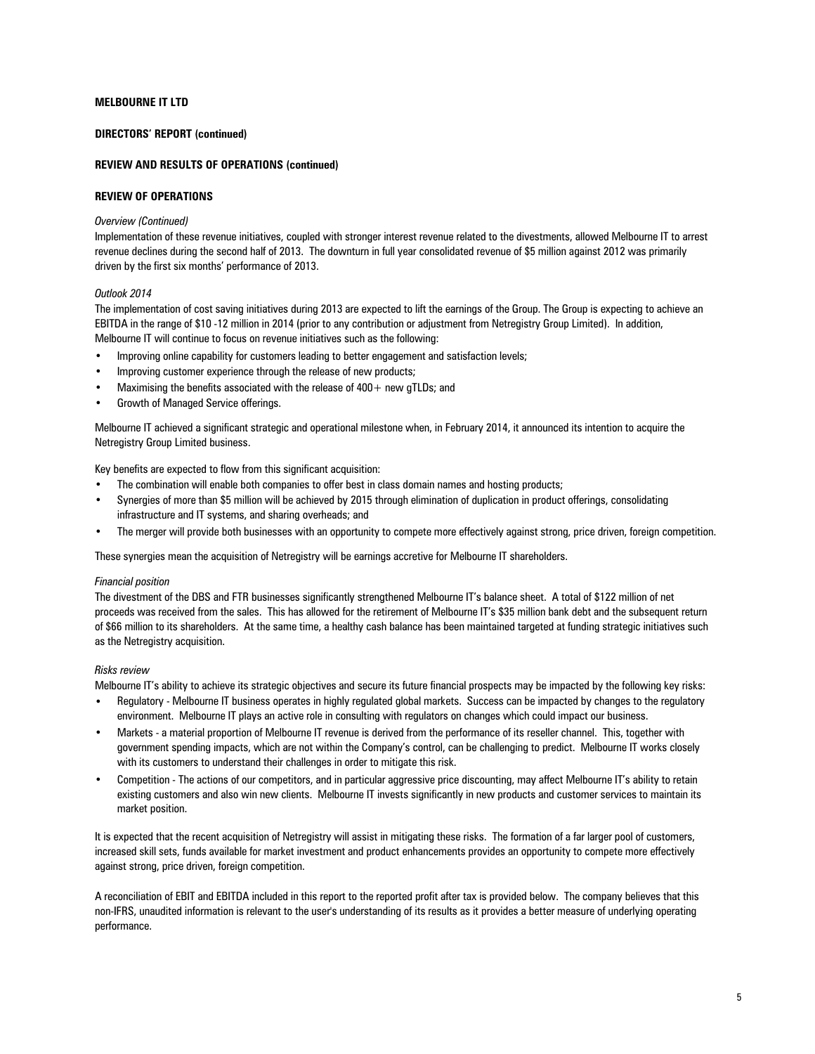**MELBOURNE IT LTD**

**DIRECTORS' REPORT (continued)**

**REVIEW AND RESULTS OF OPERATIONS (continued)**

**REVIEW OF OPERATIONS**

*Overview (Continued)*

Implementation of these revenue initiatives, coupled with stronger interest revenue related to the divestments, allowed Melbourne IT to arrest revenue declines during the second half of 2013. The downturn in full year consolidated revenue of $5 million against 2012 was primarily driven by the first six months' performance of 2013.

*Outlook 2014*

The implementation of cost saving initiatives during 2013 are expected to lift the earnings of the Group. The Group is expecting to achieve an EBITDA in the range of $10 -12 million in 2014 (prior to any contribution or adjustment from Netregistry Group Limited). In addition, Melbourne IT will continue to focus on revenue initiatives such as the following:

- Improving online capability for customers leading to better engagement and satisfaction levels;
- Improving customer experience through the release of new products;
- Maximising the benefits associated with the release of 400+ new gTLDs; and
- Growth of Managed Service offerings.

Melbourne IT achieved a significant strategic and operational milestone when, in February 2014, it announced its intention to acquire the Netregistry Group Limited business.

Key benefits are expected to flow from this significant acquisition:

- The combination will enable both companies to offer best in class domain names and hosting products;
- Synergies of more than $5 million will be achieved by 2015 through elimination of duplication in product offerings, consolidating infrastructure and IT systems, and sharing overheads; and
- The merger will provide both businesses with an opportunity to compete more effectively against strong, price driven, foreign competition.

These synergies mean the acquisition of Netregistry will be earnings accretive for Melbourne IT shareholders.

*Financial position*

The divestment of the DBS and FTR businesses significantly strengthened Melbourne IT's balance sheet. A total of $122 million of net proceeds was received from the sales. This has allowed for the retirement of Melbourne IT's $35 million bank debt and the subsequent return of $66 million to its shareholders. At the same time, a healthy cash balance has been maintained targeted at funding strategic initiatives such as the Netregistry acquisition.

*Risks review*

Melbourne IT's ability to achieve its strategic objectives and secure its future financial prospects may be impacted by the following key risks:

- Regulatory - Melbourne IT business operates in highly regulated global markets. Success can be impacted by changes to the regulatory environment. Melbourne IT plays an active role in consulting with regulators on changes which could impact our business.
- Markets - a material proportion of Melbourne IT revenue is derived from the performance of its reseller channel. This, together with government spending impacts, which are not within the Company's control, can be challenging to predict. Melbourne IT works closely with its customers to understand their challenges in order to mitigate this risk.
- Competition - The actions of our competitors, and in particular aggressive price discounting, may affect Melbourne IT's ability to retain existing customers and also win new clients. Melbourne IT invests significantly in new products and customer services to maintain its market position.

It is expected that the recent acquisition of Netregistry will assist in mitigating these risks. The formation of a far larger pool of customers, increased skill sets, funds available for market investment and product enhancements provides an opportunity to compete more effectively against strong, price driven, foreign competition.

A reconciliation of EBIT and EBITDA included in this report to the reported profit after tax is provided below. The company believes that this non-IFRS, unaudited information is relevant to the user's understanding of its results as it provides a better measure of underlying operating performance.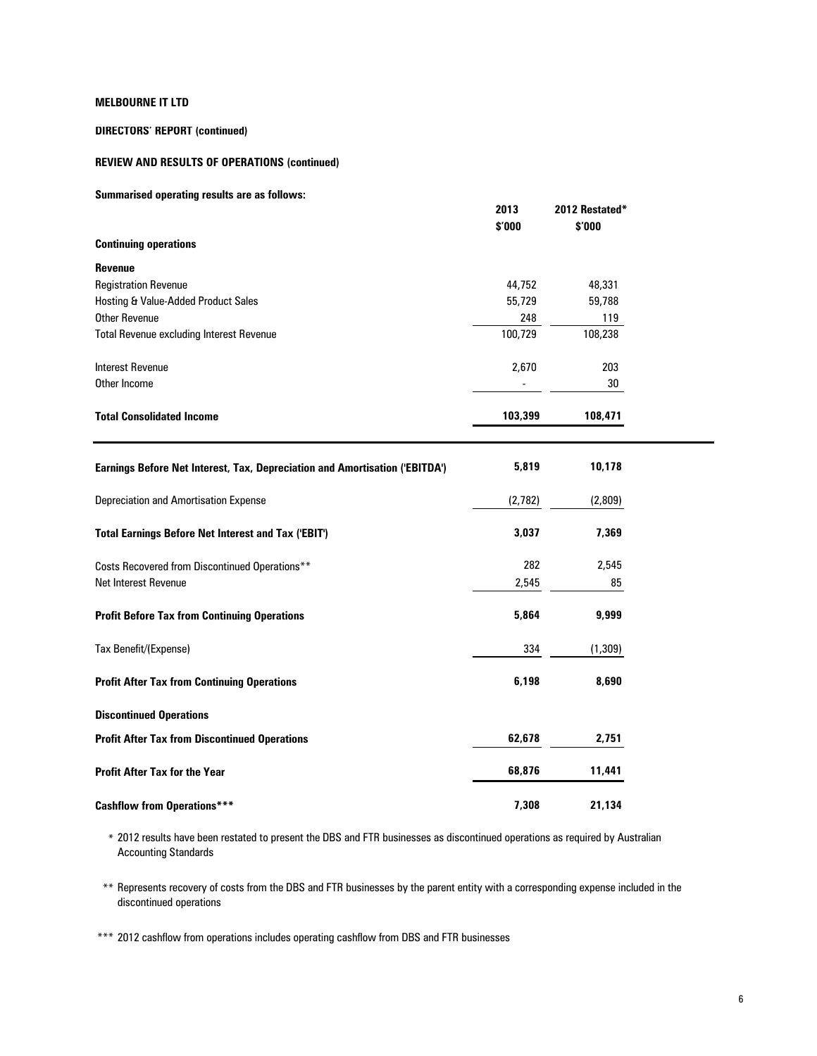**MELBOURNE IT LTD**

**DIRECTORS' REPORT (continued)**

**REVIEW AND RESULTS OF OPERATIONS (continued)**

**Summarised operating results are as follows:**

| | 2013<br>$'000 | 2012 Restated*<br>$'000 |
|---|---|---|
| **Continuing operations** | | |
| **Revenue** | | |
| Registration Revenue | 44,752 | 48,331 |
| Hosting & Value-Added Product Sales | 55,729 | 59,788 |
| Other Revenue | 248 | 119 |
| Total Revenue excluding Interest Revenue | 100,729 | 108,238 |
| Interest Revenue | 2,670 | 203 |
| Other Income | - | 30 |
| **Total Consolidated Income** | **103,399** | **108,471** |
| **Earnings Before Net Interest, Tax, Depreciation and Amortisation ('EBITDA')** | **5,819** | **10,178** |
| Depreciation and Amortisation Expense | (2,782) | (2,809) |
| **Total Earnings Before Net Interest and Tax ('EBIT')** | **3,037** | **7,369** |
| Costs Recovered from Discontinued Operations** | 282 | 2,545 |
| Net Interest Revenue | 2,545 | 85 |
| **Profit Before Tax from Continuing Operations** | **5,864** | **9,999** |
| Tax Benefit/(Expense) | 334 | (1,309) |
| **Profit After Tax from Continuing Operations** | **6,198** | **8,690** |
| **Discontinued Operations** | | |
| **Profit After Tax from Discontinued Operations** | **62,678** | **2,751** |
| **Profit After Tax for the Year** | **68,876** | **11,441** |
| **Cashflow from Operations***** | **7,308** | **21,134** |

\* 2012 results have been restated to present the DBS and FTR businesses as discontinued operations as required by Australian Accounting Standards

** Represents recovery of costs from the DBS and FTR businesses by the parent entity with a corresponding expense included in the discontinued operations

*** 2012 cashflow from operations includes operating cashflow from DBS and FTR businesses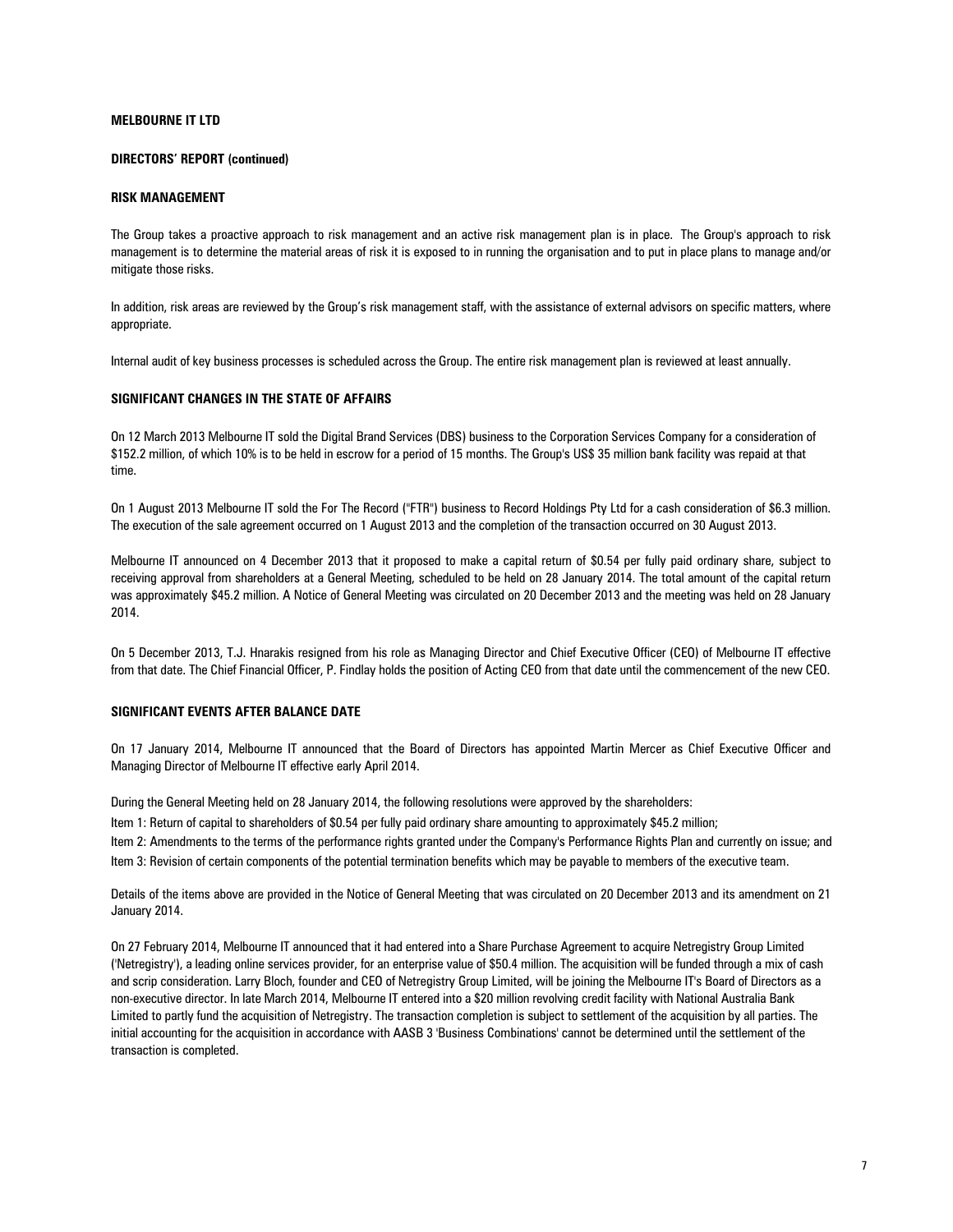**MELBOURNE IT LTD**

**DIRECTORS' REPORT (continued)**

## RISK MANAGEMENT

The Group takes a proactive approach to risk management and an active risk management plan is in place. The Group's approach to risk management is to determine the material areas of risk it is exposed to in running the organisation and to put in place plans to manage and/or mitigate those risks.

In addition, risk areas are reviewed by the Group's risk management staff, with the assistance of external advisors on specific matters, where appropriate.

Internal audit of key business processes is scheduled across the Group. The entire risk management plan is reviewed at least annually.

## SIGNIFICANT CHANGES IN THE STATE OF AFFAIRS

On 12 March 2013 Melbourne IT sold the Digital Brand Services (DBS) business to the Corporation Services Company for a consideration of $152.2 million, of which 10% is to be held in escrow for a period of 15 months. The Group's US$ 35 million bank facility was repaid at that time.

On 1 August 2013 Melbourne IT sold the For The Record ("FTR") business to Record Holdings Pty Ltd for a cash consideration of $6.3 million. The execution of the sale agreement occurred on 1 August 2013 and the completion of the transaction occurred on 30 August 2013.

Melbourne IT announced on 4 December 2013 that it proposed to make a capital return of $0.54 per fully paid ordinary share, subject to receiving approval from shareholders at a General Meeting, scheduled to be held on 28 January 2014. The total amount of the capital return was approximately $45.2 million. A Notice of General Meeting was circulated on 20 December 2013 and the meeting was held on 28 January 2014.

On 5 December 2013, T.J. Hnarakis resigned from his role as Managing Director and Chief Executive Officer (CEO) of Melbourne IT effective from that date. The Chief Financial Officer, P. Findlay holds the position of Acting CEO from that date until the commencement of the new CEO.

## SIGNIFICANT EVENTS AFTER BALANCE DATE

On 17 January 2014, Melbourne IT announced that the Board of Directors has appointed Martin Mercer as Chief Executive Officer and Managing Director of Melbourne IT effective early April 2014.

During the General Meeting held on 28 January 2014, the following resolutions were approved by the shareholders:

Item 1: Return of capital to shareholders of $0.54 per fully paid ordinary share amounting to approximately $45.2 million;

Item 2: Amendments to the terms of the performance rights granted under the Company's Performance Rights Plan and currently on issue; and

Item 3: Revision of certain components of the potential termination benefits which may be payable to members of the executive team.

Details of the items above are provided in the Notice of General Meeting that was circulated on 20 December 2013 and its amendment on 21 January 2014.

On 27 February 2014, Melbourne IT announced that it had entered into a Share Purchase Agreement to acquire Netregistry Group Limited ('Netregistry'), a leading online services provider, for an enterprise value of $50.4 million. The acquisition will be funded through a mix of cash and scrip consideration. Larry Bloch, founder and CEO of Netregistry Group Limited, will be joining the Melbourne IT's Board of Directors as a non-executive director. In late March 2014, Melbourne IT entered into a $20 million revolving credit facility with National Australia Bank Limited to partly fund the acquisition of Netregistry. The transaction completion is subject to settlement of the acquisition by all parties. The initial accounting for the acquisition in accordance with AASB 3 'Business Combinations' cannot be determined until the settlement of the transaction is completed.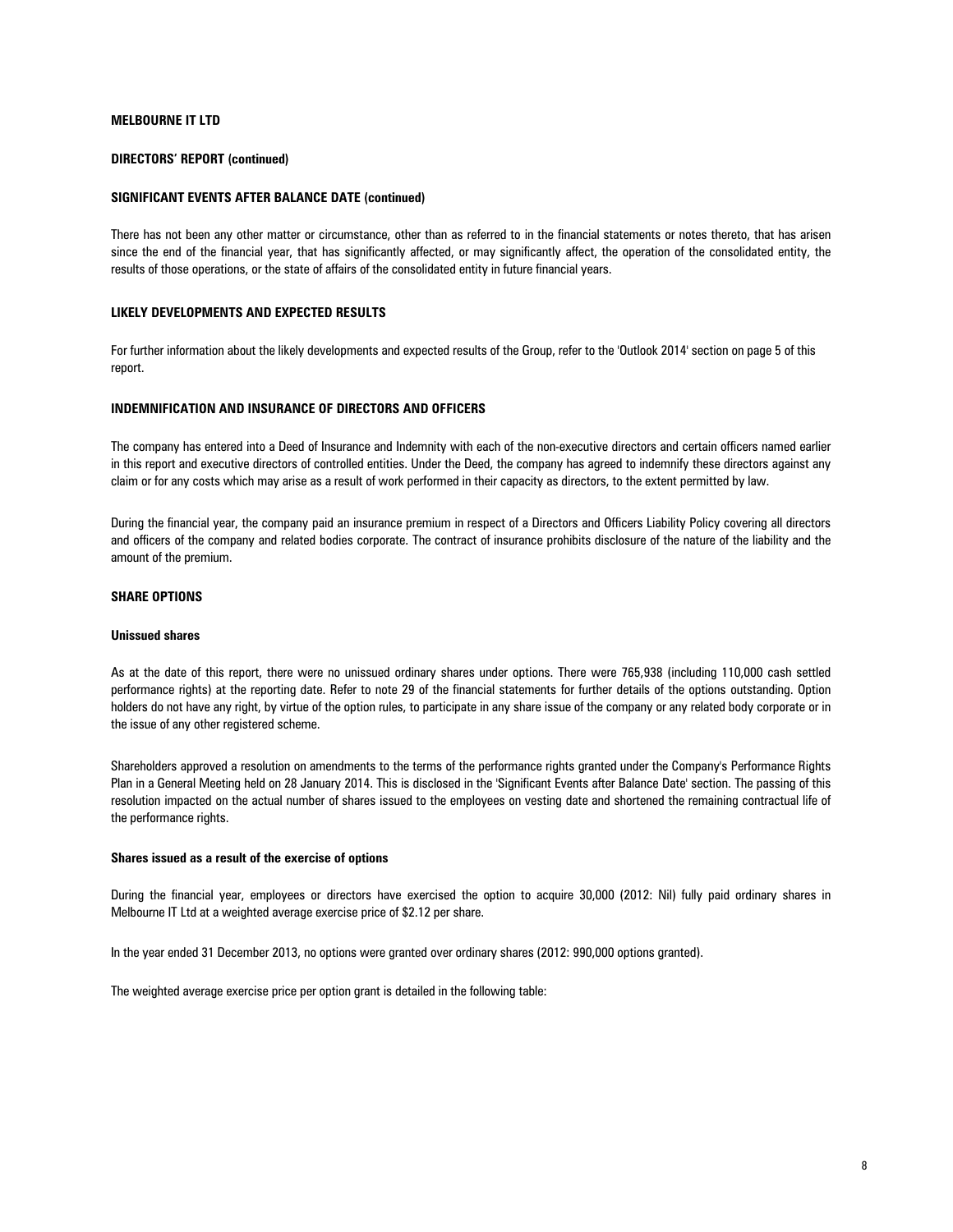**MELBOURNE IT LTD**

**DIRECTORS' REPORT (continued)**

**SIGNIFICANT EVENTS AFTER BALANCE DATE (continued)**

There has not been any other matter or circumstance, other than as referred to in the financial statements or notes thereto, that has arisen since the end of the financial year, that has significantly affected, or may significantly affect, the operation of the consolidated entity, the results of those operations, or the state of affairs of the consolidated entity in future financial years.

**LIKELY DEVELOPMENTS AND EXPECTED RESULTS**

For further information about the likely developments and expected results of the Group, refer to the 'Outlook 2014' section on page 5 of this report.

**INDEMNIFICATION AND INSURANCE OF DIRECTORS AND OFFICERS**

The company has entered into a Deed of Insurance and Indemnity with each of the non-executive directors and certain officers named earlier in this report and executive directors of controlled entities. Under the Deed, the company has agreed to indemnify these directors against any claim or for any costs which may arise as a result of work performed in their capacity as directors, to the extent permitted by law.

During the financial year, the company paid an insurance premium in respect of a Directors and Officers Liability Policy covering all directors and officers of the company and related bodies corporate. The contract of insurance prohibits disclosure of the nature of the liability and the amount of the premium.

**SHARE OPTIONS**

**Unissued shares**

As at the date of this report, there were no unissued ordinary shares under options. There were 765,938 (including 110,000 cash settled performance rights) at the reporting date. Refer to note 29 of the financial statements for further details of the options outstanding. Option holders do not have any right, by virtue of the option rules, to participate in any share issue of the company or any related body corporate or in the issue of any other registered scheme.

Shareholders approved a resolution on amendments to the terms of the performance rights granted under the Company's Performance Rights Plan in a General Meeting held on 28 January 2014. This is disclosed in the 'Significant Events after Balance Date' section. The passing of this resolution impacted on the actual number of shares issued to the employees on vesting date and shortened the remaining contractual life of the performance rights.

**Shares issued as a result of the exercise of options**

During the financial year, employees or directors have exercised the option to acquire 30,000 (2012: Nil) fully paid ordinary shares in Melbourne IT Ltd at a weighted average exercise price of $2.12 per share.

In the year ended 31 December 2013, no options were granted over ordinary shares (2012: 990,000 options granted).

The weighted average exercise price per option grant is detailed in the following table: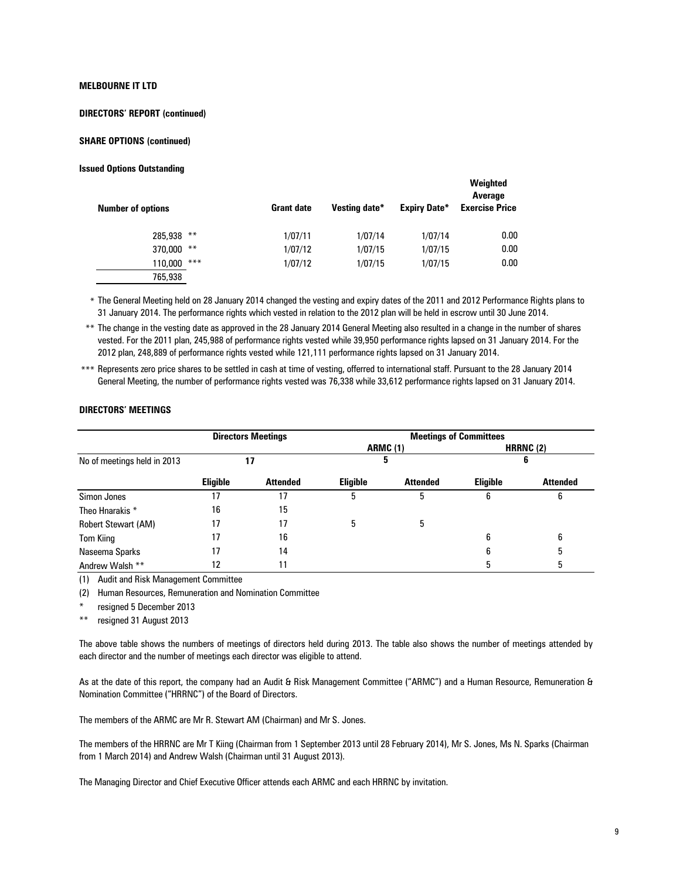**MELBOURNE IT LTD**

**DIRECTORS' REPORT (continued)**

**SHARE OPTIONS (continued)**

**Issued Options Outstanding**

| Number of options | Grant date | Vesting date* | Expiry Date* | Weighted Average Exercise Price |
|---|---|---|---|---|
| 285,938 ** | 1/07/11 | 1/07/14 | 1/07/14 | 0.00 |
| 370,000 ** | 1/07/12 | 1/07/15 | 1/07/15 | 0.00 |
| 110,000 *** | 1/07/12 | 1/07/15 | 1/07/15 | 0.00 |
| 765,938 | | | | |

\* The General Meeting held on 28 January 2014 changed the vesting and expiry dates of the 2011 and 2012 Performance Rights plans to 31 January 2014. The performance rights which vested in relation to the 2012 plan will be held in escrow until 30 June 2014.

\*\* The change in the vesting date as approved in the 28 January 2014 General Meeting also resulted in a change in the number of shares vested. For the 2011 plan, 245,988 of performance rights vested while 39,950 performance rights lapsed on 31 January 2014. For the 2012 plan, 248,889 of performance rights vested while 121,111 performance rights lapsed on 31 January 2014.

\*\*\* Represents zero price shares to be settled in cash at time of vesting, offerred to international staff. Pursuant to the 28 January 2014 General Meeting, the number of performance rights vested was 76,338 while 33,612 performance rights lapsed on 31 January 2014.

**DIRECTORS' MEETINGS**

| | Directors Meetings | | Meetings of Committees | | | |
|---|---|---|---|---|---|---|
| | | | ARMC (1) | | HRRNC (2) | |
| No of meetings held in 2013 | 17 | | 5 | | 6 | |
| | Eligible | Attended | Eligible | Attended | Eligible | Attended |
| Simon Jones | 17 | 17 | 5 | 5 | 6 | 6 |
| Theo Hnarakis * | 16 | 15 | | | | |
| Robert Stewart (AM) | 17 | 17 | 5 | 5 | | |
| Tom Kiing | 17 | 16 | | | 6 | 6 |
| Naseema Sparks | 17 | 14 | | | 6 | 5 |
| Andrew Walsh ** | 12 | 11 | | | 5 | 5 |

(1) Audit and Risk Management Committee

(2) Human Resources, Remuneration and Nomination Committee

\* resigned 5 December 2013

\*\* resigned 31 August 2013

The above table shows the numbers of meetings of directors held during 2013. The table also shows the number of meetings attended by each director and the number of meetings each director was eligible to attend.

As at the date of this report, the company had an Audit & Risk Management Committee ("ARMC") and a Human Resource, Remuneration & Nomination Committee ("HRRNC") of the Board of Directors.

The members of the ARMC are Mr R. Stewart AM (Chairman) and Mr S. Jones.

The members of the HRRNC are Mr T Kiing (Chairman from 1 September 2013 until 28 February 2014), Mr S. Jones, Ms N. Sparks (Chairman from 1 March 2014) and Andrew Walsh (Chairman until 31 August 2013).

The Managing Director and Chief Executive Officer attends each ARMC and each HRRNC by invitation.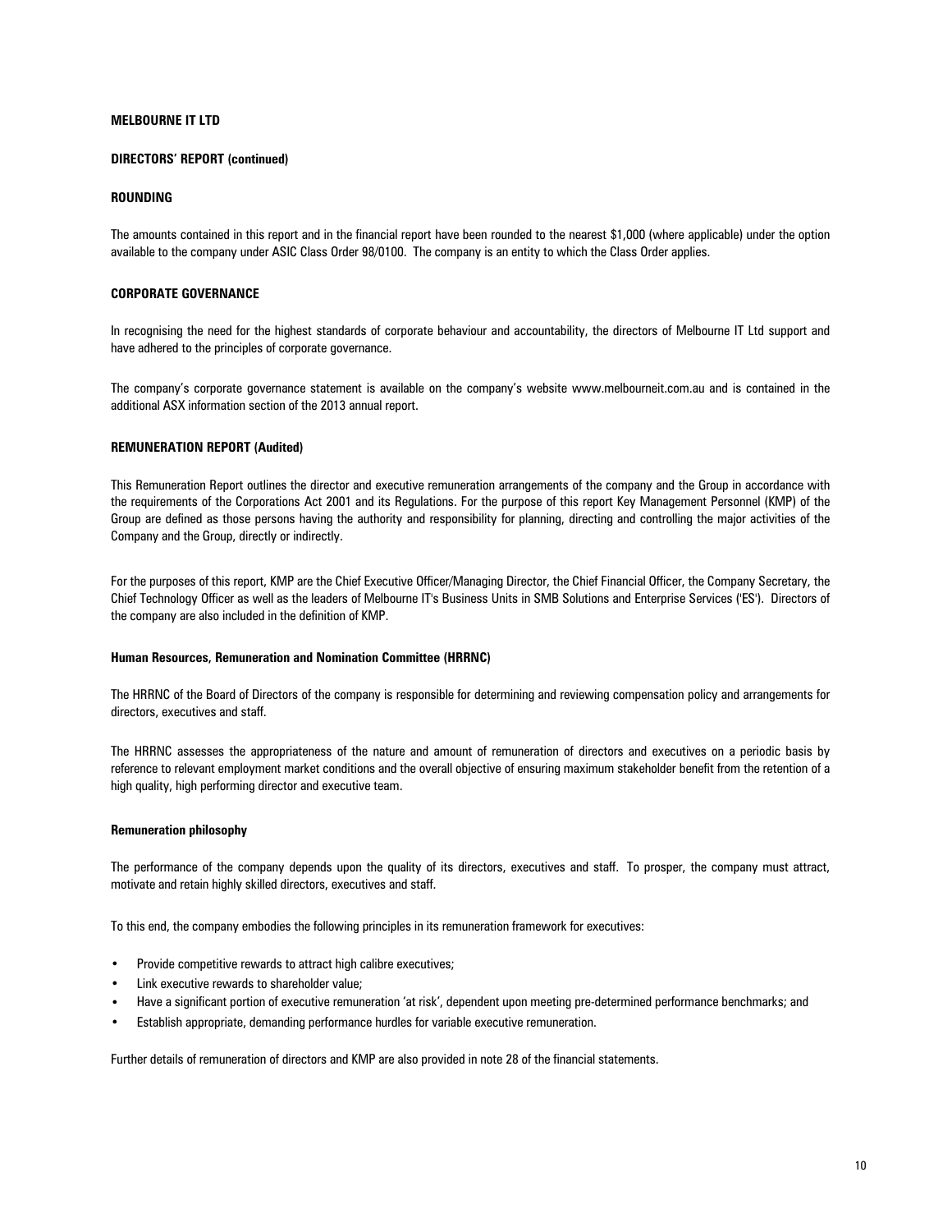**MELBOURNE IT LTD**

**DIRECTORS' REPORT (continued)**

## ROUNDING

The amounts contained in this report and in the financial report have been rounded to the nearest $1,000 (where applicable) under the option available to the company under ASIC Class Order 98/0100. The company is an entity to which the Class Order applies.

## CORPORATE GOVERNANCE

In recognising the need for the highest standards of corporate behaviour and accountability, the directors of Melbourne IT Ltd support and have adhered to the principles of corporate governance.

The company's corporate governance statement is available on the company's website www.melbourneit.com.au and is contained in the additional ASX information section of the 2013 annual report.

## REMUNERATION REPORT (Audited)

This Remuneration Report outlines the director and executive remuneration arrangements of the company and the Group in accordance with the requirements of the Corporations Act 2001 and its Regulations. For the purpose of this report Key Management Personnel (KMP) of the Group are defined as those persons having the authority and responsibility for planning, directing and controlling the major activities of the Company and the Group, directly or indirectly.

For the purposes of this report, KMP are the Chief Executive Officer/Managing Director, the Chief Financial Officer, the Company Secretary, the Chief Technology Officer as well as the leaders of Melbourne IT's Business Units in SMB Solutions and Enterprise Services ('ES'). Directors of the company are also included in the definition of KMP.

### Human Resources, Remuneration and Nomination Committee (HRRNC)

The HRRNC of the Board of Directors of the company is responsible for determining and reviewing compensation policy and arrangements for directors, executives and staff.

The HRRNC assesses the appropriateness of the nature and amount of remuneration of directors and executives on a periodic basis by reference to relevant employment market conditions and the overall objective of ensuring maximum stakeholder benefit from the retention of a high quality, high performing director and executive team.

### Remuneration philosophy

The performance of the company depends upon the quality of its directors, executives and staff. To prosper, the company must attract, motivate and retain highly skilled directors, executives and staff.

To this end, the company embodies the following principles in its remuneration framework for executives:

- Provide competitive rewards to attract high calibre executives;
- Link executive rewards to shareholder value;
- Have a significant portion of executive remuneration 'at risk', dependent upon meeting pre-determined performance benchmarks; and
- Establish appropriate, demanding performance hurdles for variable executive remuneration.

Further details of remuneration of directors and KMP are also provided in note 28 of the financial statements.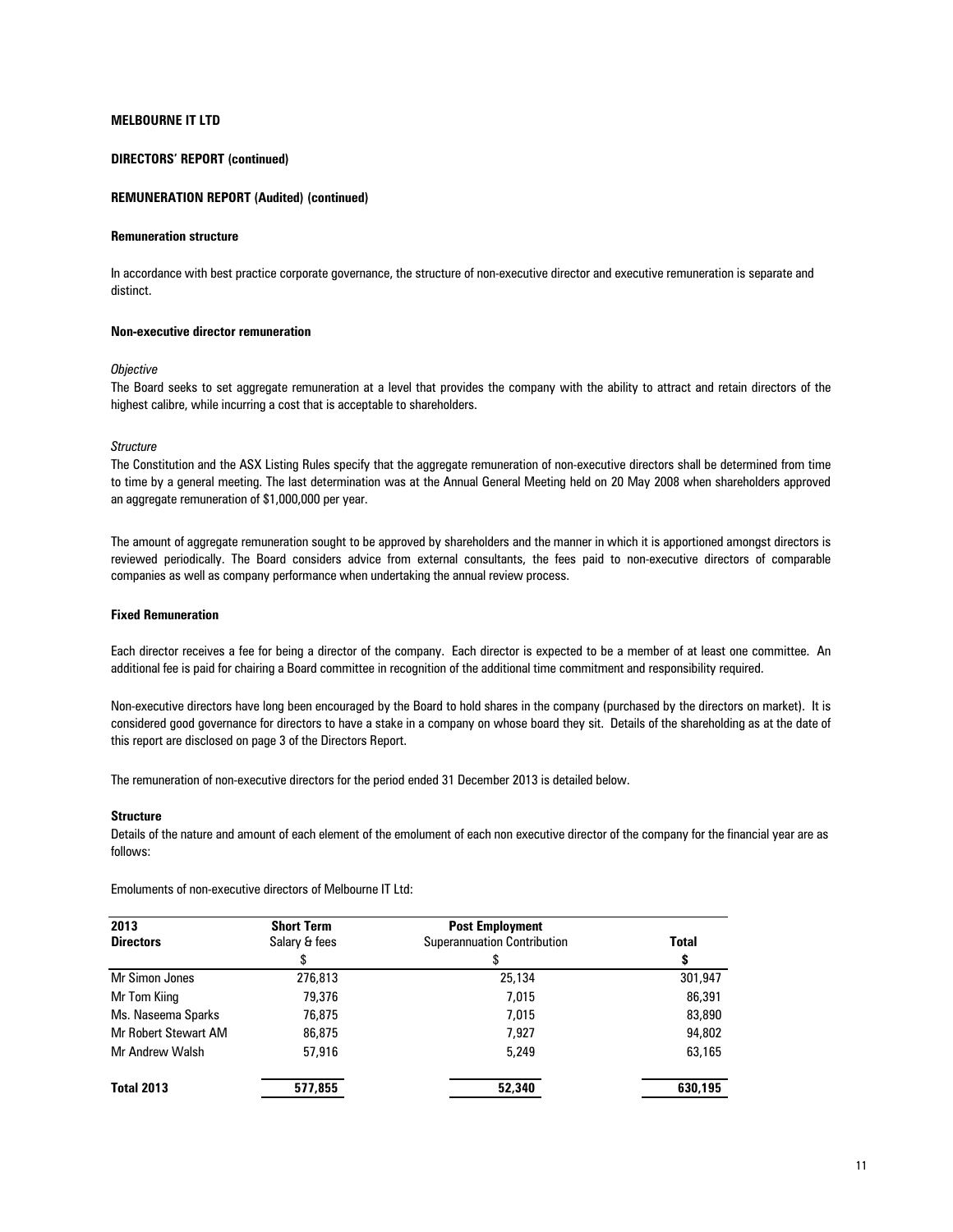**MELBOURNE IT LTD**

**DIRECTORS' REPORT (continued)**

**REMUNERATION REPORT (Audited) (continued)**

**Remuneration structure**

In accordance with best practice corporate governance, the structure of non-executive director and executive remuneration is separate and distinct.

**Non-executive director remuneration**

*Objective*

The Board seeks to set aggregate remuneration at a level that provides the company with the ability to attract and retain directors of the highest calibre, while incurring a cost that is acceptable to shareholders.

*Structure*

The Constitution and the ASX Listing Rules specify that the aggregate remuneration of non-executive directors shall be determined from time to time by a general meeting. The last determination was at the Annual General Meeting held on 20 May 2008 when shareholders approved an aggregate remuneration of $1,000,000 per year.

The amount of aggregate remuneration sought to be approved by shareholders and the manner in which it is apportioned amongst directors is reviewed periodically. The Board considers advice from external consultants, the fees paid to non-executive directors of comparable companies as well as company performance when undertaking the annual review process.

**Fixed Remuneration**

Each director receives a fee for being a director of the company. Each director is expected to be a member of at least one committee. An additional fee is paid for chairing a Board committee in recognition of the additional time commitment and responsibility required.

Non-executive directors have long been encouraged by the Board to hold shares in the company (purchased by the directors on market). It is considered good governance for directors to have a stake in a company on whose board they sit. Details of the shareholding as at the date of this report are disclosed on page 3 of the Directors Report.

The remuneration of non-executive directors for the period ended 31 December 2013 is detailed below.

**Structure**

Details of the nature and amount of each element of the emolument of each non executive director of the company for the financial year are as follows:

Emoluments of non-executive directors of Melbourne IT Ltd:

| **2013** | **Short Term** | **Post Employment** | |
|---|---|---|---|
| **Directors** | Salary & fees | Superannuation Contribution | **Total** |
| | $ | $ | **$** |
| Mr Simon Jones | 276,813 | 25,134 | 301,947 |
| Mr Tom Kiing | 79,376 | 7,015 | 86,391 |
| Ms. Naseema Sparks | 76,875 | 7,015 | 83,890 |
| Mr Robert Stewart AM | 86,875 | 7,927 | 94,802 |
| Mr Andrew Walsh | 57,916 | 5,249 | 63,165 |
| **Total 2013** | **577,855** | **52,340** | **630,195** |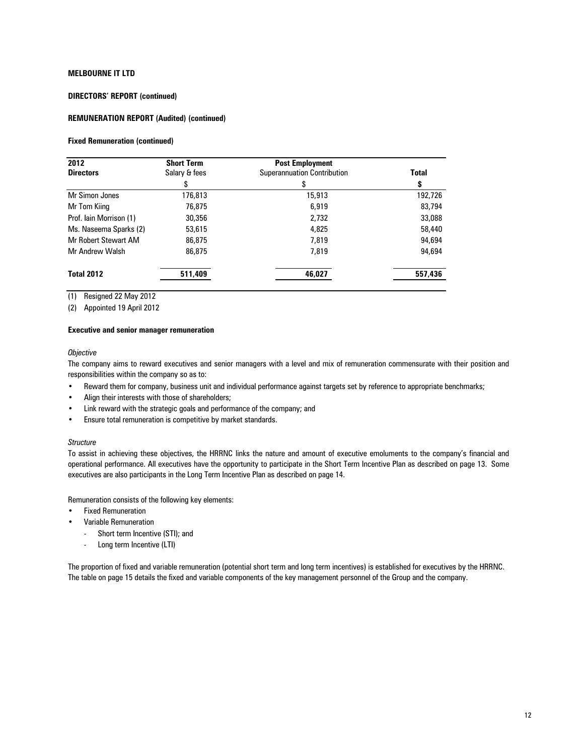**MELBOURNE IT LTD**

**DIRECTORS' REPORT (continued)**

**REMUNERATION REPORT (Audited) (continued)**

**Fixed Remuneration (continued)**

| 2012 | Short Term | Post Employment | |
|---|---|---|---|
| **Directors** | Salary & fees | Superannuation Contribution | **Total** |
| | $ | $ | **$** |
| Mr Simon Jones | 176,813 | 15,913 | 192,726 |
| Mr Tom Kiing | 76,875 | 6,919 | 83,794 |
| Prof. Iain Morrison (1) | 30,356 | 2,732 | 33,088 |
| Ms. Naseema Sparks (2) | 53,615 | 4,825 | 58,440 |
| Mr Robert Stewart AM | 86,875 | 7,819 | 94,694 |
| Mr Andrew Walsh | 86,875 | 7,819 | 94,694 |
| **Total 2012** | **511,409** | **46,027** | **557,436** |

(1) Resigned 22 May 2012

(2) Appointed 19 April 2012

**Executive and senior manager remuneration**

*Objective*

The company aims to reward executives and senior managers with a level and mix of remuneration commensurate with their position and responsibilities within the company so as to:

- Reward them for company, business unit and individual performance against targets set by reference to appropriate benchmarks;
- Align their interests with those of shareholders;
- Link reward with the strategic goals and performance of the company; and
- Ensure total remuneration is competitive by market standards.

*Structure*

To assist in achieving these objectives, the HRRNC links the nature and amount of executive emoluments to the company's financial and operational performance. All executives have the opportunity to participate in the Short Term Incentive Plan as described on page 13. Some executives are also participants in the Long Term Incentive Plan as described on page 14.

Remuneration consists of the following key elements:

- Fixed Remuneration
- Variable Remuneration
  - Short term Incentive (STI); and
  - Long term Incentive (LTI)

The proportion of fixed and variable remuneration (potential short term and long term incentives) is established for executives by the HRRNC. The table on page 15 details the fixed and variable components of the key management personnel of the Group and the company.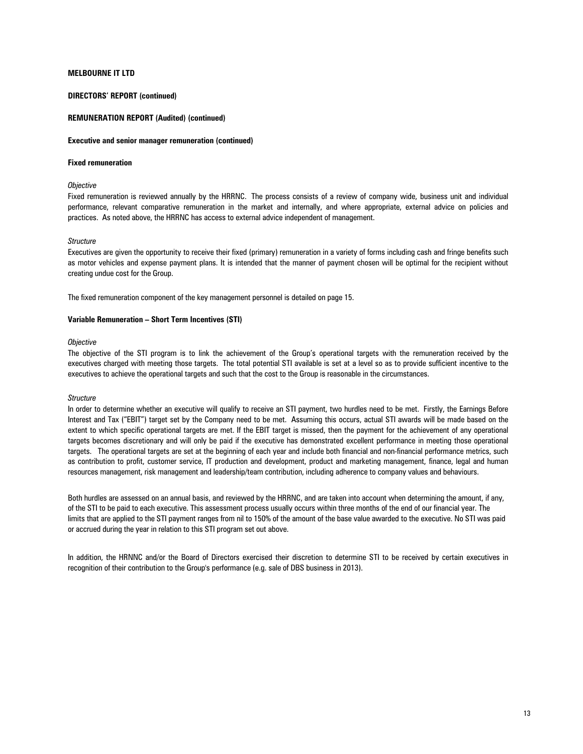**MELBOURNE IT LTD**

**DIRECTORS' REPORT (continued)**

**REMUNERATION REPORT (Audited) (continued)**

**Executive and senior manager remuneration (continued)**

**Fixed remuneration**

*Objective*

Fixed remuneration is reviewed annually by the HRRNC. The process consists of a review of company wide, business unit and individual performance, relevant comparative remuneration in the market and internally, and where appropriate, external advice on policies and practices. As noted above, the HRRNC has access to external advice independent of management.

*Structure*

Executives are given the opportunity to receive their fixed (primary) remuneration in a variety of forms including cash and fringe benefits such as motor vehicles and expense payment plans. It is intended that the manner of payment chosen will be optimal for the recipient without creating undue cost for the Group.

The fixed remuneration component of the key management personnel is detailed on page 15.

**Variable Remuneration – Short Term Incentives (STI)**

*Objective*

The objective of the STI program is to link the achievement of the Group's operational targets with the remuneration received by the executives charged with meeting those targets. The total potential STI available is set at a level so as to provide sufficient incentive to the executives to achieve the operational targets and such that the cost to the Group is reasonable in the circumstances.

*Structure*

In order to determine whether an executive will qualify to receive an STI payment, two hurdles need to be met. Firstly, the Earnings Before Interest and Tax ("EBIT") target set by the Company need to be met. Assuming this occurs, actual STI awards will be made based on the extent to which specific operational targets are met. If the EBIT target is missed, then the payment for the achievement of any operational targets becomes discretionary and will only be paid if the executive has demonstrated excellent performance in meeting those operational targets. The operational targets are set at the beginning of each year and include both financial and non-financial performance metrics, such as contribution to profit, customer service, IT production and development, product and marketing management, finance, legal and human resources management, risk management and leadership/team contribution, including adherence to company values and behaviours.

Both hurdles are assessed on an annual basis, and reviewed by the HRRNC, and are taken into account when determining the amount, if any, of the STI to be paid to each executive. This assessment process usually occurs within three months of the end of our financial year. The limits that are applied to the STI payment ranges from nil to 150% of the amount of the base value awarded to the executive. No STI was paid or accrued during the year in relation to this STI program set out above.

In addition, the HRNNC and/or the Board of Directors exercised their discretion to determine STI to be received by certain executives in recognition of their contribution to the Group's performance (e.g. sale of DBS business in 2013).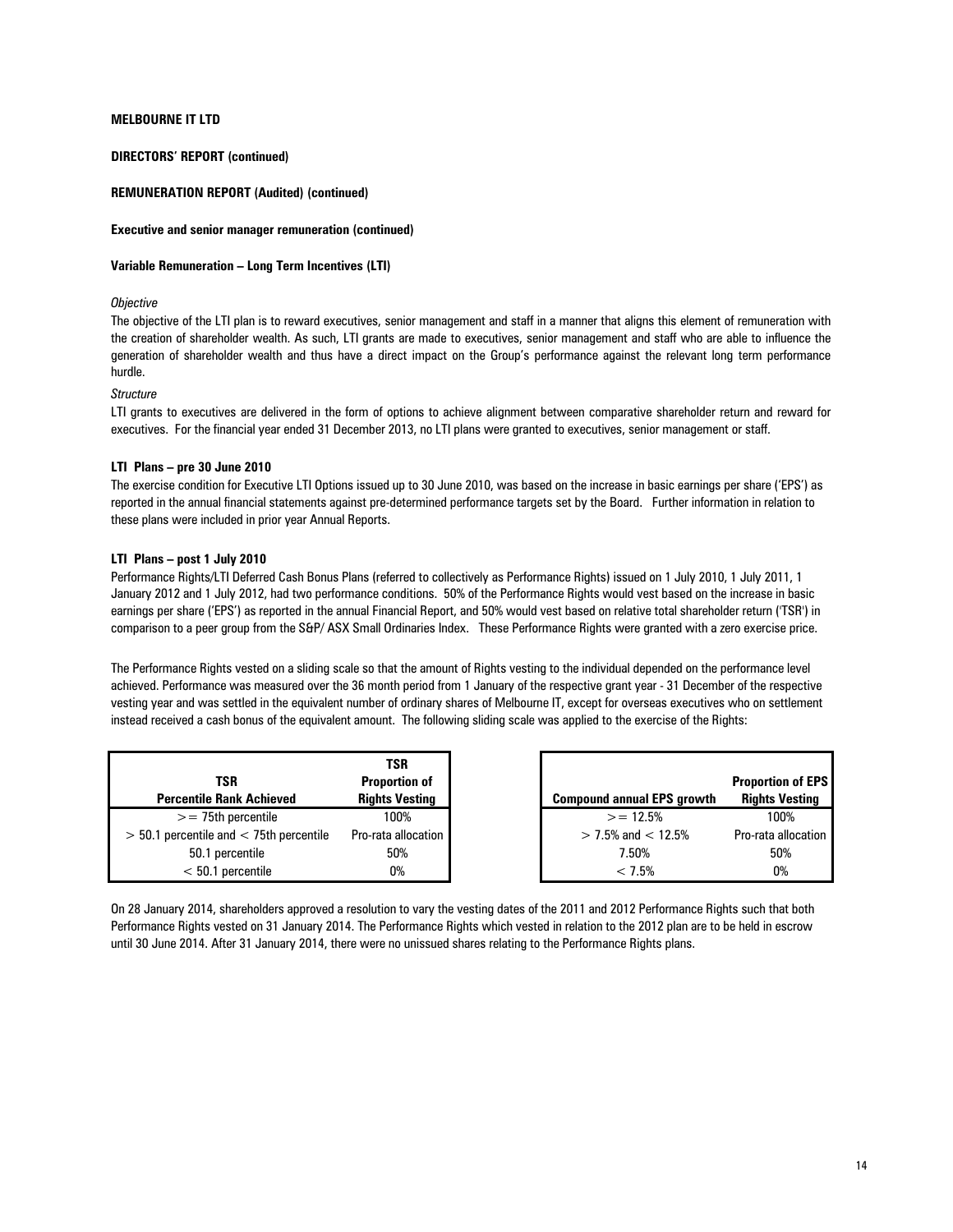**MELBOURNE IT LTD**

**DIRECTORS' REPORT (continued)**

**REMUNERATION REPORT (Audited) (continued)**

**Executive and senior manager remuneration (continued)**

**Variable Remuneration – Long Term Incentives (LTI)**

*Objective*

The objective of the LTI plan is to reward executives, senior management and staff in a manner that aligns this element of remuneration with the creation of shareholder wealth. As such, LTI grants are made to executives, senior management and staff who are able to influence the generation of shareholder wealth and thus have a direct impact on the Group's performance against the relevant long term performance hurdle.

*Structure*

LTI grants to executives are delivered in the form of options to achieve alignment between comparative shareholder return and reward for executives. For the financial year ended 31 December 2013, no LTI plans were granted to executives, senior management or staff.

**LTI Plans – pre 30 June 2010**

The exercise condition for Executive LTI Options issued up to 30 June 2010, was based on the increase in basic earnings per share ('EPS') as reported in the annual financial statements against pre-determined performance targets set by the Board. Further information in relation to these plans were included in prior year Annual Reports.

**LTI Plans – post 1 July 2010**

Performance Rights/LTI Deferred Cash Bonus Plans (referred to collectively as Performance Rights) issued on 1 July 2010, 1 July 2011, 1 January 2012 and 1 July 2012, had two performance conditions. 50% of the Performance Rights would vest based on the increase in basic earnings per share ('EPS') as reported in the annual Financial Report, and 50% would vest based on relative total shareholder return ('TSR') in comparison to a peer group from the S&P/ ASX Small Ordinaries Index. These Performance Rights were granted with a zero exercise price.

The Performance Rights vested on a sliding scale so that the amount of Rights vesting to the individual depended on the performance level achieved. Performance was measured over the 36 month period from 1 January of the respective grant year - 31 December of the respective vesting year and was settled in the equivalent number of ordinary shares of Melbourne IT, except for overseas executives who on settlement instead received a cash bonus of the equivalent amount. The following sliding scale was applied to the exercise of the Rights:

| TSR Percentile Rank Achieved | TSR Proportion of Rights Vesting |
|---|---|
| >= 75th percentile | 100% |
| > 50.1 percentile and < 75th percentile | Pro-rata allocation |
| 50.1 percentile | 50% |
| < 50.1 percentile | 0% |

| Compound annual EPS growth | Proportion of EPS Rights Vesting |
|---|---|
| >= 12.5% | 100% |
| > 7.5% and < 12.5% | Pro-rata allocation |
| 7.50% | 50% |
| < 7.5% | 0% |

On 28 January 2014, shareholders approved a resolution to vary the vesting dates of the 2011 and 2012 Performance Rights such that both Performance Rights vested on 31 January 2014. The Performance Rights which vested in relation to the 2012 plan are to be held in escrow until 30 June 2014. After 31 January 2014, there were no unissued shares relating to the Performance Rights plans.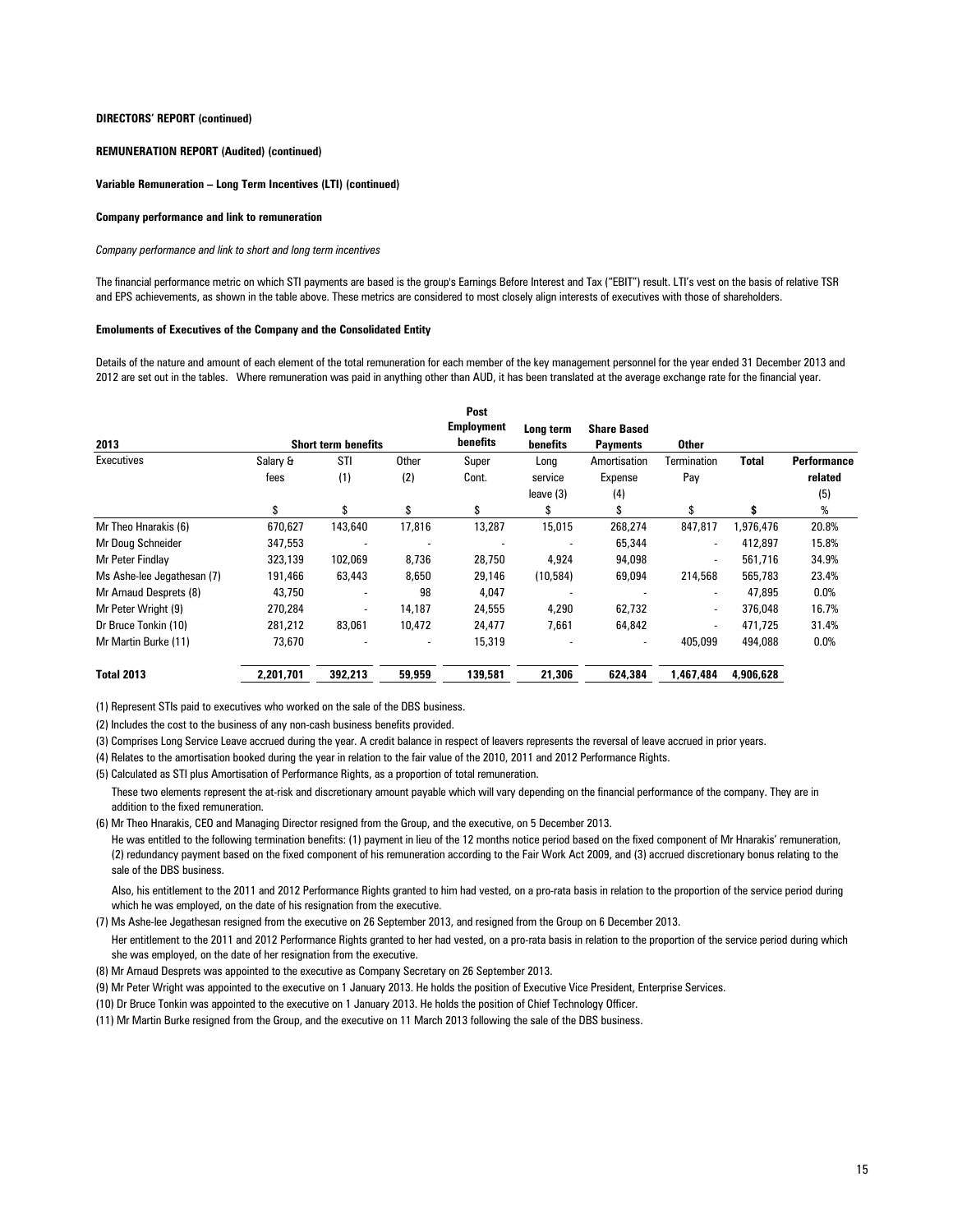**DIRECTORS' REPORT (continued)**

**REMUNERATION REPORT (Audited) (continued)**

**Variable Remuneration – Long Term Incentives (LTI) (continued)**

**Company performance and link to remuneration**

*Company performance and link to short and long term incentives*

The financial performance metric on which STI payments are based is the group's Earnings Before Interest and Tax ("EBIT") result. LTI's vest on the basis of relative TSR and EPS achievements, as shown in the table above. These metrics are considered to most closely align interests of executives with those of shareholders.

**Emoluments of Executives of the Company and the Consolidated Entity**

Details of the nature and amount of each element of the total remuneration for each member of the key management personnel for the year ended 31 December 2013 and 2012 are set out in the tables. Where remuneration was paid in anything other than AUD, it has been translated at the average exchange rate for the financial year.

| 2013 | Short term benefits | | | Post Employment benefits | Long term benefits | Share Based Payments | Other | | |
|---|---|---|---|---|---|---|---|---|---|
| Executives | Salary & fees | STI (1) | Other (2) | Super Cont. | Long service leave (3) | Amortisation Expense (4) | Termination Pay | Total | Performance related (5) |
| | $ | $ | $ | $ | $ | $ | $ | $ | % |
| Mr Theo Hnarakis (6) | 670,627 | 143,640 | 17,816 | 13,287 | 15,015 | 268,274 | 847,817 | 1,976,476 | 20.8% |
| Mr Doug Schneider | 347,553 | - | - | - | - | 65,344 | - | 412,897 | 15.8% |
| Mr Peter Findlay | 323,139 | 102,069 | 8,736 | 28,750 | 4,924 | 94,098 | - | 561,716 | 34.9% |
| Ms Ashe-lee Jegathesan (7) | 191,466 | 63,443 | 8,650 | 29,146 | (10,584) | 69,094 | 214,568 | 565,783 | 23.4% |
| Mr Arnaud Desprets (8) | 43,750 | - | 98 | 4,047 | - | - | - | 47,895 | 0.0% |
| Mr Peter Wright (9) | 270,284 | - | 14,187 | 24,555 | 4,290 | 62,732 | - | 376,048 | 16.7% |
| Dr Bruce Tonkin (10) | 281,212 | 83,061 | 10,472 | 24,477 | 7,661 | 64,842 | - | 471,725 | 31.4% |
| Mr Martin Burke (11) | 73,670 | - | - | 15,319 | - | - | 405,099 | 494,088 | 0.0% |
| **Total 2013** | **2,201,701** | **392,213** | **59,959** | **139,581** | **21,306** | **624,384** | **1,467,484** | **4,906,628** | |

(1) Represent STIs paid to executives who worked on the sale of the DBS business.

(2) Includes the cost to the business of any non-cash business benefits provided.

(3) Comprises Long Service Leave accrued during the year. A credit balance in respect of leavers represents the reversal of leave accrued in prior years.

(4) Relates to the amortisation booked during the year in relation to the fair value of the 2010, 2011 and 2012 Performance Rights.

(5) Calculated as STI plus Amortisation of Performance Rights, as a proportion of total remuneration.

These two elements represent the at-risk and discretionary amount payable which will vary depending on the financial performance of the company. They are in addition to the fixed remuneration.

(6) Mr Theo Hnarakis, CEO and Managing Director resigned from the Group, and the executive, on 5 December 2013.

He was entitled to the following termination benefits: (1) payment in lieu of the 12 months notice period based on the fixed component of Mr Hnarakis' remuneration, (2) redundancy payment based on the fixed component of his remuneration according to the Fair Work Act 2009, and (3) accrued discretionary bonus relating to the sale of the DBS business.

Also, his entitlement to the 2011 and 2012 Performance Rights granted to him had vested, on a pro-rata basis in relation to the proportion of the service period during which he was employed, on the date of his resignation from the executive.

(7) Ms Ashe-lee Jegathesan resigned from the executive on 26 September 2013, and resigned from the Group on 6 December 2013.

Her entitlement to the 2011 and 2012 Performance Rights granted to her had vested, on a pro-rata basis in relation to the proportion of the service period during which she was employed, on the date of her resignation from the executive.

(8) Mr Arnaud Desprets was appointed to the executive as Company Secretary on 26 September 2013.

(9) Mr Peter Wright was appointed to the executive on 1 January 2013. He holds the position of Executive Vice President, Enterprise Services.

(10) Dr Bruce Tonkin was appointed to the executive on 1 January 2013. He holds the position of Chief Technology Officer.

(11) Mr Martin Burke resigned from the Group, and the executive on 11 March 2013 following the sale of the DBS business.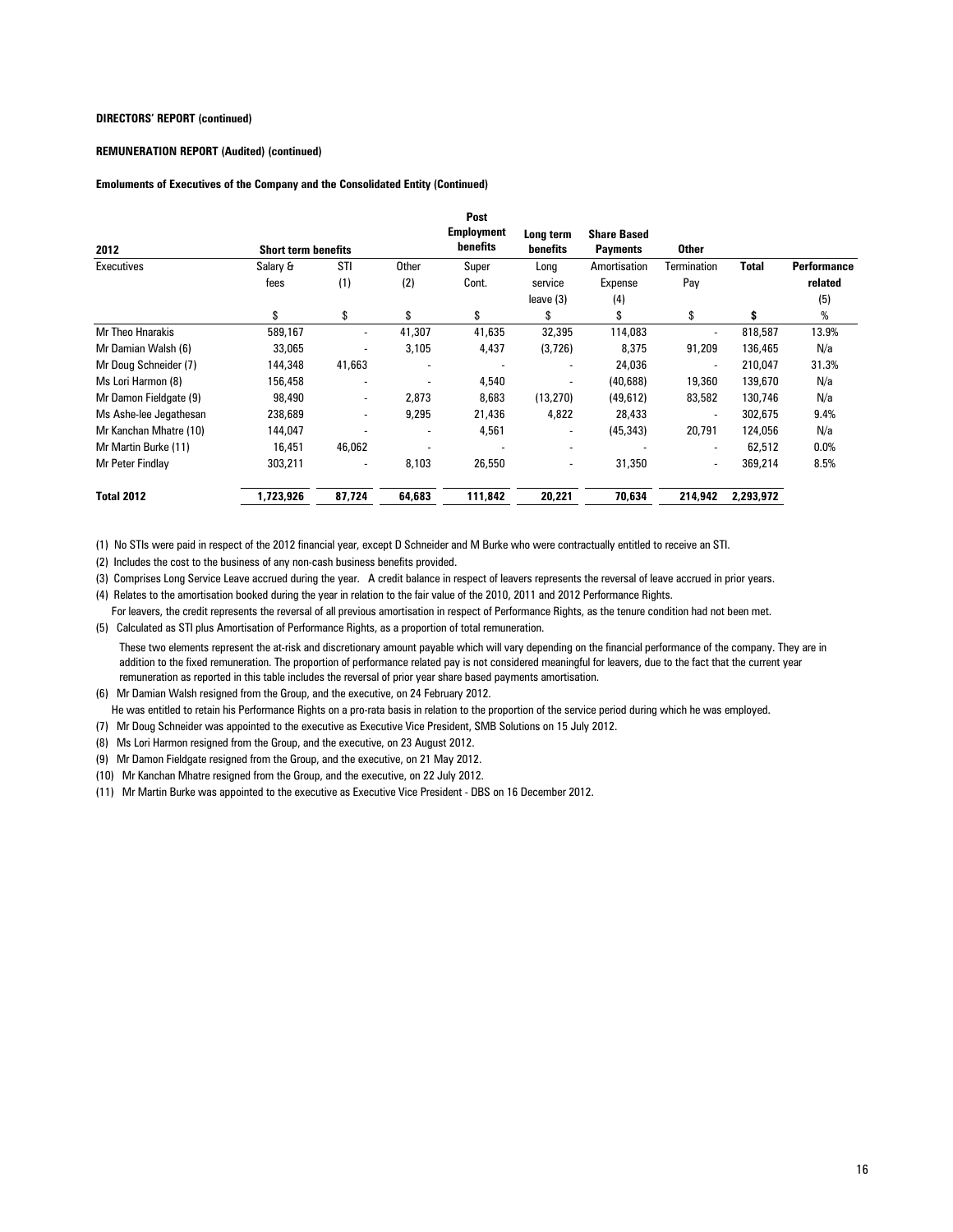**DIRECTORS' REPORT (continued)**

**REMUNERATION REPORT (Audited) (continued)**

**Emoluments of Executives of the Company and the Consolidated Entity (Continued)**

| 2012 | Short term benefits | | | Post Employment benefits | Long term benefits | Share Based Payments | Other | | |
|---|---|---|---|---|---|---|---|---|---|
| Executives | Salary & fees | STI (1) | Other (2) | Super Cont. | Long service leave (3) | Amortisation Expense (4) | Termination Pay | Total | Performance related (5) |
| | $ | $ | $ | $ | $ | $ | $ | $ | % |
| Mr Theo Hnarakis | 589,167 | - | 41,307 | 41,635 | 32,395 | 114,083 | - | 818,587 | 13.9% |
| Mr Damian Walsh (6) | 33,065 | - | 3,105 | 4,437 | (3,726) | 8,375 | 91,209 | 136,465 | N/a |
| Mr Doug Schneider (7) | 144,348 | 41,663 | - | - | - | 24,036 | - | 210,047 | 31.3% |
| Ms Lori Harmon (8) | 156,458 | - | - | 4,540 | - | (40,688) | 19,360 | 139,670 | N/a |
| Mr Damon Fieldgate (9) | 98,490 | - | 2,873 | 8,683 | (13,270) | (49,612) | 83,582 | 130,746 | N/a |
| Ms Ashe-lee Jegathesan | 238,689 | - | 9,295 | 21,436 | 4,822 | 28,433 | - | 302,675 | 9.4% |
| Mr Kanchan Mhatre (10) | 144,047 | - | - | 4,561 | - | (45,343) | 20,791 | 124,056 | N/a |
| Mr Martin Burke (11) | 16,451 | 46,062 | - | - | - | - | - | 62,512 | 0.0% |
| Mr Peter Findlay | 303,211 | - | 8,103 | 26,550 | - | 31,350 | - | 369,214 | 8.5% |
| **Total 2012** | **1,723,926** | **87,724** | **64,683** | **111,842** | **20,221** | **70,634** | **214,942** | **2,293,972** | |

(1) No STIs were paid in respect of the 2012 financial year, except D Schneider and M Burke who were contractually entitled to receive an STI.

(2) Includes the cost to the business of any non-cash business benefits provided.

(3) Comprises Long Service Leave accrued during the year. A credit balance in respect of leavers represents the reversal of leave accrued in prior years.

(4) Relates to the amortisation booked during the year in relation to the fair value of the 2010, 2011 and 2012 Performance Rights.
For leavers, the credit represents the reversal of all previous amortisation in respect of Performance Rights, as the tenure condition had not been met.

(5) Calculated as STI plus Amortisation of Performance Rights, as a proportion of total remuneration.

These two elements represent the at-risk and discretionary amount payable which will vary depending on the financial performance of the company. They are in addition to the fixed remuneration. The proportion of performance related pay is not considered meaningful for leavers, due to the fact that the current year remuneration as reported in this table includes the reversal of prior year share based payments amortisation.

(6) Mr Damian Walsh resigned from the Group, and the executive, on 24 February 2012.
He was entitled to retain his Performance Rights on a pro-rata basis in relation to the proportion of the service period during which he was employed.

(7) Mr Doug Schneider was appointed to the executive as Executive Vice President, SMB Solutions on 15 July 2012.

(8) Ms Lori Harmon resigned from the Group, and the executive, on 23 August 2012.

(9) Mr Damon Fieldgate resigned from the Group, and the executive, on 21 May 2012.

(10) Mr Kanchan Mhatre resigned from the Group, and the executive, on 22 July 2012.

(11) Mr Martin Burke was appointed to the executive as Executive Vice President - DBS on 16 December 2012.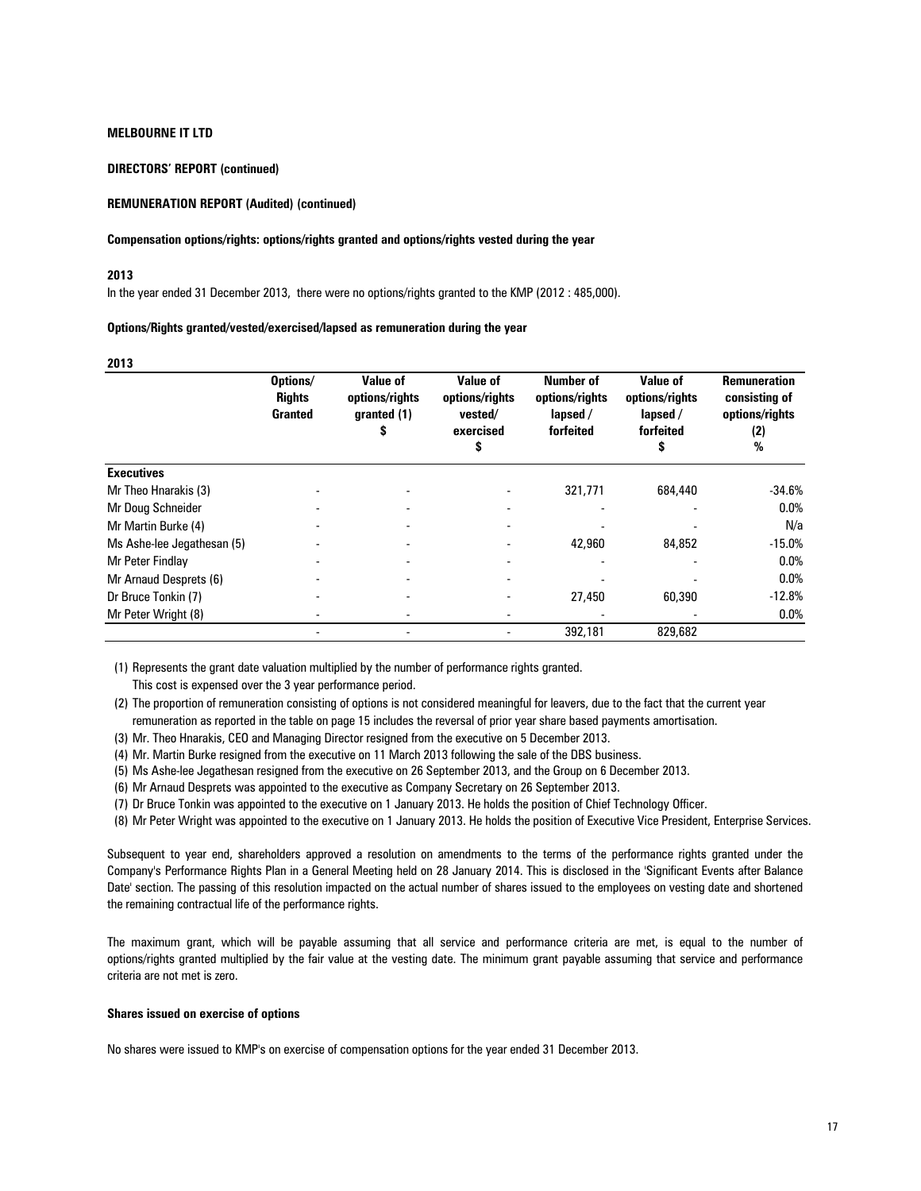**MELBOURNE IT LTD**

**DIRECTORS' REPORT (continued)**

**REMUNERATION REPORT (Audited) (continued)**

**Compensation options/rights: options/rights granted and options/rights vested during the year**

**2013**

In the year ended 31 December 2013, there were no options/rights granted to the KMP (2012 : 485,000).

**Options/Rights granted/vested/exercised/lapsed as remuneration during the year**

**2013**

| | Options/ Rights Granted | Value of options/rights granted (1) $ | Value of options/rights vested/ exercised $ | Number of options/rights lapsed / forfeited | Value of options/rights lapsed / forfeited $ | Remuneration consisting of options/rights (2) % |
|---|---|---|---|---|---|---|
| **Executives** | | | | | | |
| Mr Theo Hnarakis (3) | - | - | - | 321,771 | 684,440 | -34.6% |
| Mr Doug Schneider | - | - | - | - | - | 0.0% |
| Mr Martin Burke (4) | - | - | - | - | - | N/a |
| Ms Ashe-lee Jegathesan (5) | - | - | - | 42,960 | 84,852 | -15.0% |
| Mr Peter Findlay | - | - | - | - | - | 0.0% |
| Mr Arnaud Desprets (6) | - | - | - | - | - | 0.0% |
| Dr Bruce Tonkin (7) | - | - | - | 27,450 | 60,390 | -12.8% |
| Mr Peter Wright (8) | - | - | - | - | - | 0.0% |
| | - | - | - | 392,181 | 829,682 | |

(1) Represents the grant date valuation multiplied by the number of performance rights granted. This cost is expensed over the 3 year performance period.

(2) The proportion of remuneration consisting of options is not considered meaningful for leavers, due to the fact that the current year remuneration as reported in the table on page 15 includes the reversal of prior year share based payments amortisation.

(3) Mr. Theo Hnarakis, CEO and Managing Director resigned from the executive on 5 December 2013.

(4) Mr. Martin Burke resigned from the executive on 11 March 2013 following the sale of the DBS business.

(5) Ms Ashe-lee Jegathesan resigned from the executive on 26 September 2013, and the Group on 6 December 2013.

(6) Mr Arnaud Desprets was appointed to the executive as Company Secretary on 26 September 2013.

(7) Dr Bruce Tonkin was appointed to the executive on 1 January 2013. He holds the position of Chief Technology Officer.

(8) Mr Peter Wright was appointed to the executive on 1 January 2013. He holds the position of Executive Vice President, Enterprise Services.

Subsequent to year end, shareholders approved a resolution on amendments to the terms of the performance rights granted under the Company's Performance Rights Plan in a General Meeting held on 28 January 2014. This is disclosed in the 'Significant Events after Balance Date' section. The passing of this resolution impacted on the actual number of shares issued to the employees on vesting date and shortened the remaining contractual life of the performance rights.

The maximum grant, which will be payable assuming that all service and performance criteria are met, is equal to the number of options/rights granted multiplied by the fair value at the vesting date. The minimum grant payable assuming that service and performance criteria are not met is zero.

**Shares issued on exercise of options**

No shares were issued to KMP's on exercise of compensation options for the year ended 31 December 2013.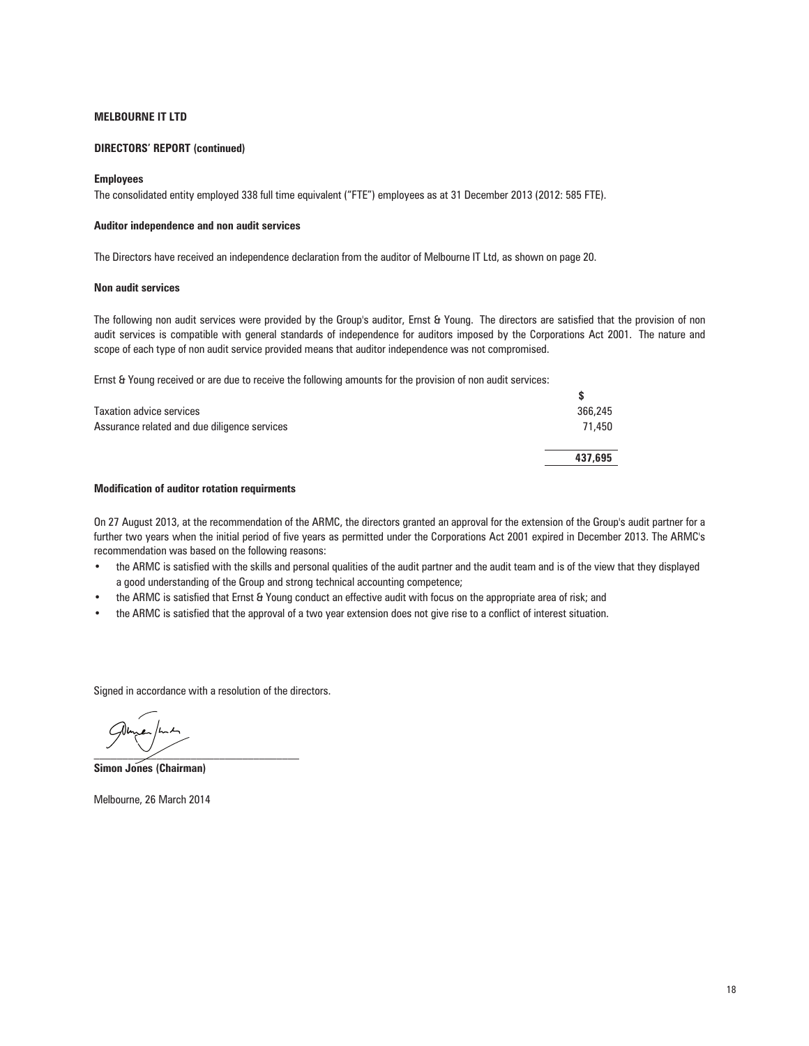**MELBOURNE IT LTD**

**DIRECTORS' REPORT (continued)**

**Employees**

The consolidated entity employed 338 full time equivalent ("FTE") employees as at 31 December 2013 (2012: 585 FTE).

**Auditor independence and non audit services**

The Directors have received an independence declaration from the auditor of Melbourne IT Ltd, as shown on page 20.

**Non audit services**

The following non audit services were provided by the Group's auditor, Ernst & Young. The directors are satisfied that the provision of non audit services is compatible with general standards of independence for auditors imposed by the Corporations Act 2001. The nature and scope of each type of non audit service provided means that auditor independence was not compromised.

Ernst & Young received or are due to receive the following amounts for the provision of non audit services:

| | $ |
|---|---|
| Taxation advice services | 366,245 |
| Assurance related and due diligence services | 71,450 |
| | **437,695** |

**Modification of auditor rotation requirments**

On 27 August 2013, at the recommendation of the ARMC, the directors granted an approval for the extension of the Group's audit partner for a further two years when the initial period of five years as permitted under the Corporations Act 2001 expired in December 2013. The ARMC's recommendation was based on the following reasons:

- the ARMC is satisfied with the skills and personal qualities of the audit partner and the audit team and is of the view that they displayed a good understanding of the Group and strong technical accounting competence;
- the ARMC is satisfied that Ernst & Young conduct an effective audit with focus on the appropriate area of risk; and
- the ARMC is satisfied that the approval of a two year extension does not give rise to a conflict of interest situation.

Signed in accordance with a resolution of the directors.

**Simon Jones (Chairman)**

Melbourne, 26 March 2014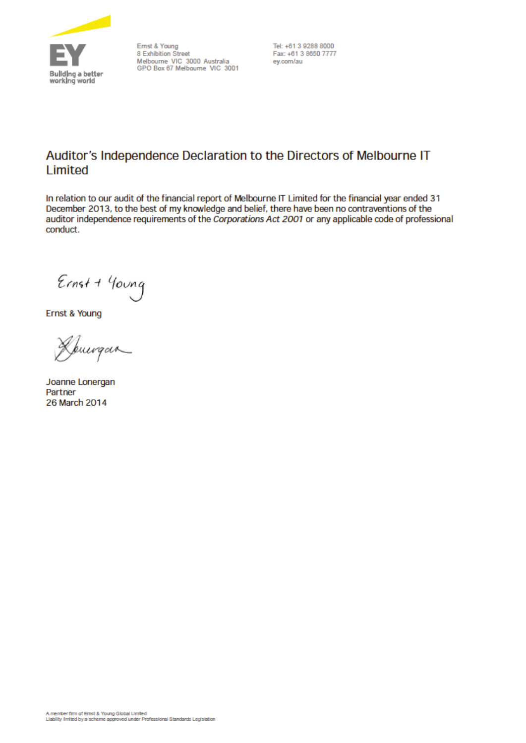Ernst & Young
8 Exhibition Street
Melbourne VIC 3000 Australia
GPO Box 67 Melbourne VIC 3001

Tel: +61 3 9288 8000
Fax: +61 3 8650 7777
ey.com/au

# Auditor's Independence Declaration to the Directors of Melbourne IT Limited

In relation to our audit of the financial report of Melbourne IT Limited for the financial year ended 31 December 2013, to the best of my knowledge and belief, there have been no contraventions of the auditor independence requirements of the *Corporations Act 2001* or any applicable code of professional conduct.

Ernst & Young

Joanne Lonergan
Partner
26 March 2014

A member firm of Ernst & Young Global Limited
Liability limited by a scheme approved under Professional Standards Legislation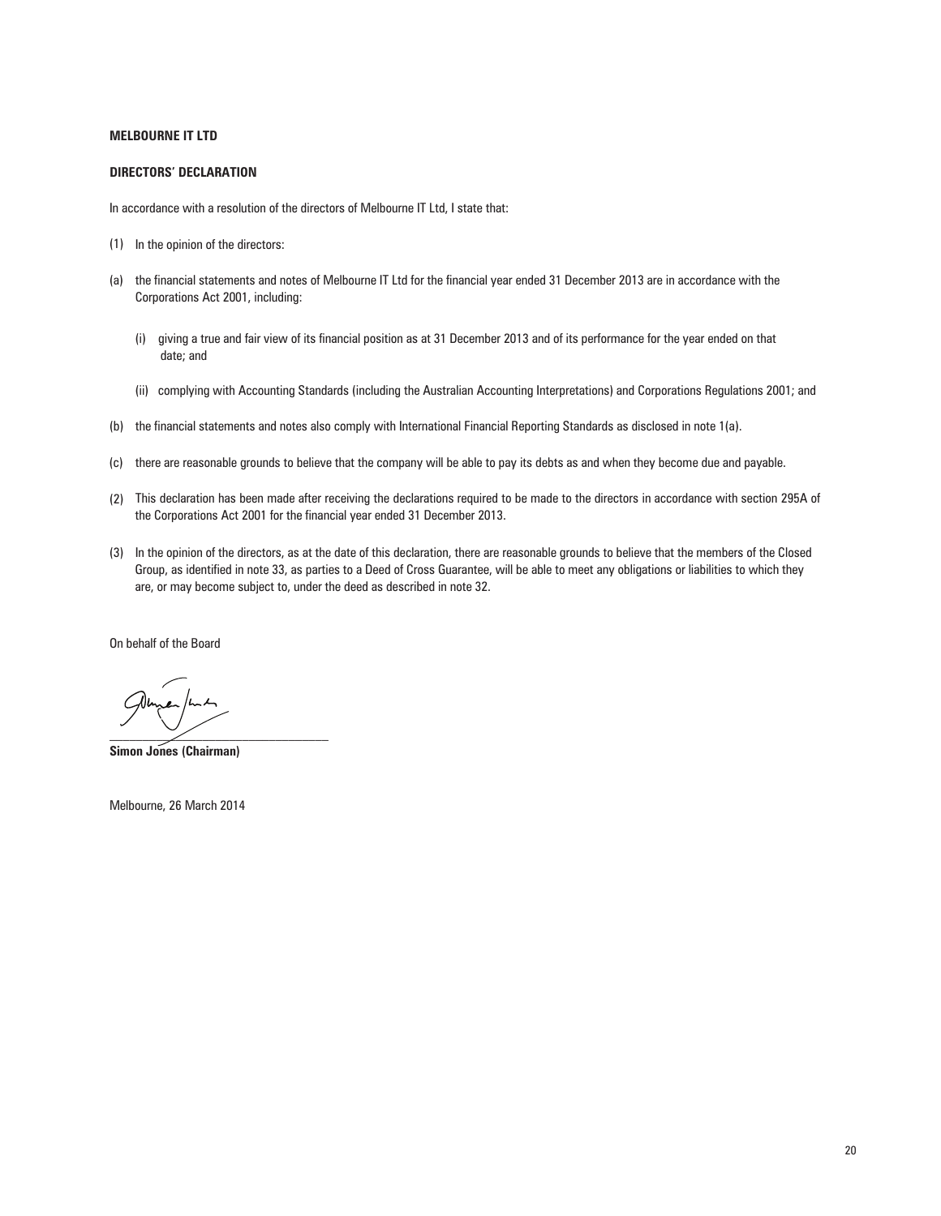**MELBOURNE IT LTD**

**DIRECTORS' DECLARATION**

In accordance with a resolution of the directors of Melbourne IT Ltd, I state that:

(1) In the opinion of the directors:

(a) the financial statements and notes of Melbourne IT Ltd for the financial year ended 31 December 2013 are in accordance with the Corporations Act 2001, including:

  (i) giving a true and fair view of its financial position as at 31 December 2013 and of its performance for the year ended on that date; and

  (ii) complying with Accounting Standards (including the Australian Accounting Interpretations) and Corporations Regulations 2001; and

(b) the financial statements and notes also comply with International Financial Reporting Standards as disclosed in note 1(a).

(c) there are reasonable grounds to believe that the company will be able to pay its debts as and when they become due and payable.

(2) This declaration has been made after receiving the declarations required to be made to the directors in accordance with section 295A of the Corporations Act 2001 for the financial year ended 31 December 2013.

(3) In the opinion of the directors, as at the date of this declaration, there are reasonable grounds to believe that the members of the Closed Group, as identified in note 33, as parties to a Deed of Cross Guarantee, will be able to meet any obligations or liabilities to which they are, or may become subject to, under the deed as described in note 32.

On behalf of the Board

**Simon Jones (Chairman)**

Melbourne, 26 March 2014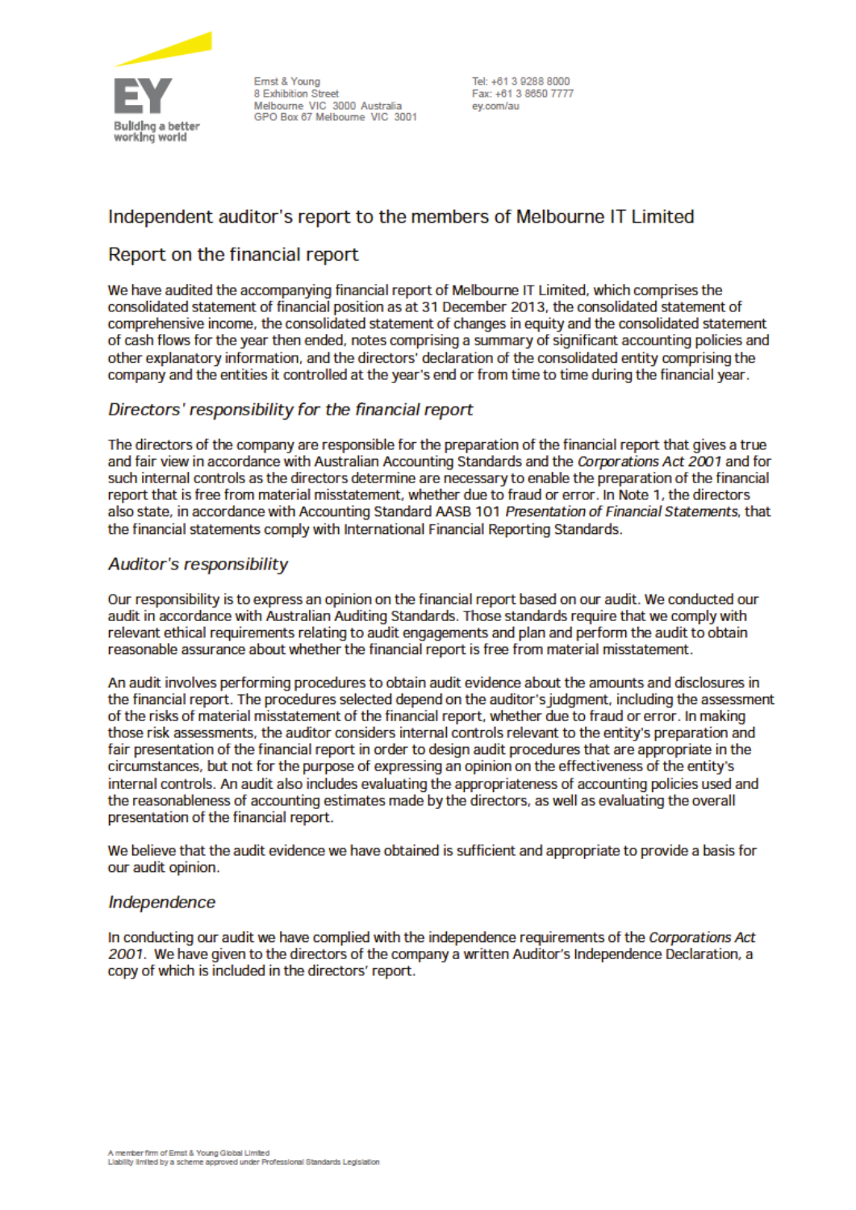Ernst & Young
8 Exhibition Street
Melbourne VIC 3000 Australia
GPO Box 67 Melbourne VIC 3001

Tel: +61 3 9288 8000
Fax: +61 3 8650 7777
ey.com/au

# Independent auditor's report to the members of Melbourne IT Limited

## Report on the financial report

We have audited the accompanying financial report of Melbourne IT Limited, which comprises the consolidated statement of financial position as at 31 December 2013, the consolidated statement of comprehensive income, the consolidated statement of changes in equity and the consolidated statement of cash flows for the year then ended, notes comprising a summary of significant accounting policies and other explanatory information, and the directors' declaration of the consolidated entity comprising the company and the entities it controlled at the year's end or from time to time during the financial year.

### *Directors' responsibility for the financial report*

The directors of the company are responsible for the preparation of the financial report that gives a true and fair view in accordance with Australian Accounting Standards and the *Corporations Act 2001* and for such internal controls as the directors determine are necessary to enable the preparation of the financial report that is free from material misstatement, whether due to fraud or error. In Note 1, the directors also state, in accordance with Accounting Standard AASB 101 *Presentation of Financial Statements*, that the financial statements comply with International Financial Reporting Standards.

### *Auditor's responsibility*

Our responsibility is to express an opinion on the financial report based on our audit. We conducted our audit in accordance with Australian Auditing Standards. Those standards require that we comply with relevant ethical requirements relating to audit engagements and plan and perform the audit to obtain reasonable assurance about whether the financial report is free from material misstatement.

An audit involves performing procedures to obtain audit evidence about the amounts and disclosures in the financial report. The procedures selected depend on the auditor's judgment, including the assessment of the risks of material misstatement of the financial report, whether due to fraud or error. In making those risk assessments, the auditor considers internal controls relevant to the entity's preparation and fair presentation of the financial report in order to design audit procedures that are appropriate in the circumstances, but not for the purpose of expressing an opinion on the effectiveness of the entity's internal controls. An audit also includes evaluating the appropriateness of accounting policies used and the reasonableness of accounting estimates made by the directors, as well as evaluating the overall presentation of the financial report.

We believe that the audit evidence we have obtained is sufficient and appropriate to provide a basis for our audit opinion.

### *Independence*

In conducting our audit we have complied with the independence requirements of the *Corporations Act 2001*. We have given to the directors of the company a written Auditor's Independence Declaration, a copy of which is included in the directors' report.

A member firm of Ernst & Young Global Limited
Liability limited by a scheme approved under Professional Standards Legislation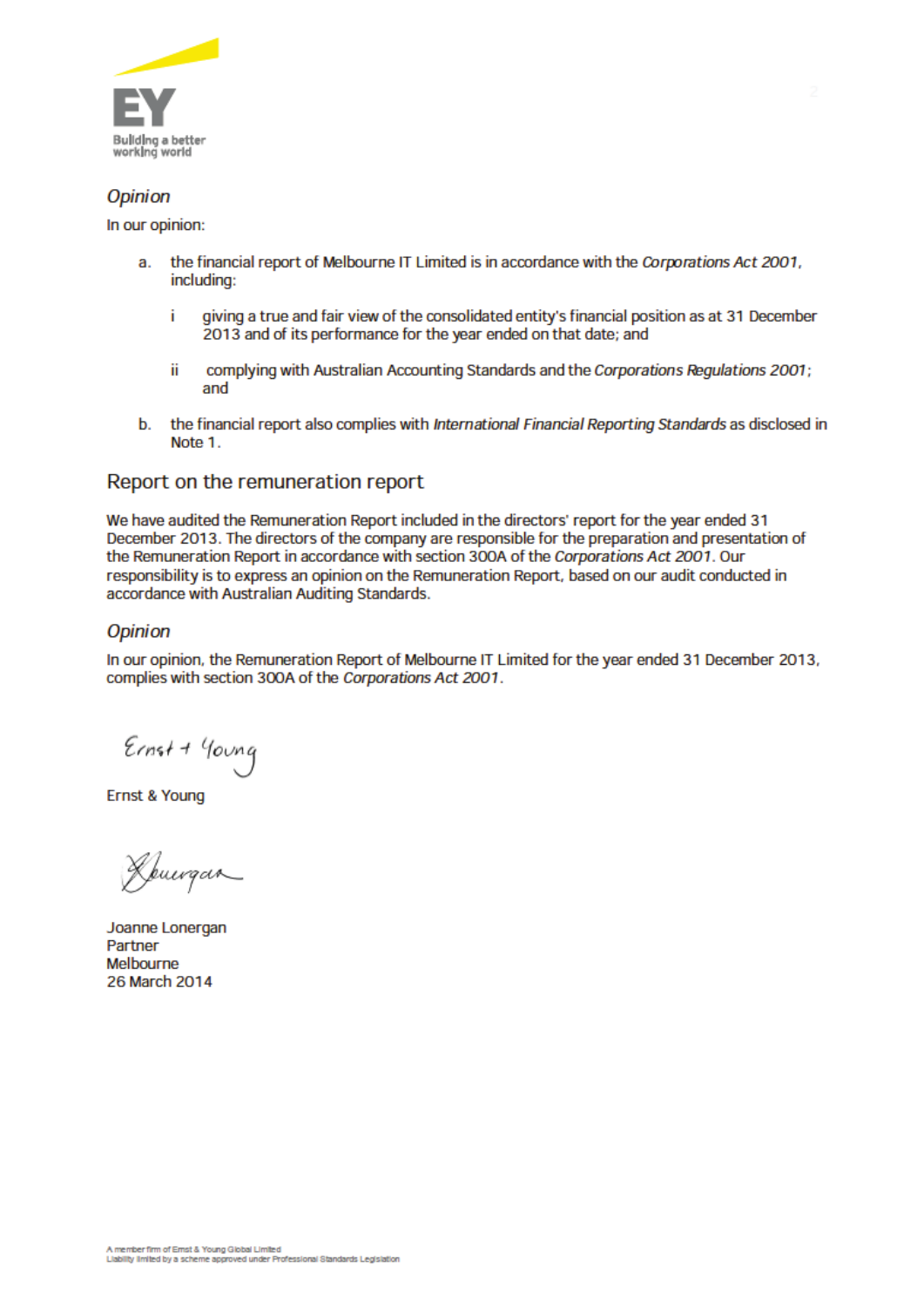### *Opinion*

In our opinion:

a. the financial report of Melbourne IT Limited is in accordance with the *Corporations Act 2001*, including:

   i giving a true and fair view of the consolidated entity's financial position as at 31 December 2013 and of its performance for the year ended on that date; and

   ii complying with Australian Accounting Standards and the *Corporations Regulations 2001*; and

b. the financial report also complies with *International Financial Reporting Standards* as disclosed in Note 1.

## Report on the remuneration report

We have audited the Remuneration Report included in the directors' report for the year ended 31 December 2013. The directors of the company are responsible for the preparation and presentation of the Remuneration Report in accordance with section 300A of the *Corporations Act 2001*. Our responsibility is to express an opinion on the Remuneration Report, based on our audit conducted in accordance with Australian Auditing Standards.

### *Opinion*

In our opinion, the Remuneration Report of Melbourne IT Limited for the year ended 31 December 2013, complies with section 300A of the *Corporations Act 2001*.

Ernst & Young

Ernst & Young

Joanne Lonergan
Partner
Melbourne
26 March 2014

A member firm of Ernst & Young Global Limited
Liability limited by a scheme approved under Professional Standards Legislation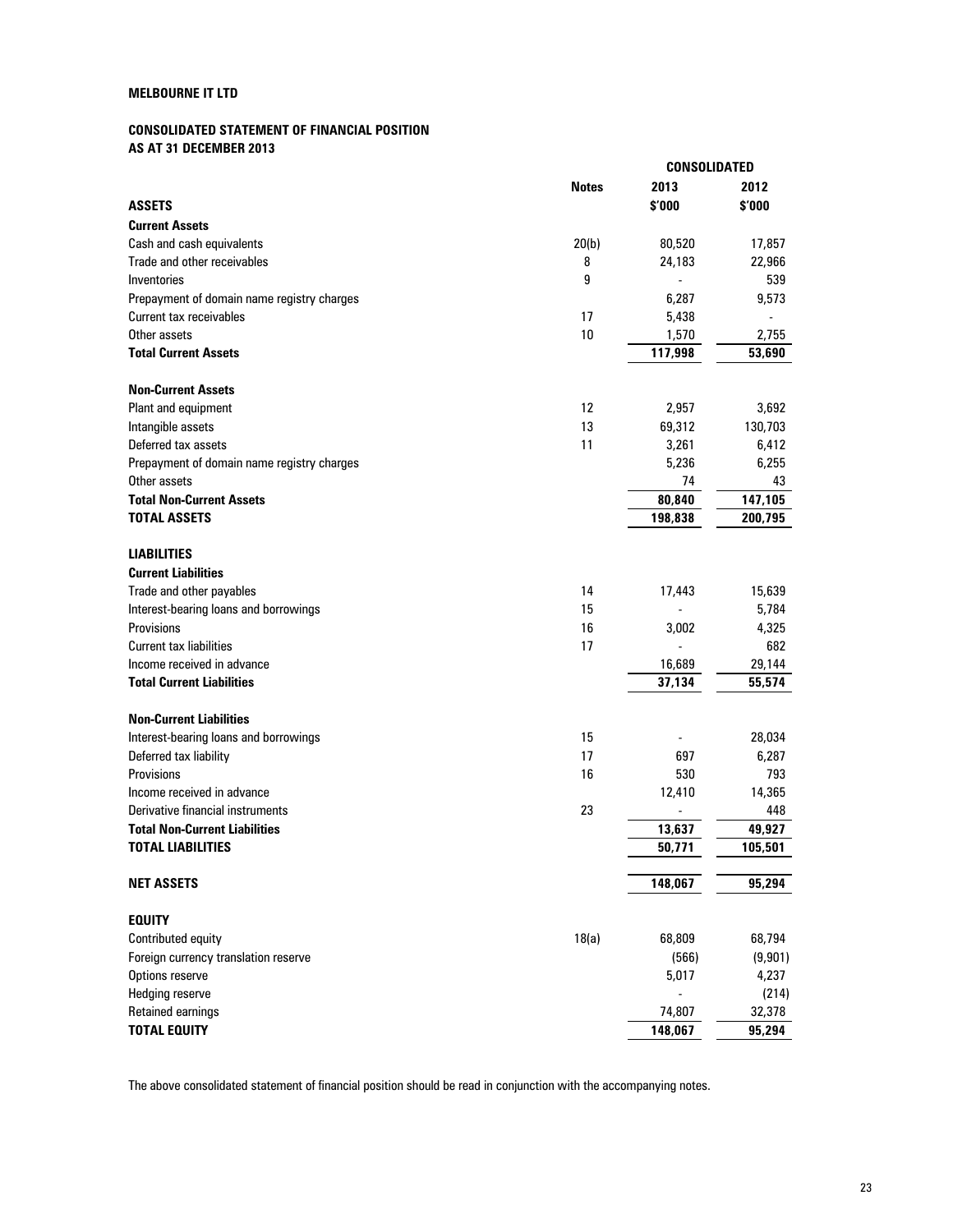**MELBOURNE IT LTD**

**CONSOLIDATED STATEMENT OF FINANCIAL POSITION**
**AS AT 31 DECEMBER 2013**

| | Notes | CONSOLIDATED 2013 $'000 | 2012 $'000 |
|---|---|---|---|
| **ASSETS** | | | |
| **Current Assets** | | | |
| Cash and cash equivalents | 20(b) | 80,520 | 17,857 |
| Trade and other receivables | 8 | 24,183 | 22,966 |
| Inventories | 9 | - | 539 |
| Prepayment of domain name registry charges | | 6,287 | 9,573 |
| Current tax receivables | 17 | 5,438 | - |
| Other assets | 10 | 1,570 | 2,755 |
| **Total Current Assets** | | **117,998** | **53,690** |
| | | | |
| **Non-Current Assets** | | | |
| Plant and equipment | 12 | 2,957 | 3,692 |
| Intangible assets | 13 | 69,312 | 130,703 |
| Deferred tax assets | 11 | 3,261 | 6,412 |
| Prepayment of domain name registry charges | | 5,236 | 6,255 |
| Other assets | | 74 | 43 |
| **Total Non-Current Assets** | | **80,840** | **147,105** |
| **TOTAL ASSETS** | | **198,838** | **200,795** |
| | | | |
| **LIABILITIES** | | | |
| **Current Liabilities** | | | |
| Trade and other payables | 14 | 17,443 | 15,639 |
| Interest-bearing loans and borrowings | 15 | - | 5,784 |
| Provisions | 16 | 3,002 | 4,325 |
| Current tax liabilities | 17 | - | 682 |
| Income received in advance | | 16,689 | 29,144 |
| **Total Current Liabilities** | | **37,134** | **55,574** |
| | | | |
| **Non-Current Liabilities** | | | |
| Interest-bearing loans and borrowings | 15 | - | 28,034 |
| Deferred tax liability | 17 | 697 | 6,287 |
| Provisions | 16 | 530 | 793 |
| Income received in advance | | 12,410 | 14,365 |
| Derivative financial instruments | 23 | - | 448 |
| **Total Non-Current Liabilities** | | **13,637** | **49,927** |
| **TOTAL LIABILITIES** | | **50,771** | **105,501** |
| | | | |
| **NET ASSETS** | | **148,067** | **95,294** |
| | | | |
| **EQUITY** | | | |
| Contributed equity | 18(a) | 68,809 | 68,794 |
| Foreign currency translation reserve | | (566) | (9,901) |
| Options reserve | | 5,017 | 4,237 |
| Hedging reserve | | - | (214) |
| Retained earnings | | 74,807 | 32,378 |
| **TOTAL EQUITY** | | **148,067** | **95,294** |

The above consolidated statement of financial position should be read in conjunction with the accompanying notes.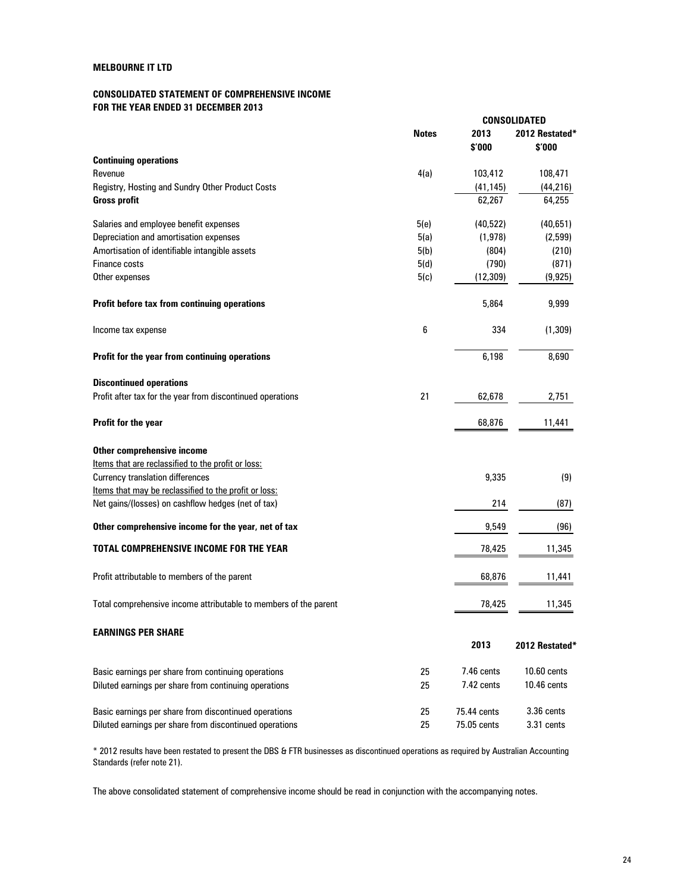**MELBOURNE IT LTD**

**CONSOLIDATED STATEMENT OF COMPREHENSIVE INCOME**
**FOR THE YEAR ENDED 31 DECEMBER 2013**

| | Notes | CONSOLIDATED 2013 $'000 | 2012 Restated* $'000 |
|---|---|---|---|
| **Continuing operations** | | | |
| Revenue | 4(a) | 103,412 | 108,471 |
| Registry, Hosting and Sundry Other Product Costs | | (41,145) | (44,216) |
| **Gross profit** | | 62,267 | 64,255 |
| Salaries and employee benefit expenses | 5(e) | (40,522) | (40,651) |
| Depreciation and amortisation expenses | 5(a) | (1,978) | (2,599) |
| Amortisation of identifiable intangible assets | 5(b) | (804) | (210) |
| Finance costs | 5(d) | (790) | (871) |
| Other expenses | 5(c) | (12,309) | (9,925) |
| **Profit before tax from continuing operations** | | 5,864 | 9,999 |
| Income tax expense | 6 | 334 | (1,309) |
| **Profit for the year from continuing operations** | | 6,198 | 8,690 |
| **Discontinued operations** | | | |
| Profit after tax for the year from discontinued operations | 21 | 62,678 | 2,751 |
| **Profit for the year** | | 68,876 | 11,441 |
| **Other comprehensive income** | | | |
| Items that are reclassified to the profit or loss: | | | |
| Currency translation differences | | 9,335 | (9) |
| Items that may be reclassified to the profit or loss: | | | |
| Net gains/(losses) on cashflow hedges (net of tax) | | 214 | (87) |
| **Other comprehensive income for the year, net of tax** | | 9,549 | (96) |
| **TOTAL COMPREHENSIVE INCOME FOR THE YEAR** | | 78,425 | 11,345 |
| Profit attributable to members of the parent | | 68,876 | 11,441 |
| Total comprehensive income attributable to members of the parent | | 78,425 | 11,345 |

**EARNINGS PER SHARE**

| | Notes | 2013 | 2012 Restated* |
|---|---|---|---|
| Basic earnings per share from continuing operations | 25 | 7.46 cents | 10.60 cents |
| Diluted earnings per share from continuing operations | 25 | 7.42 cents | 10.46 cents |
| Basic earnings per share from discontinued operations | 25 | 75.44 cents | 3.36 cents |
| Diluted earnings per share from discontinued operations | 25 | 75.05 cents | 3.31 cents |

* 2012 results have been restated to present the DBS & FTR businesses as discontinued operations as required by Australian Accounting Standards (refer note 21).

The above consolidated statement of comprehensive income should be read in conjunction with the accompanying notes.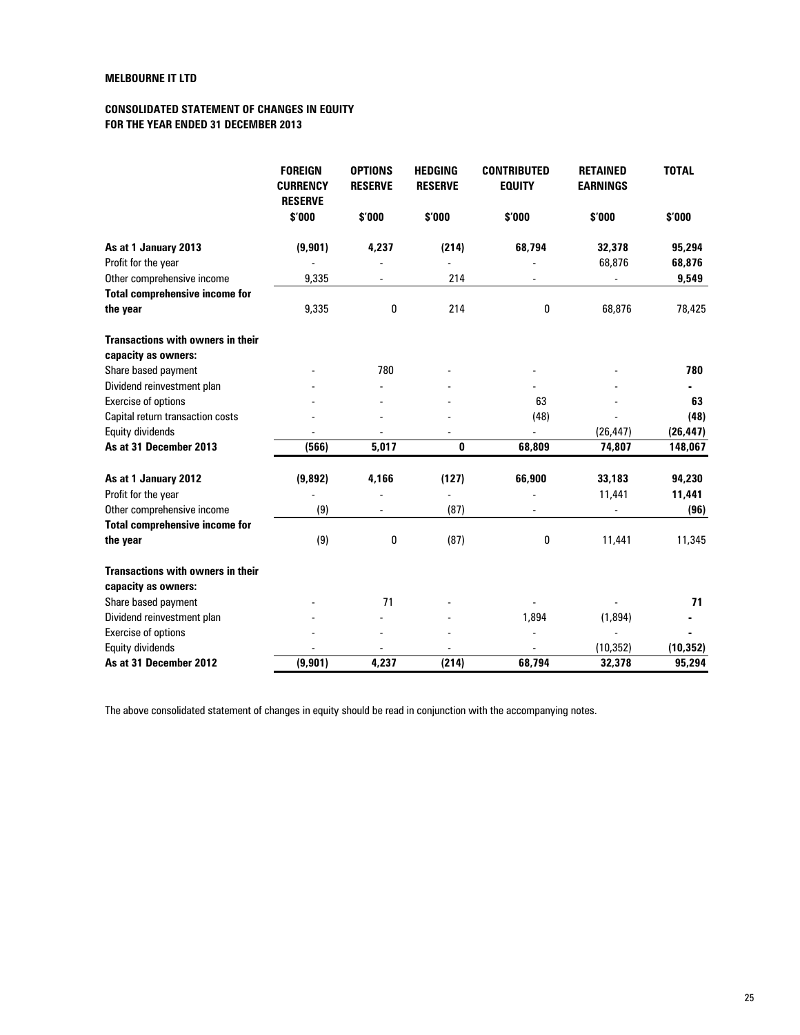**MELBOURNE IT LTD**

**CONSOLIDATED STATEMENT OF CHANGES IN EQUITY**
**FOR THE YEAR ENDED 31 DECEMBER 2013**

| | FOREIGN CURRENCY RESERVE | OPTIONS RESERVE | HEDGING RESERVE | CONTRIBUTED EQUITY | RETAINED EARNINGS | TOTAL |
|---|---|---|---|---|---|---|
| | $'000 | $'000 | $'000 | $'000 | $'000 | $'000 |
| **As at 1 January 2013** | **(9,901)** | **4,237** | **(214)** | **68,794** | **32,378** | **95,294** |
| Profit for the year | - | - | - | - | 68,876 | **68,876** |
| Other comprehensive income | 9,335 | - | 214 | - | - | **9,549** |
| **Total comprehensive income for the year** | 9,335 | 0 | 214 | 0 | 68,876 | 78,425 |
| **Transactions with owners in their capacity as owners:** | | | | | | |
| Share based payment | - | 780 | - | - | - | **780** |
| Dividend reinvestment plan | - | - | - | - | - | **-** |
| Exercise of options | - | - | - | 63 | - | **63** |
| Capital return transaction costs | - | - | - | (48) | - | **(48)** |
| Equity dividends | - | - | - | - | (26,447) | **(26,447)** |
| **As at 31 December 2013** | **(566)** | **5,017** | **0** | **68,809** | **74,807** | **148,067** |
| **As at 1 January 2012** | **(9,892)** | **4,166** | **(127)** | **66,900** | **33,183** | **94,230** |
| Profit for the year | - | - | - | - | 11,441 | **11,441** |
| Other comprehensive income | (9) | - | (87) | - | - | **(96)** |
| **Total comprehensive income for the year** | (9) | 0 | (87) | 0 | 11,441 | 11,345 |
| **Transactions with owners in their capacity as owners:** | | | | | | |
| Share based payment | - | 71 | - | - | - | **71** |
| Dividend reinvestment plan | - | - | - | 1,894 | (1,894) | **-** |
| Exercise of options | - | - | - | - | - | **-** |
| Equity dividends | - | - | - | - | (10,352) | **(10,352)** |
| **As at 31 December 2012** | **(9,901)** | **4,237** | **(214)** | **68,794** | **32,378** | **95,294** |

The above consolidated statement of changes in equity should be read in conjunction with the accompanying notes.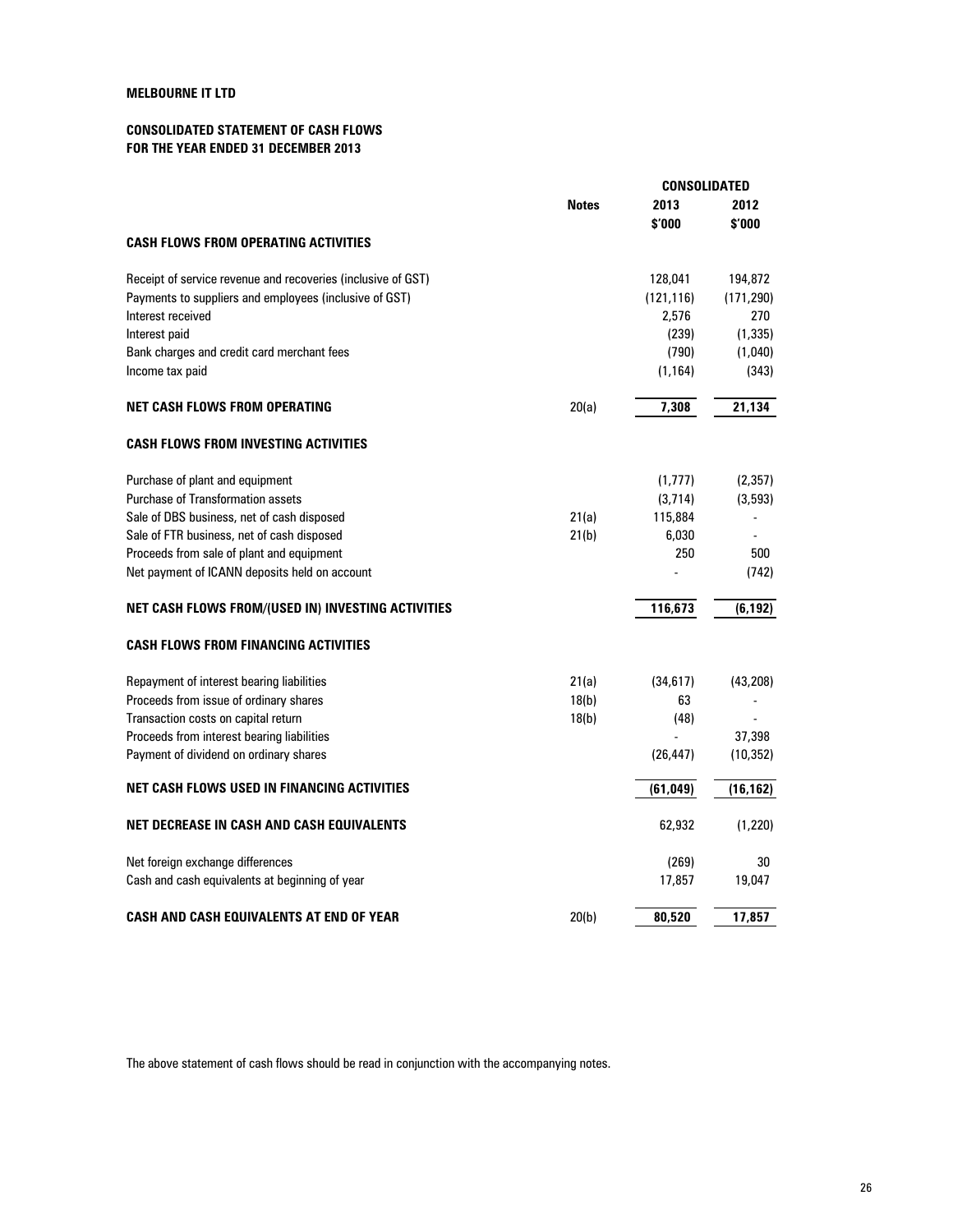**MELBOURNE IT LTD**

**CONSOLIDATED STATEMENT OF CASH FLOWS**
**FOR THE YEAR ENDED 31 DECEMBER 2013**

| | Notes | CONSOLIDATED | |
|---|---|---|---|
| | | 2013 | 2012 |
| | | $'000 | $'000 |
| **CASH FLOWS FROM OPERATING ACTIVITIES** | | | |
| Receipt of service revenue and recoveries (inclusive of GST) | | 128,041 | 194,872 |
| Payments to suppliers and employees (inclusive of GST) | | (121,116) | (171,290) |
| Interest received | | 2,576 | 270 |
| Interest paid | | (239) | (1,335) |
| Bank charges and credit card merchant fees | | (790) | (1,040) |
| Income tax paid | | (1,164) | (343) |
| **NET CASH FLOWS FROM OPERATING** | 20(a) | **7,308** | **21,134** |
| **CASH FLOWS FROM INVESTING ACTIVITIES** | | | |
| Purchase of plant and equipment | | (1,777) | (2,357) |
| Purchase of Transformation assets | | (3,714) | (3,593) |
| Sale of DBS business, net of cash disposed | 21(a) | 115,884 | - |
| Sale of FTR business, net of cash disposed | 21(b) | 6,030 | - |
| Proceeds from sale of plant and equipment | | 250 | 500 |
| Net payment of ICANN deposits held on account | | - | (742) |
| **NET CASH FLOWS FROM/(USED IN) INVESTING ACTIVITIES** | | **116,673** | **(6,192)** |
| **CASH FLOWS FROM FINANCING ACTIVITIES** | | | |
| Repayment of interest bearing liabilities | 21(a) | (34,617) | (43,208) |
| Proceeds from issue of ordinary shares | 18(b) | 63 | - |
| Transaction costs on capital return | 18(b) | (48) | - |
| Proceeds from interest bearing liabilities | | - | 37,398 |
| Payment of dividend on ordinary shares | | (26,447) | (10,352) |
| **NET CASH FLOWS USED IN FINANCING ACTIVITIES** | | **(61,049)** | **(16,162)** |
| **NET DECREASE IN CASH AND CASH EQUIVALENTS** | | 62,932 | (1,220) |
| Net foreign exchange differences | | (269) | 30 |
| Cash and cash equivalents at beginning of year | | 17,857 | 19,047 |
| **CASH AND CASH EQUIVALENTS AT END OF YEAR** | 20(b) | **80,520** | **17,857** |

The above statement of cash flows should be read in conjunction with the accompanying notes.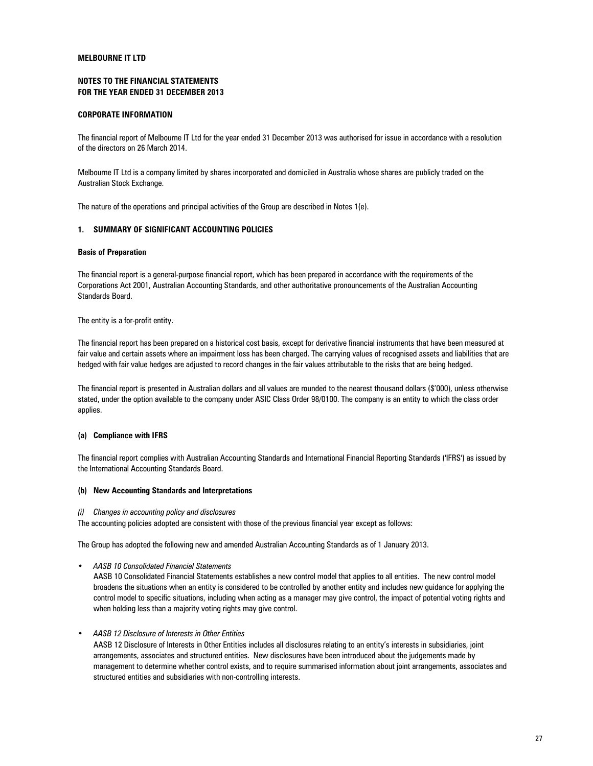**MELBOURNE IT LTD**

**NOTES TO THE FINANCIAL STATEMENTS**
**FOR THE YEAR ENDED 31 DECEMBER 2013**

**CORPORATE INFORMATION**

The financial report of Melbourne IT Ltd for the year ended 31 December 2013 was authorised for issue in accordance with a resolution of the directors on 26 March 2014.

Melbourne IT Ltd is a company limited by shares incorporated and domiciled in Australia whose shares are publicly traded on the Australian Stock Exchange.

The nature of the operations and principal activities of the Group are described in Notes 1(e).

## 1. SUMMARY OF SIGNIFICANT ACCOUNTING POLICIES

**Basis of Preparation**

The financial report is a general-purpose financial report, which has been prepared in accordance with the requirements of the Corporations Act 2001, Australian Accounting Standards, and other authoritative pronouncements of the Australian Accounting Standards Board.

The entity is a for-profit entity.

The financial report has been prepared on a historical cost basis, except for derivative financial instruments that have been measured at fair value and certain assets where an impairment loss has been charged. The carrying values of recognised assets and liabilities that are hedged with fair value hedges are adjusted to record changes in the fair values attributable to the risks that are being hedged.

The financial report is presented in Australian dollars and all values are rounded to the nearest thousand dollars ($'000), unless otherwise stated, under the option available to the company under ASIC Class Order 98/0100. The company is an entity to which the class order applies.

**(a) Compliance with IFRS**

The financial report complies with Australian Accounting Standards and International Financial Reporting Standards ('IFRS') as issued by the International Accounting Standards Board.

**(b) New Accounting Standards and Interpretations**

*(i) Changes in accounting policy and disclosures*

The accounting policies adopted are consistent with those of the previous financial year except as follows:

The Group has adopted the following new and amended Australian Accounting Standards as of 1 January 2013.

- *AASB 10 Consolidated Financial Statements*
  AASB 10 Consolidated Financial Statements establishes a new control model that applies to all entities. The new control model broadens the situations when an entity is considered to be controlled by another entity and includes new guidance for applying the control model to specific situations, including when acting as a manager may give control, the impact of potential voting rights and when holding less than a majority voting rights may give control.

- *AASB 12 Disclosure of Interests in Other Entities*
  AASB 12 Disclosure of Interests in Other Entities includes all disclosures relating to an entity's interests in subsidiaries, joint arrangements, associates and structured entities. New disclosures have been introduced about the judgements made by management to determine whether control exists, and to require summarised information about joint arrangements, associates and structured entities and subsidiaries with non-controlling interests.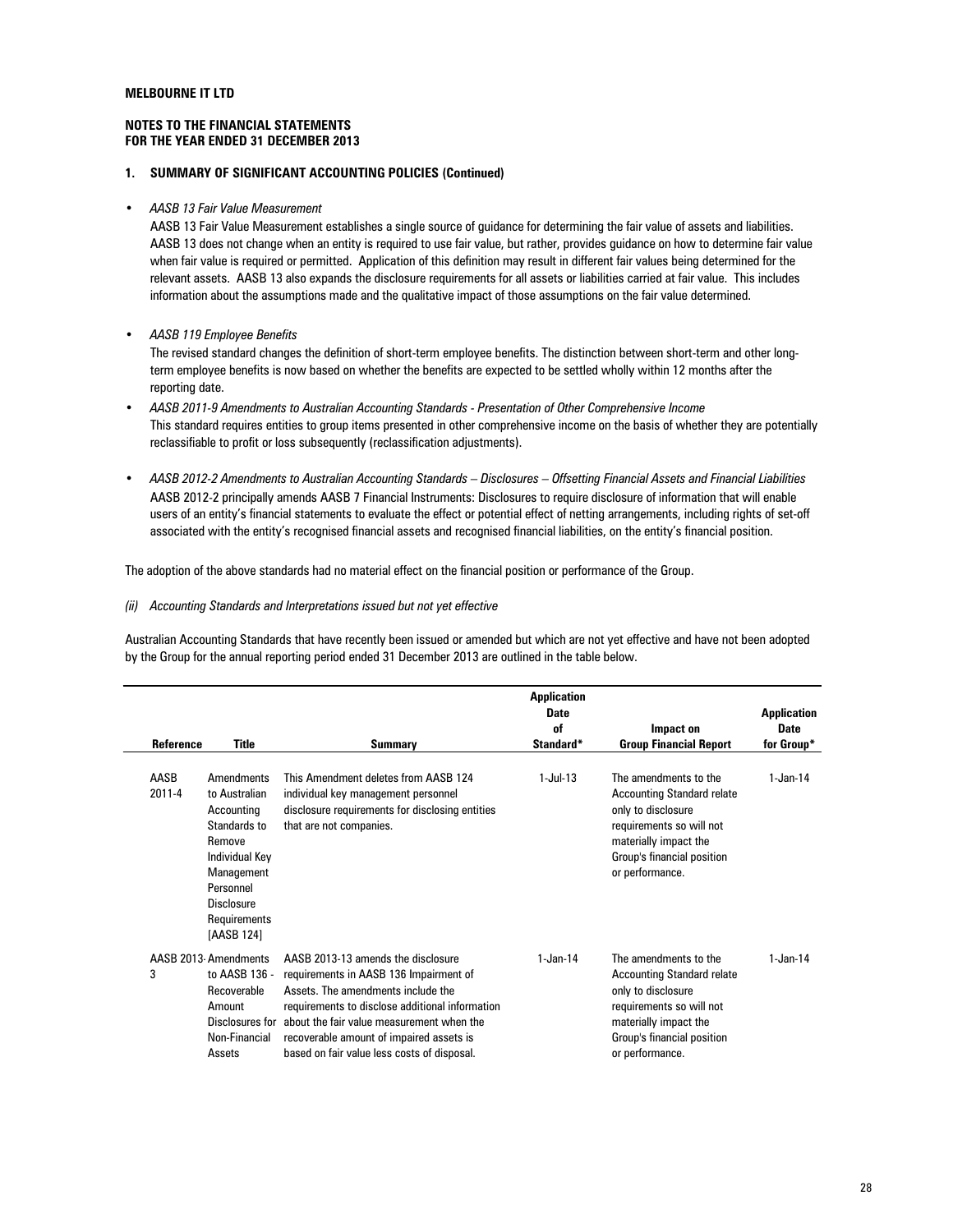**MELBOURNE IT LTD**

**NOTES TO THE FINANCIAL STATEMENTS**
**FOR THE YEAR ENDED 31 DECEMBER 2013**

**1. SUMMARY OF SIGNIFICANT ACCOUNTING POLICIES (Continued)**

- *AASB 13 Fair Value Measurement*
  AASB 13 Fair Value Measurement establishes a single source of guidance for determining the fair value of assets and liabilities. AASB 13 does not change when an entity is required to use fair value, but rather, provides guidance on how to determine fair value when fair value is required or permitted. Application of this definition may result in different fair values being determined for the relevant assets. AASB 13 also expands the disclosure requirements for all assets or liabilities carried at fair value. This includes information about the assumptions made and the qualitative impact of those assumptions on the fair value determined.

- *AASB 119 Employee Benefits*
  The revised standard changes the definition of short-term employee benefits. The distinction between short-term and other long-term employee benefits is now based on whether the benefits are expected to be settled wholly within 12 months after the reporting date.

- *AASB 2011-9 Amendments to Australian Accounting Standards - Presentation of Other Comprehensive Income*
  This standard requires entities to group items presented in other comprehensive income on the basis of whether they are potentially reclassifiable to profit or loss subsequently (reclassification adjustments).

- *AASB 2012-2 Amendments to Australian Accounting Standards – Disclosures – Offsetting Financial Assets and Financial Liabilities*
  AASB 2012-2 principally amends AASB 7 Financial Instruments: Disclosures to require disclosure of information that will enable users of an entity's financial statements to evaluate the effect or potential effect of netting arrangements, including rights of set-off associated with the entity's recognised financial assets and recognised financial liabilities, on the entity's financial position.

The adoption of the above standards had no material effect on the financial position or performance of the Group.

*(ii) Accounting Standards and Interpretations issued but not yet effective*

Australian Accounting Standards that have recently been issued or amended but which are not yet effective and have not been adopted by the Group for the annual reporting period ended 31 December 2013 are outlined in the table below.

| Reference | Title | Summary | Application Date of Standard* | Impact on Group Financial Report | Application Date for Group* |
|---|---|---|---|---|---|
| AASB 2011-4 | Amendments to Australian Accounting Standards to Remove Individual Key Management Personnel Disclosure Requirements [AASB 124] | This Amendment deletes from AASB 124 individual key management personnel disclosure requirements for disclosing entities that are not companies. | 1-Jul-13 | The amendments to the Accounting Standard relate only to disclosure requirements so will not materially impact the Group's financial position or performance. | 1-Jan-14 |
| AASB 2013-3 | Amendments to AASB 136 - Recoverable Amount Disclosures for Non-Financial Assets | AASB 2013-13 amends the disclosure requirements in AASB 136 Impairment of Assets. The amendments include the requirements to disclose additional information about the fair value measurement when the recoverable amount of impaired assets is based on fair value less costs of disposal. | 1-Jan-14 | The amendments to the Accounting Standard relate only to disclosure requirements so will not materially impact the Group's financial position or performance. | 1-Jan-14 |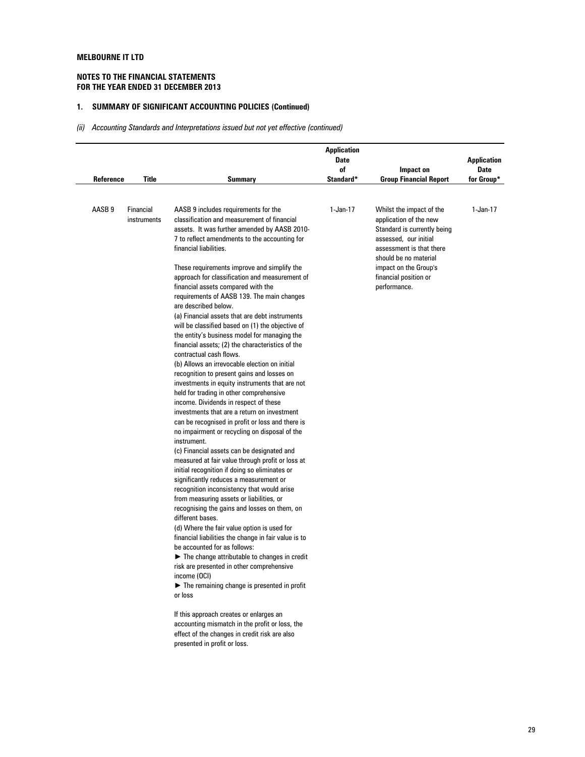**MELBOURNE IT LTD**

**NOTES TO THE FINANCIAL STATEMENTS**
**FOR THE YEAR ENDED 31 DECEMBER 2013**

## 1. SUMMARY OF SIGNIFICANT ACCOUNTING POLICIES (Continued)

*(ii) Accounting Standards and Interpretations issued but not yet effective (continued)*

| Reference | Title | Summary | Application Date of Standard* | Impact on Group Financial Report | Application Date for Group* |
|---|---|---|---|---|---|
| AASB 9 | Financial instruments | AASB 9 includes requirements for the classification and measurement of financial assets. It was further amended by AASB 2010-7 to reflect amendments to the accounting for financial liabilities.<br><br>These requirements improve and simplify the approach for classification and measurement of financial assets compared with the requirements of AASB 139. The main changes are described below.<br>(a) Financial assets that are debt instruments will be classified based on (1) the objective of the entity's business model for managing the financial assets; (2) the characteristics of the contractual cash flows.<br>(b) Allows an irrevocable election on initial recognition to present gains and losses on investments in equity instruments that are not held for trading in other comprehensive income. Dividends in respect of these investments that are a return on investment can be recognised in profit or loss and there is no impairment or recycling on disposal of the instrument.<br>(c) Financial assets can be designated and measured at fair value through profit or loss at initial recognition if doing so eliminates or significantly reduces a measurement or recognition inconsistency that would arise from measuring assets or liabilities, or recognising the gains and losses on them, on different bases.<br>(d) Where the fair value option is used for financial liabilities the change in fair value is to be accounted for as follows:<br>► The change attributable to changes in credit risk are presented in other comprehensive income (OCI)<br>► The remaining change is presented in profit or loss<br><br>If this approach creates or enlarges an accounting mismatch in the profit or loss, the effect of the changes in credit risk are also presented in profit or loss. | 1-Jan-17 | Whilst the impact of the application of the new Standard is currently being assessed, our initial assessment is that there should be no material impact on the Group's financial position or performance. | 1-Jan-17 |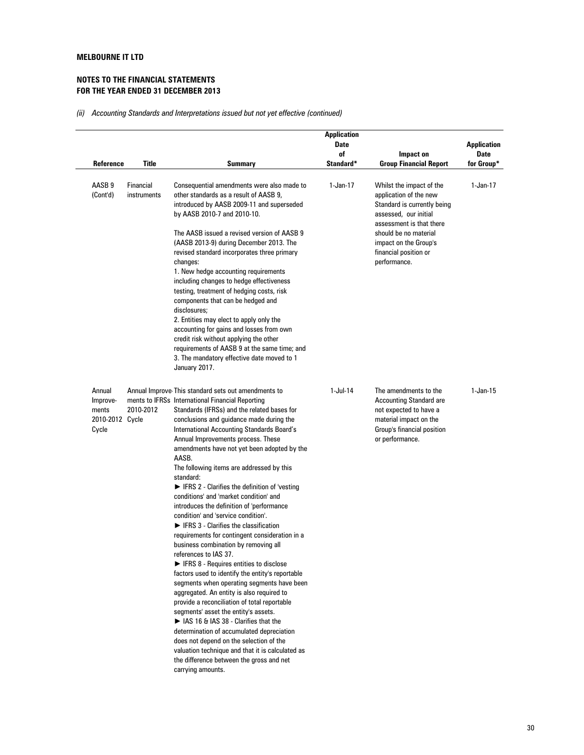**MELBOURNE IT LTD**

**NOTES TO THE FINANCIAL STATEMENTS**
**FOR THE YEAR ENDED 31 DECEMBER 2013**

*(ii) Accounting Standards and Interpretations issued but not yet effective (continued)*

| Reference | Title | Summary | Application Date of Standard* | Impact on Group Financial Report | Application Date for Group* |
|---|---|---|---|---|---|
| AASB 9 (Cont'd) | Financial instruments | Consequential amendments were also made to other standards as a result of AASB 9, introduced by AASB 2009-11 and superseded by AASB 2010-7 and 2010-10.<br><br>The AASB issued a revised version of AASB 9 (AASB 2013-9) during December 2013. The revised standard incorporates three primary changes:<br>1. New hedge accounting requirements including changes to hedge effectiveness testing, treatment of hedging costs, risk components that can be hedged and disclosures;<br>2. Entities may elect to apply only the accounting for gains and losses from own credit risk without applying the other requirements of AASB 9 at the same time; and<br>3. The mandatory effective date moved to 1 January 2017. | 1-Jan-17 | Whilst the impact of the application of the new Standard is currently being assessed, our initial assessment is that there should be no material impact on the Group's financial position or performance. | 1-Jan-17 |
| Annual Improvements 2010-2012 Cycle | Annual Improvements to IFRSs 2010-2012 Cycle | This standard sets out amendments to International Financial Reporting Standards (IFRSs) and the related bases for conclusions and guidance made during the International Accounting Standards Board's Annual Improvements process. These amendments have not yet been adopted by the AASB.<br>The following items are addressed by this standard:<br>► IFRS 2 - Clarifies the definition of 'vesting conditions' and 'market condition' and introduces the definition of 'performance condition' and 'service condition'.<br>► IFRS 3 - Clarifies the classification requirements for contingent consideration in a business combination by removing all references to IAS 37.<br>► IFRS 8 - Requires entities to disclose factors used to identify the entity's reportable segments when operating segments have been aggregated. An entity is also required to provide a reconciliation of total reportable segments' asset the entity's assets.<br>► IAS 16 & IAS 38 - Clarifies that the determination of accumulated depreciation does not depend on the selection of the valuation technique and that it is calculated as the difference between the gross and net carrying amounts. | 1-Jul-14 | The amendments to the Accounting Standard are not expected to have a material impact on the Group's financial position or performance. | 1-Jan-15 |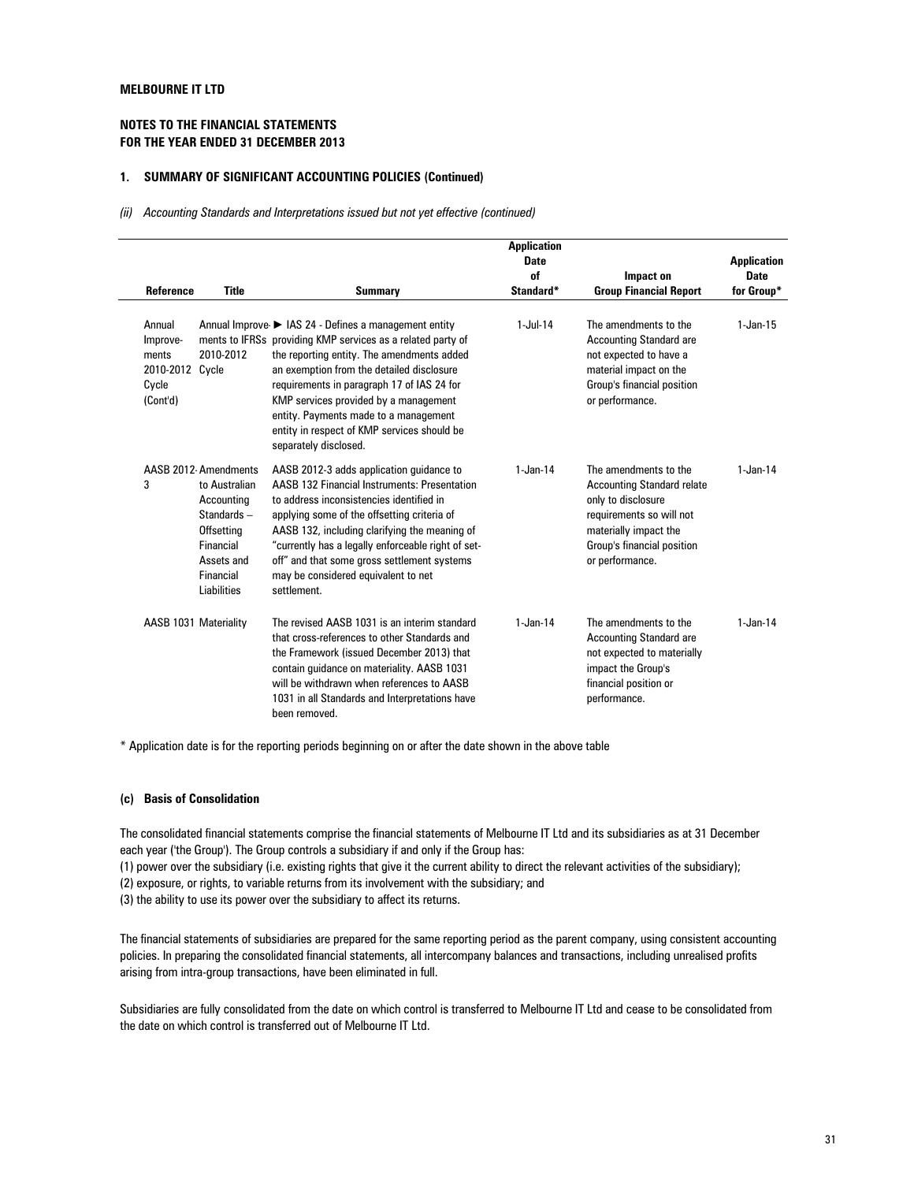**MELBOURNE IT LTD**

**NOTES TO THE FINANCIAL STATEMENTS**
**FOR THE YEAR ENDED 31 DECEMBER 2013**

### 1. SUMMARY OF SIGNIFICANT ACCOUNTING POLICIES (Continued)

*(ii) Accounting Standards and Interpretations issued but not yet effective (continued)*

| Reference | Title | Summary | Application Date of Standard* | Impact on Group Financial Report | Application Date for Group* |
|---|---|---|---|---|---|
| Annual Improvements 2010-2012 Cycle (Cont'd) | Annual Improvements to IFRSs 2010-2012 Cycle | ► IAS 24 - Defines a management entity providing KMP services as a related party of the reporting entity. The amendments added an exemption from the detailed disclosure requirements in paragraph 17 of IAS 24 for KMP services provided by a management entity. Payments made to a management entity in respect of KMP services should be separately disclosed. | 1-Jul-14 | The amendments to the Accounting Standard are not expected to have a material impact on the Group's financial position or performance. | 1-Jan-15 |
| AASB 2012-3 | Amendments to Australian Accounting Standards – Offsetting Financial Assets and Financial Liabilities | AASB 2012-3 adds application guidance to AASB 132 Financial Instruments: Presentation to address inconsistencies identified in applying some of the offsetting criteria of AASB 132, including clarifying the meaning of "currently has a legally enforceable right of set-off" and that some gross settlement systems may be considered equivalent to net settlement. | 1-Jan-14 | The amendments to the Accounting Standard relate only to disclosure requirements so will not materially impact the Group's financial position or performance. | 1-Jan-14 |
| AASB 1031 | Materiality | The revised AASB 1031 is an interim standard that cross-references to other Standards and the Framework (issued December 2013) that contain guidance on materiality. AASB 1031 will be withdrawn when references to AASB 1031 in all Standards and Interpretations have been removed. | 1-Jan-14 | The amendments to the Accounting Standard are not expected to materially impact the Group's financial position or performance. | 1-Jan-14 |

\* Application date is for the reporting periods beginning on or after the date shown in the above table

#### (c) Basis of Consolidation

The consolidated financial statements comprise the financial statements of Melbourne IT Ltd and its subsidiaries as at 31 December each year ('the Group'). The Group controls a subsidiary if and only if the Group has:
(1) power over the subsidiary (i.e. existing rights that give it the current ability to direct the relevant activities of the subsidiary);
(2) exposure, or rights, to variable returns from its involvement with the subsidiary; and
(3) the ability to use its power over the subsidiary to affect its returns.

The financial statements of subsidiaries are prepared for the same reporting period as the parent company, using consistent accounting policies. In preparing the consolidated financial statements, all intercompany balances and transactions, including unrealised profits arising from intra-group transactions, have been eliminated in full.

Subsidiaries are fully consolidated from the date on which control is transferred to Melbourne IT Ltd and cease to be consolidated from the date on which control is transferred out of Melbourne IT Ltd.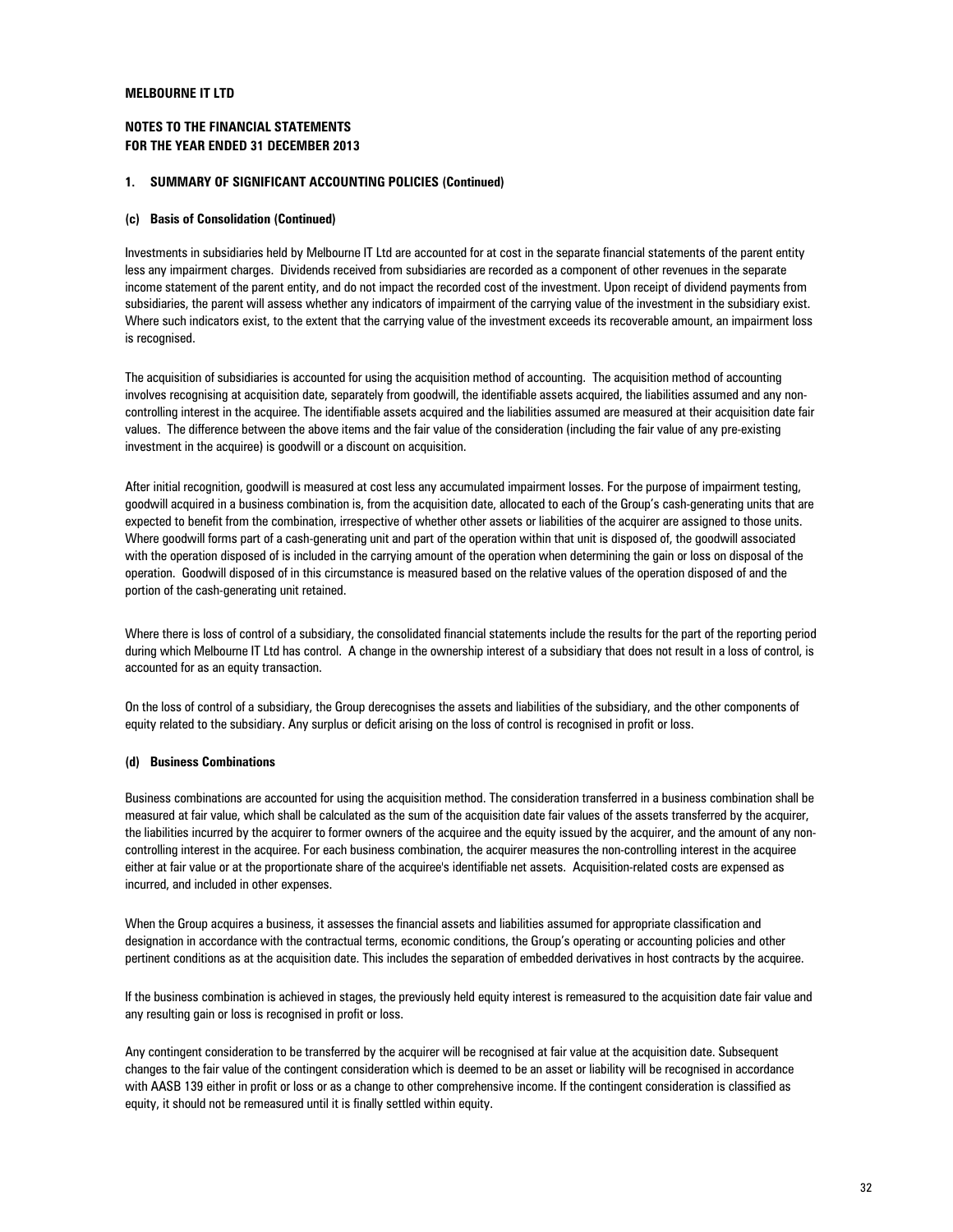**MELBOURNE IT LTD**

**NOTES TO THE FINANCIAL STATEMENTS**
**FOR THE YEAR ENDED 31 DECEMBER 2013**

## 1. SUMMARY OF SIGNIFICANT ACCOUNTING POLICIES (Continued)

### (c) Basis of Consolidation (Continued)

Investments in subsidiaries held by Melbourne IT Ltd are accounted for at cost in the separate financial statements of the parent entity less any impairment charges. Dividends received from subsidiaries are recorded as a component of other revenues in the separate income statement of the parent entity, and do not impact the recorded cost of the investment. Upon receipt of dividend payments from subsidiaries, the parent will assess whether any indicators of impairment of the carrying value of the investment in the subsidiary exist. Where such indicators exist, to the extent that the carrying value of the investment exceeds its recoverable amount, an impairment loss is recognised.

The acquisition of subsidiaries is accounted for using the acquisition method of accounting. The acquisition method of accounting involves recognising at acquisition date, separately from goodwill, the identifiable assets acquired, the liabilities assumed and any non-controlling interest in the acquiree. The identifiable assets acquired and the liabilities assumed are measured at their acquisition date fair values. The difference between the above items and the fair value of the consideration (including the fair value of any pre-existing investment in the acquiree) is goodwill or a discount on acquisition.

After initial recognition, goodwill is measured at cost less any accumulated impairment losses. For the purpose of impairment testing, goodwill acquired in a business combination is, from the acquisition date, allocated to each of the Group's cash-generating units that are expected to benefit from the combination, irrespective of whether other assets or liabilities of the acquirer are assigned to those units. Where goodwill forms part of a cash-generating unit and part of the operation within that unit is disposed of, the goodwill associated with the operation disposed of is included in the carrying amount of the operation when determining the gain or loss on disposal of the operation. Goodwill disposed of in this circumstance is measured based on the relative values of the operation disposed of and the portion of the cash-generating unit retained.

Where there is loss of control of a subsidiary, the consolidated financial statements include the results for the part of the reporting period during which Melbourne IT Ltd has control. A change in the ownership interest of a subsidiary that does not result in a loss of control, is accounted for as an equity transaction.

On the loss of control of a subsidiary, the Group derecognises the assets and liabilities of the subsidiary, and the other components of equity related to the subsidiary. Any surplus or deficit arising on the loss of control is recognised in profit or loss.

### (d) Business Combinations

Business combinations are accounted for using the acquisition method. The consideration transferred in a business combination shall be measured at fair value, which shall be calculated as the sum of the acquisition date fair values of the assets transferred by the acquirer, the liabilities incurred by the acquirer to former owners of the acquiree and the equity issued by the acquirer, and the amount of any non-controlling interest in the acquiree. For each business combination, the acquirer measures the non-controlling interest in the acquiree either at fair value or at the proportionate share of the acquiree's identifiable net assets. Acquisition-related costs are expensed as incurred, and included in other expenses.

When the Group acquires a business, it assesses the financial assets and liabilities assumed for appropriate classification and designation in accordance with the contractual terms, economic conditions, the Group's operating or accounting policies and other pertinent conditions as at the acquisition date. This includes the separation of embedded derivatives in host contracts by the acquiree.

If the business combination is achieved in stages, the previously held equity interest is remeasured to the acquisition date fair value and any resulting gain or loss is recognised in profit or loss.

Any contingent consideration to be transferred by the acquirer will be recognised at fair value at the acquisition date. Subsequent changes to the fair value of the contingent consideration which is deemed to be an asset or liability will be recognised in accordance with AASB 139 either in profit or loss or as a change to other comprehensive income. If the contingent consideration is classified as equity, it should not be remeasured until it is finally settled within equity.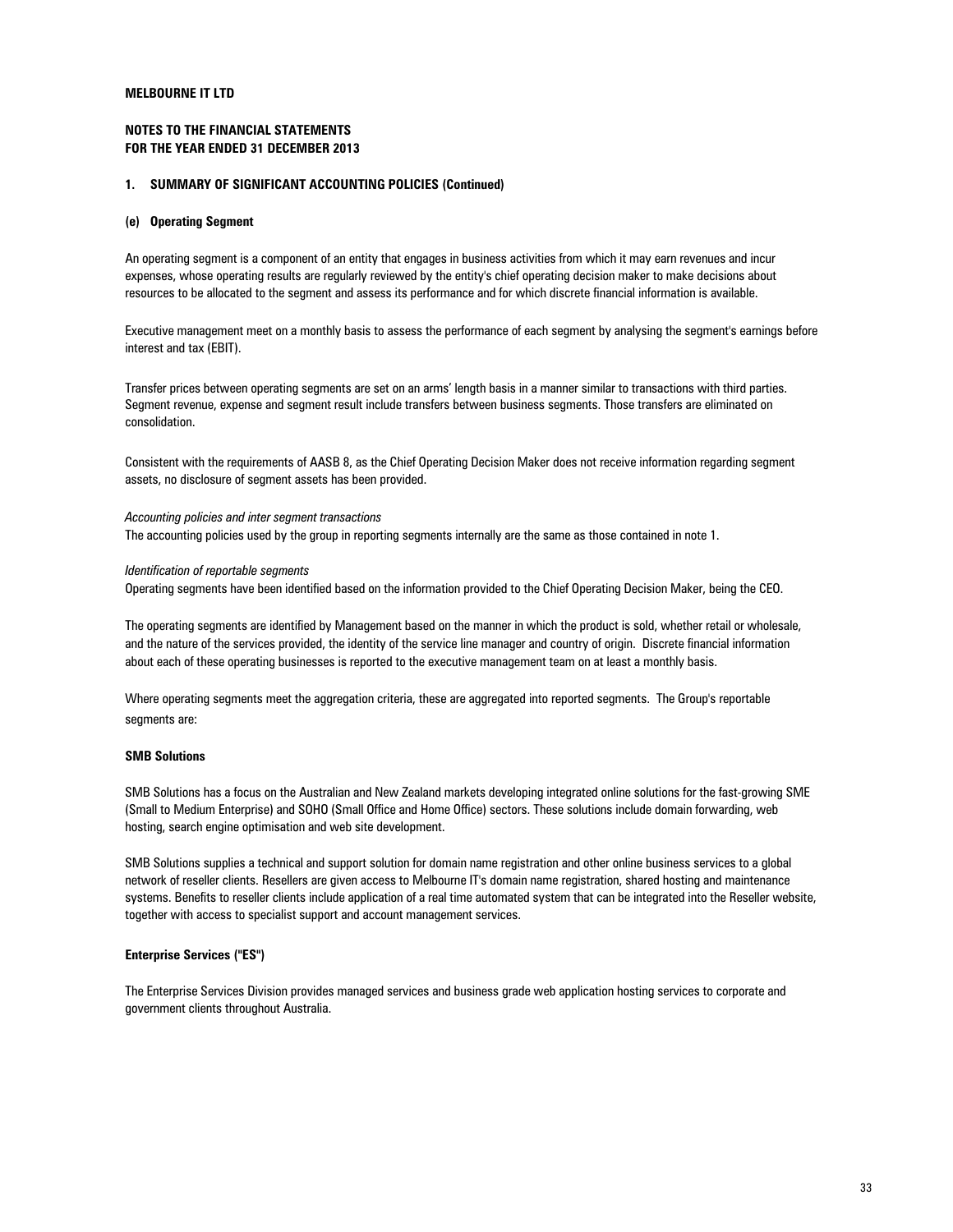**MELBOURNE IT LTD**

**NOTES TO THE FINANCIAL STATEMENTS**
**FOR THE YEAR ENDED 31 DECEMBER 2013**

## 1. SUMMARY OF SIGNIFICANT ACCOUNTING POLICIES (Continued)

### (e) Operating Segment

An operating segment is a component of an entity that engages in business activities from which it may earn revenues and incur expenses, whose operating results are regularly reviewed by the entity's chief operating decision maker to make decisions about resources to be allocated to the segment and assess its performance and for which discrete financial information is available.

Executive management meet on a monthly basis to assess the performance of each segment by analysing the segment's earnings before interest and tax (EBIT).

Transfer prices between operating segments are set on an arms' length basis in a manner similar to transactions with third parties. Segment revenue, expense and segment result include transfers between business segments. Those transfers are eliminated on consolidation.

Consistent with the requirements of AASB 8, as the Chief Operating Decision Maker does not receive information regarding segment assets, no disclosure of segment assets has been provided.

*Accounting policies and inter segment transactions*

The accounting policies used by the group in reporting segments internally are the same as those contained in note 1.

*Identification of reportable segments*

Operating segments have been identified based on the information provided to the Chief Operating Decision Maker, being the CEO.

The operating segments are identified by Management based on the manner in which the product is sold, whether retail or wholesale, and the nature of the services provided, the identity of the service line manager and country of origin. Discrete financial information about each of these operating businesses is reported to the executive management team on at least a monthly basis.

Where operating segments meet the aggregation criteria, these are aggregated into reported segments. The Group's reportable segments are:

**SMB Solutions**

SMB Solutions has a focus on the Australian and New Zealand markets developing integrated online solutions for the fast-growing SME (Small to Medium Enterprise) and SOHO (Small Office and Home Office) sectors. These solutions include domain forwarding, web hosting, search engine optimisation and web site development.

SMB Solutions supplies a technical and support solution for domain name registration and other online business services to a global network of reseller clients. Resellers are given access to Melbourne IT's domain name registration, shared hosting and maintenance systems. Benefits to reseller clients include application of a real time automated system that can be integrated into the Reseller website, together with access to specialist support and account management services.

**Enterprise Services ("ES")**

The Enterprise Services Division provides managed services and business grade web application hosting services to corporate and government clients throughout Australia.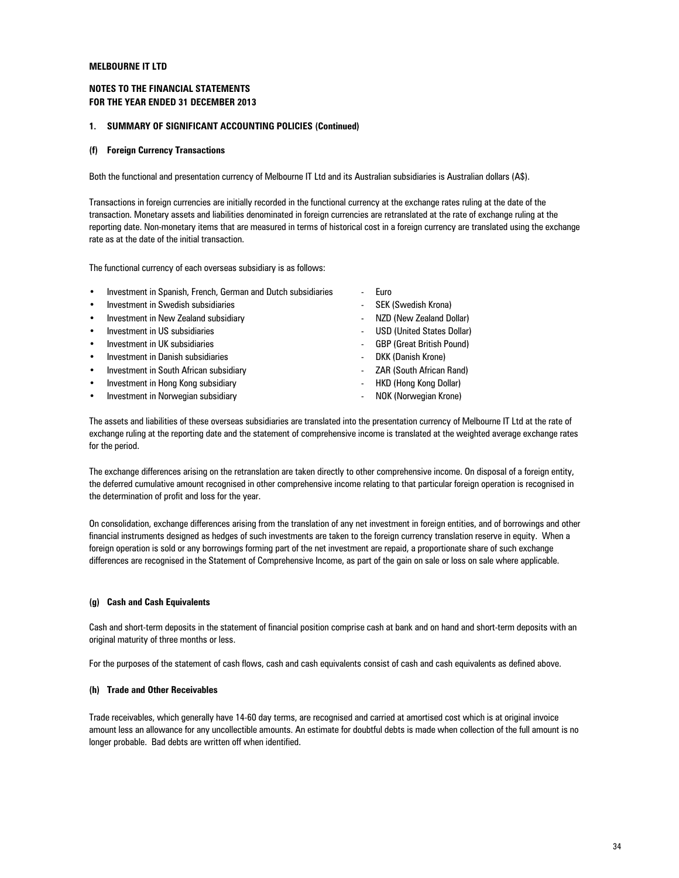**MELBOURNE IT LTD**

**NOTES TO THE FINANCIAL STATEMENTS**
**FOR THE YEAR ENDED 31 DECEMBER 2013**

**1. SUMMARY OF SIGNIFICANT ACCOUNTING POLICIES (Continued)**

**(f) Foreign Currency Transactions**

Both the functional and presentation currency of Melbourne IT Ltd and its Australian subsidiaries is Australian dollars (A$).

Transactions in foreign currencies are initially recorded in the functional currency at the exchange rates ruling at the date of the transaction. Monetary assets and liabilities denominated in foreign currencies are retranslated at the rate of exchange ruling at the reporting date. Non-monetary items that are measured in terms of historical cost in a foreign currency are translated using the exchange rate as at the date of the initial transaction.

The functional currency of each overseas subsidiary is as follows:

- Investment in Spanish, French, German and Dutch subsidiaries - Euro
- Investment in Swedish subsidiaries - SEK (Swedish Krona)
- Investment in New Zealand subsidiary - NZD (New Zealand Dollar)
- Investment in US subsidiaries - USD (United States Dollar)
- Investment in UK subsidiaries - GBP (Great British Pound)
- Investment in Danish subsidiaries - DKK (Danish Krone)
- Investment in South African subsidiary - ZAR (South African Rand)
- Investment in Hong Kong subsidiary - HKD (Hong Kong Dollar)
- Investment in Norwegian subsidiary - NOK (Norwegian Krone)

The assets and liabilities of these overseas subsidiaries are translated into the presentation currency of Melbourne IT Ltd at the rate of exchange ruling at the reporting date and the statement of comprehensive income is translated at the weighted average exchange rates for the period.

The exchange differences arising on the retranslation are taken directly to other comprehensive income. On disposal of a foreign entity, the deferred cumulative amount recognised in other comprehensive income relating to that particular foreign operation is recognised in the determination of profit and loss for the year.

On consolidation, exchange differences arising from the translation of any net investment in foreign entities, and of borrowings and other financial instruments designed as hedges of such investments are taken to the foreign currency translation reserve in equity. When a foreign operation is sold or any borrowings forming part of the net investment are repaid, a proportionate share of such exchange differences are recognised in the Statement of Comprehensive Income, as part of the gain on sale or loss on sale where applicable.

**(g) Cash and Cash Equivalents**

Cash and short-term deposits in the statement of financial position comprise cash at bank and on hand and short-term deposits with an original maturity of three months or less.

For the purposes of the statement of cash flows, cash and cash equivalents consist of cash and cash equivalents as defined above.

**(h) Trade and Other Receivables**

Trade receivables, which generally have 14-60 day terms, are recognised and carried at amortised cost which is at original invoice amount less an allowance for any uncollectible amounts. An estimate for doubtful debts is made when collection of the full amount is no longer probable. Bad debts are written off when identified.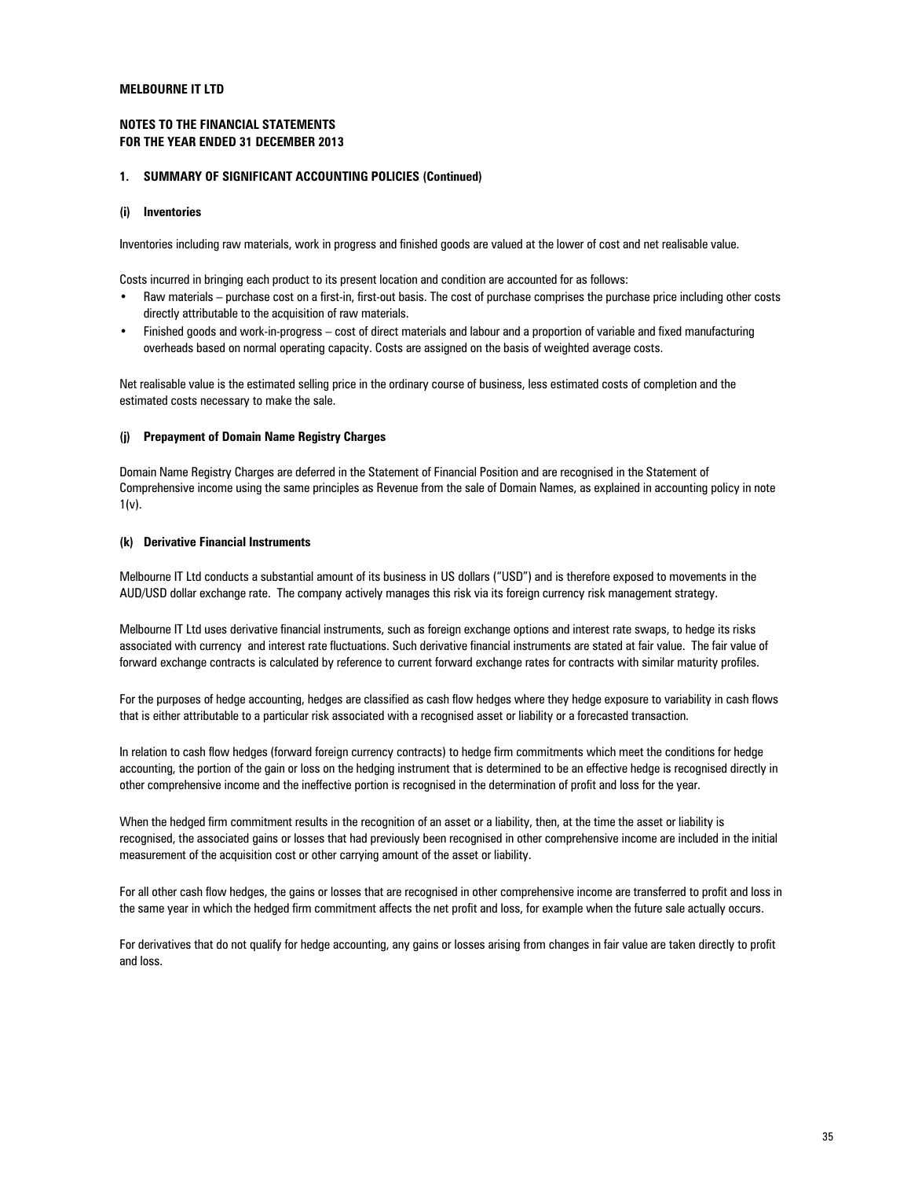**MELBOURNE IT LTD**

**NOTES TO THE FINANCIAL STATEMENTS**
**FOR THE YEAR ENDED 31 DECEMBER 2013**

**1. SUMMARY OF SIGNIFICANT ACCOUNTING POLICIES (Continued)**

**(i) Inventories**

Inventories including raw materials, work in progress and finished goods are valued at the lower of cost and net realisable value.

Costs incurred in bringing each product to its present location and condition are accounted for as follows:

- Raw materials – purchase cost on a first-in, first-out basis. The cost of purchase comprises the purchase price including other costs directly attributable to the acquisition of raw materials.
- Finished goods and work-in-progress – cost of direct materials and labour and a proportion of variable and fixed manufacturing overheads based on normal operating capacity. Costs are assigned on the basis of weighted average costs.

Net realisable value is the estimated selling price in the ordinary course of business, less estimated costs of completion and the estimated costs necessary to make the sale.

**(j) Prepayment of Domain Name Registry Charges**

Domain Name Registry Charges are deferred in the Statement of Financial Position and are recognised in the Statement of Comprehensive income using the same principles as Revenue from the sale of Domain Names, as explained in accounting policy in note 1(v).

**(k) Derivative Financial Instruments**

Melbourne IT Ltd conducts a substantial amount of its business in US dollars ("USD") and is therefore exposed to movements in the AUD/USD dollar exchange rate. The company actively manages this risk via its foreign currency risk management strategy.

Melbourne IT Ltd uses derivative financial instruments, such as foreign exchange options and interest rate swaps, to hedge its risks associated with currency and interest rate fluctuations. Such derivative financial instruments are stated at fair value. The fair value of forward exchange contracts is calculated by reference to current forward exchange rates for contracts with similar maturity profiles.

For the purposes of hedge accounting, hedges are classified as cash flow hedges where they hedge exposure to variability in cash flows that is either attributable to a particular risk associated with a recognised asset or liability or a forecasted transaction.

In relation to cash flow hedges (forward foreign currency contracts) to hedge firm commitments which meet the conditions for hedge accounting, the portion of the gain or loss on the hedging instrument that is determined to be an effective hedge is recognised directly in other comprehensive income and the ineffective portion is recognised in the determination of profit and loss for the year.

When the hedged firm commitment results in the recognition of an asset or a liability, then, at the time the asset or liability is recognised, the associated gains or losses that had previously been recognised in other comprehensive income are included in the initial measurement of the acquisition cost or other carrying amount of the asset or liability.

For all other cash flow hedges, the gains or losses that are recognised in other comprehensive income are transferred to profit and loss in the same year in which the hedged firm commitment affects the net profit and loss, for example when the future sale actually occurs.

For derivatives that do not qualify for hedge accounting, any gains or losses arising from changes in fair value are taken directly to profit and loss.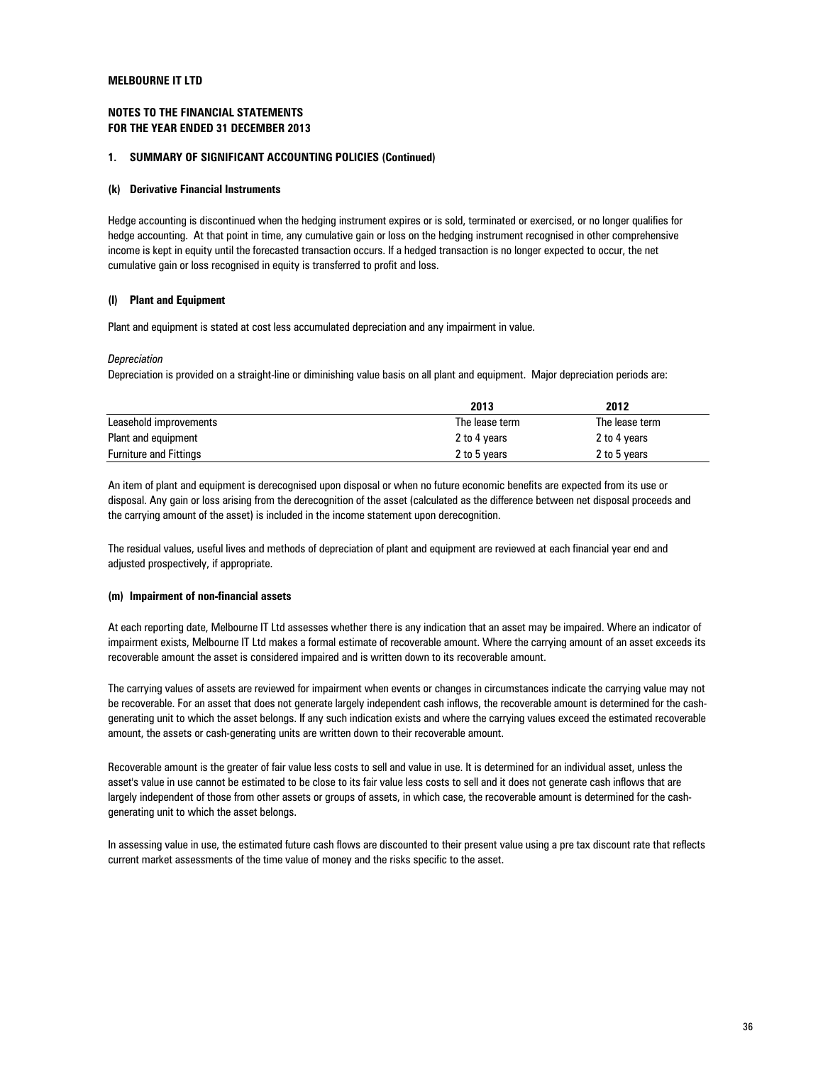**MELBOURNE IT LTD**

**NOTES TO THE FINANCIAL STATEMENTS**
**FOR THE YEAR ENDED 31 DECEMBER 2013**

### 1. SUMMARY OF SIGNIFICANT ACCOUNTING POLICIES (Continued)

#### (k) Derivative Financial Instruments

Hedge accounting is discontinued when the hedging instrument expires or is sold, terminated or exercised, or no longer qualifies for hedge accounting. At that point in time, any cumulative gain or loss on the hedging instrument recognised in other comprehensive income is kept in equity until the forecasted transaction occurs. If a hedged transaction is no longer expected to occur, the net cumulative gain or loss recognised in equity is transferred to profit and loss.

#### (l) Plant and Equipment

Plant and equipment is stated at cost less accumulated depreciation and any impairment in value.

*Depreciation*

Depreciation is provided on a straight-line or diminishing value basis on all plant and equipment. Major depreciation periods are:

| | 2013 | 2012 |
|---|---|---|
| Leasehold improvements | The lease term | The lease term |
| Plant and equipment | 2 to 4 years | 2 to 4 years |
| Furniture and Fittings | 2 to 5 years | 2 to 5 years |

An item of plant and equipment is derecognised upon disposal or when no future economic benefits are expected from its use or disposal. Any gain or loss arising from the derecognition of the asset (calculated as the difference between net disposal proceeds and the carrying amount of the asset) is included in the income statement upon derecognition.

The residual values, useful lives and methods of depreciation of plant and equipment are reviewed at each financial year end and adjusted prospectively, if appropriate.

#### (m) Impairment of non-financial assets

At each reporting date, Melbourne IT Ltd assesses whether there is any indication that an asset may be impaired. Where an indicator of impairment exists, Melbourne IT Ltd makes a formal estimate of recoverable amount. Where the carrying amount of an asset exceeds its recoverable amount the asset is considered impaired and is written down to its recoverable amount.

The carrying values of assets are reviewed for impairment when events or changes in circumstances indicate the carrying value may not be recoverable. For an asset that does not generate largely independent cash inflows, the recoverable amount is determined for the cash-generating unit to which the asset belongs. If any such indication exists and where the carrying values exceed the estimated recoverable amount, the assets or cash-generating units are written down to their recoverable amount.

Recoverable amount is the greater of fair value less costs to sell and value in use. It is determined for an individual asset, unless the asset's value in use cannot be estimated to be close to its fair value less costs to sell and it does not generate cash inflows that are largely independent of those from other assets or groups of assets, in which case, the recoverable amount is determined for the cash-generating unit to which the asset belongs.

In assessing value in use, the estimated future cash flows are discounted to their present value using a pre tax discount rate that reflects current market assessments of the time value of money and the risks specific to the asset.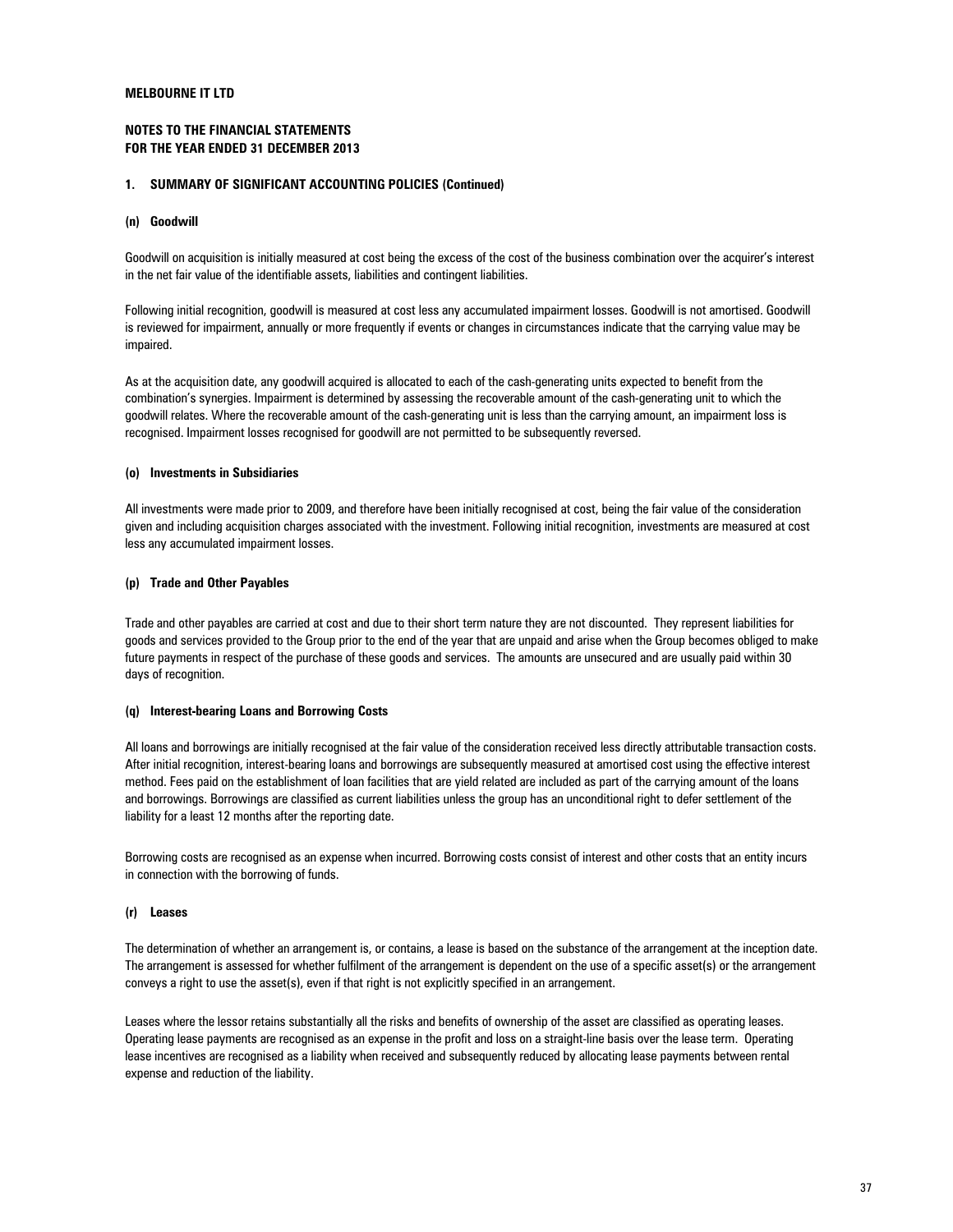**MELBOURNE IT LTD**

**NOTES TO THE FINANCIAL STATEMENTS**
**FOR THE YEAR ENDED 31 DECEMBER 2013**

## 1. SUMMARY OF SIGNIFICANT ACCOUNTING POLICIES (Continued)

### (n) Goodwill

Goodwill on acquisition is initially measured at cost being the excess of the cost of the business combination over the acquirer's interest in the net fair value of the identifiable assets, liabilities and contingent liabilities.

Following initial recognition, goodwill is measured at cost less any accumulated impairment losses. Goodwill is not amortised. Goodwill is reviewed for impairment, annually or more frequently if events or changes in circumstances indicate that the carrying value may be impaired.

As at the acquisition date, any goodwill acquired is allocated to each of the cash-generating units expected to benefit from the combination's synergies. Impairment is determined by assessing the recoverable amount of the cash-generating unit to which the goodwill relates. Where the recoverable amount of the cash-generating unit is less than the carrying amount, an impairment loss is recognised. Impairment losses recognised for goodwill are not permitted to be subsequently reversed.

### (o) Investments in Subsidiaries

All investments were made prior to 2009, and therefore have been initially recognised at cost, being the fair value of the consideration given and including acquisition charges associated with the investment. Following initial recognition, investments are measured at cost less any accumulated impairment losses.

### (p) Trade and Other Payables

Trade and other payables are carried at cost and due to their short term nature they are not discounted. They represent liabilities for goods and services provided to the Group prior to the end of the year that are unpaid and arise when the Group becomes obliged to make future payments in respect of the purchase of these goods and services. The amounts are unsecured and are usually paid within 30 days of recognition.

### (q) Interest-bearing Loans and Borrowing Costs

All loans and borrowings are initially recognised at the fair value of the consideration received less directly attributable transaction costs. After initial recognition, interest-bearing loans and borrowings are subsequently measured at amortised cost using the effective interest method. Fees paid on the establishment of loan facilities that are yield related are included as part of the carrying amount of the loans and borrowings. Borrowings are classified as current liabilities unless the group has an unconditional right to defer settlement of the liability for a least 12 months after the reporting date.

Borrowing costs are recognised as an expense when incurred. Borrowing costs consist of interest and other costs that an entity incurs in connection with the borrowing of funds.

### (r) Leases

The determination of whether an arrangement is, or contains, a lease is based on the substance of the arrangement at the inception date. The arrangement is assessed for whether fulfilment of the arrangement is dependent on the use of a specific asset(s) or the arrangement conveys a right to use the asset(s), even if that right is not explicitly specified in an arrangement.

Leases where the lessor retains substantially all the risks and benefits of ownership of the asset are classified as operating leases. Operating lease payments are recognised as an expense in the profit and loss on a straight-line basis over the lease term. Operating lease incentives are recognised as a liability when received and subsequently reduced by allocating lease payments between rental expense and reduction of the liability.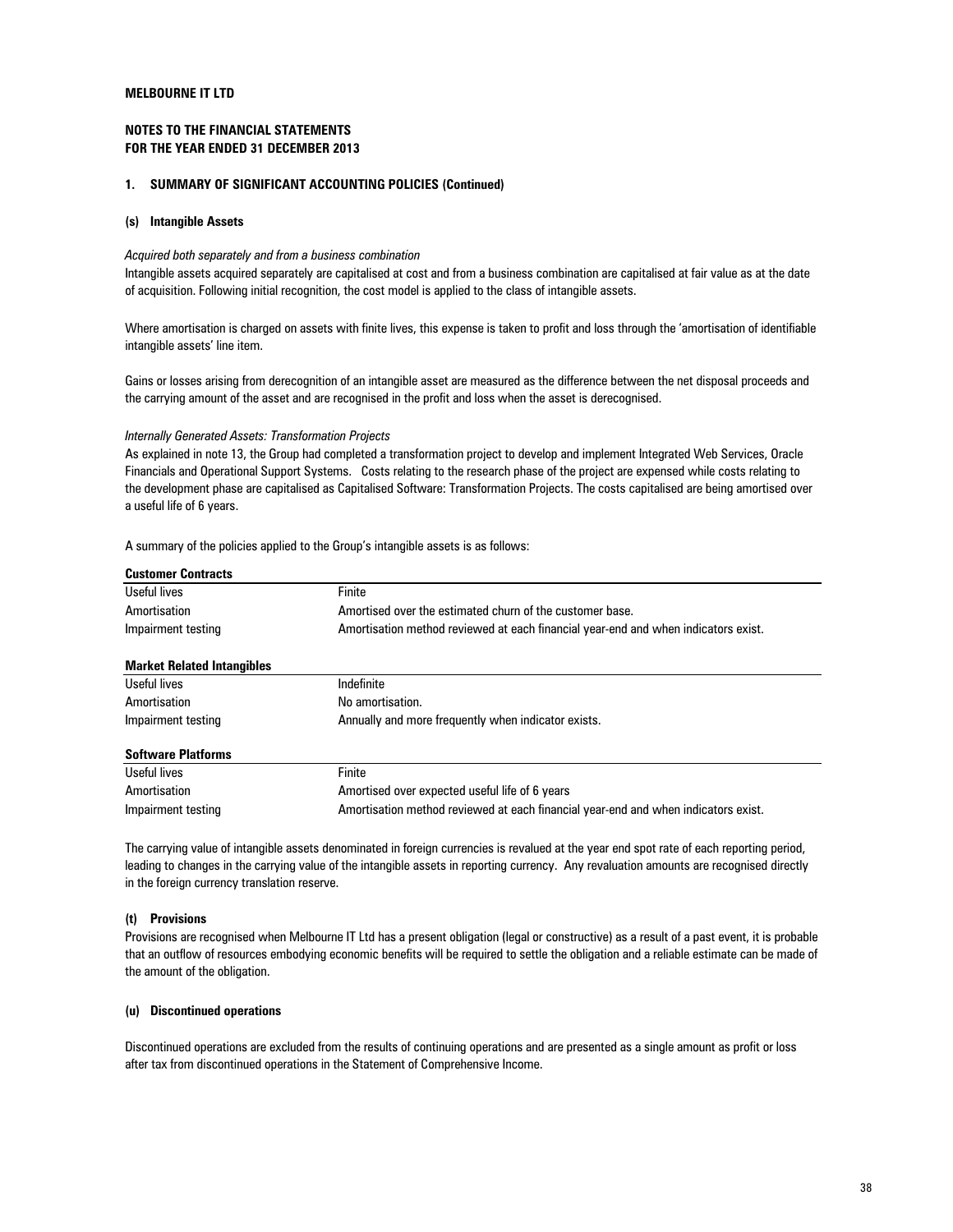**MELBOURNE IT LTD**

**NOTES TO THE FINANCIAL STATEMENTS**
**FOR THE YEAR ENDED 31 DECEMBER 2013**

**1. SUMMARY OF SIGNIFICANT ACCOUNTING POLICIES (Continued)**

**(s) Intangible Assets**

*Acquired both separately and from a business combination*

Intangible assets acquired separately are capitalised at cost and from a business combination are capitalised at fair value as at the date of acquisition. Following initial recognition, the cost model is applied to the class of intangible assets.

Where amortisation is charged on assets with finite lives, this expense is taken to profit and loss through the 'amortisation of identifiable intangible assets' line item.

Gains or losses arising from derecognition of an intangible asset are measured as the difference between the net disposal proceeds and the carrying amount of the asset and are recognised in the profit and loss when the asset is derecognised.

*Internally Generated Assets: Transformation Projects*

As explained in note 13, the Group had completed a transformation project to develop and implement Integrated Web Services, Oracle Financials and Operational Support Systems. Costs relating to the research phase of the project are expensed while costs relating to the development phase are capitalised as Capitalised Software: Transformation Projects. The costs capitalised are being amortised over a useful life of 6 years.

A summary of the policies applied to the Group's intangible assets is as follows:

| **Customer Contracts** | |
|---|---|
| Useful lives | Finite |
| Amortisation | Amortised over the estimated churn of the customer base. |
| Impairment testing | Amortisation method reviewed at each financial year-end and when indicators exist. |

| **Market Related Intangibles** | |
|---|---|
| Useful lives | Indefinite |
| Amortisation | No amortisation. |
| Impairment testing | Annually and more frequently when indicator exists. |

| **Software Platforms** | |
|---|---|
| Useful lives | Finite |
| Amortisation | Amortised over expected useful life of 6 years |
| Impairment testing | Amortisation method reviewed at each financial year-end and when indicators exist. |

The carrying value of intangible assets denominated in foreign currencies is revalued at the year end spot rate of each reporting period, leading to changes in the carrying value of the intangible assets in reporting currency. Any revaluation amounts are recognised directly in the foreign currency translation reserve.

**(t) Provisions**

Provisions are recognised when Melbourne IT Ltd has a present obligation (legal or constructive) as a result of a past event, it is probable that an outflow of resources embodying economic benefits will be required to settle the obligation and a reliable estimate can be made of the amount of the obligation.

**(u) Discontinued operations**

Discontinued operations are excluded from the results of continuing operations and are presented as a single amount as profit or loss after tax from discontinued operations in the Statement of Comprehensive Income.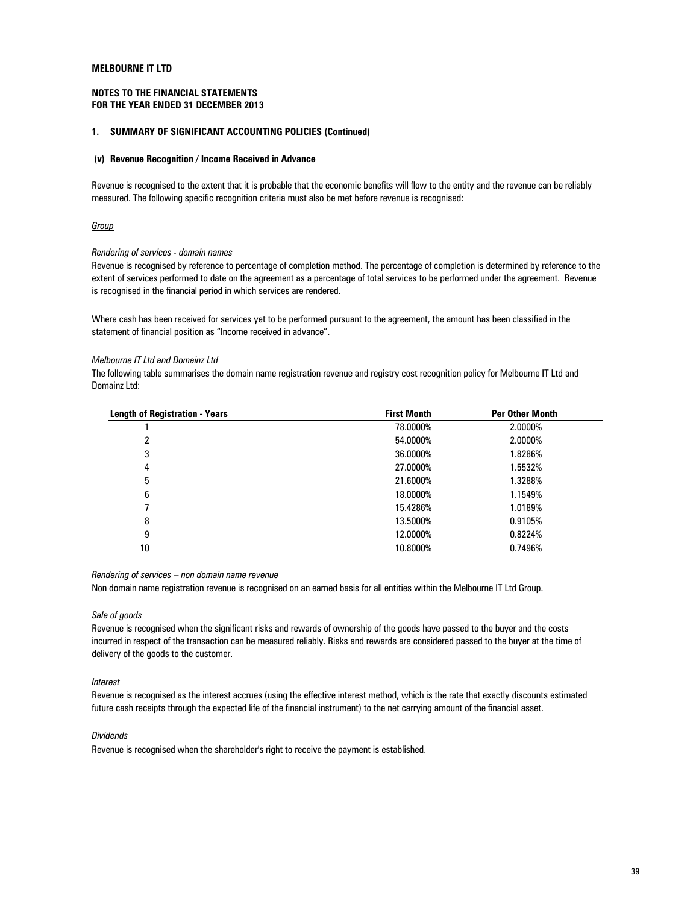**MELBOURNE IT LTD**

**NOTES TO THE FINANCIAL STATEMENTS**
**FOR THE YEAR ENDED 31 DECEMBER 2013**

### 1. SUMMARY OF SIGNIFICANT ACCOUNTING POLICIES (Continued)

#### (v) Revenue Recognition / Income Received in Advance

Revenue is recognised to the extent that it is probable that the economic benefits will flow to the entity and the revenue can be reliably measured. The following specific recognition criteria must also be met before revenue is recognised:

*Group*

*Rendering of services - domain names*

Revenue is recognised by reference to percentage of completion method. The percentage of completion is determined by reference to the extent of services performed to date on the agreement as a percentage of total services to be performed under the agreement. Revenue is recognised in the financial period in which services are rendered.

Where cash has been received for services yet to be performed pursuant to the agreement, the amount has been classified in the statement of financial position as "Income received in advance".

*Melbourne IT Ltd and Domainz Ltd*

The following table summarises the domain name registration revenue and registry cost recognition policy for Melbourne IT Ltd and Domainz Ltd:

| Length of Registration - Years | First Month | Per Other Month |
|---|---|---|
| 1 | 78.0000% | 2.0000% |
| 2 | 54.0000% | 2.0000% |
| 3 | 36.0000% | 1.8286% |
| 4 | 27.0000% | 1.5532% |
| 5 | 21.6000% | 1.3288% |
| 6 | 18.0000% | 1.1549% |
| 7 | 15.4286% | 1.0189% |
| 8 | 13.5000% | 0.9105% |
| 9 | 12.0000% | 0.8224% |
| 10 | 10.8000% | 0.7496% |

*Rendering of services – non domain name revenue*

Non domain name registration revenue is recognised on an earned basis for all entities within the Melbourne IT Ltd Group.

*Sale of goods*

Revenue is recognised when the significant risks and rewards of ownership of the goods have passed to the buyer and the costs incurred in respect of the transaction can be measured reliably. Risks and rewards are considered passed to the buyer at the time of delivery of the goods to the customer.

*Interest*

Revenue is recognised as the interest accrues (using the effective interest method, which is the rate that exactly discounts estimated future cash receipts through the expected life of the financial instrument) to the net carrying amount of the financial asset.

*Dividends*

Revenue is recognised when the shareholder's right to receive the payment is established.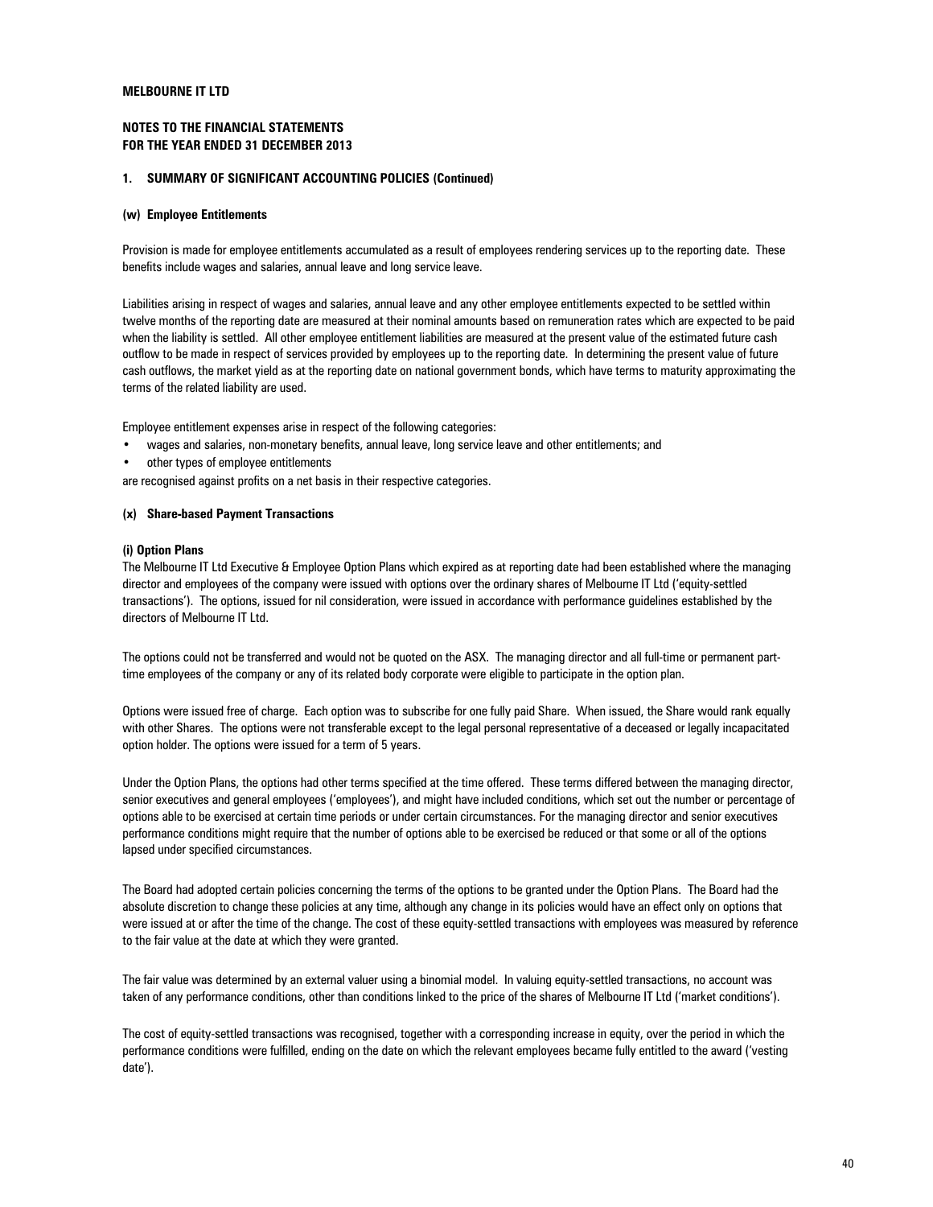**MELBOURNE IT LTD**

**NOTES TO THE FINANCIAL STATEMENTS**
**FOR THE YEAR ENDED 31 DECEMBER 2013**

**1. SUMMARY OF SIGNIFICANT ACCOUNTING POLICIES (Continued)**

**(w) Employee Entitlements**

Provision is made for employee entitlements accumulated as a result of employees rendering services up to the reporting date. These benefits include wages and salaries, annual leave and long service leave.

Liabilities arising in respect of wages and salaries, annual leave and any other employee entitlements expected to be settled within twelve months of the reporting date are measured at their nominal amounts based on remuneration rates which are expected to be paid when the liability is settled. All other employee entitlement liabilities are measured at the present value of the estimated future cash outflow to be made in respect of services provided by employees up to the reporting date. In determining the present value of future cash outflows, the market yield as at the reporting date on national government bonds, which have terms to maturity approximating the terms of the related liability are used.

Employee entitlement expenses arise in respect of the following categories:

- wages and salaries, non-monetary benefits, annual leave, long service leave and other entitlements; and
- other types of employee entitlements

are recognised against profits on a net basis in their respective categories.

**(x) Share-based Payment Transactions**

**(i) Option Plans**

The Melbourne IT Ltd Executive & Employee Option Plans which expired as at reporting date had been established where the managing director and employees of the company were issued with options over the ordinary shares of Melbourne IT Ltd ('equity-settled transactions'). The options, issued for nil consideration, were issued in accordance with performance guidelines established by the directors of Melbourne IT Ltd.

The options could not be transferred and would not be quoted on the ASX. The managing director and all full-time or permanent part-time employees of the company or any of its related body corporate were eligible to participate in the option plan.

Options were issued free of charge. Each option was to subscribe for one fully paid Share. When issued, the Share would rank equally with other Shares. The options were not transferable except to the legal personal representative of a deceased or legally incapacitated option holder. The options were issued for a term of 5 years.

Under the Option Plans, the options had other terms specified at the time offered. These terms differed between the managing director, senior executives and general employees ('employees'), and might have included conditions, which set out the number or percentage of options able to be exercised at certain time periods or under certain circumstances. For the managing director and senior executives performance conditions might require that the number of options able to be exercised be reduced or that some or all of the options lapsed under specified circumstances.

The Board had adopted certain policies concerning the terms of the options to be granted under the Option Plans. The Board had the absolute discretion to change these policies at any time, although any change in its policies would have an effect only on options that were issued at or after the time of the change. The cost of these equity-settled transactions with employees was measured by reference to the fair value at the date at which they were granted.

The fair value was determined by an external valuer using a binomial model. In valuing equity-settled transactions, no account was taken of any performance conditions, other than conditions linked to the price of the shares of Melbourne IT Ltd ('market conditions').

The cost of equity-settled transactions was recognised, together with a corresponding increase in equity, over the period in which the performance conditions were fulfilled, ending on the date on which the relevant employees became fully entitled to the award ('vesting date').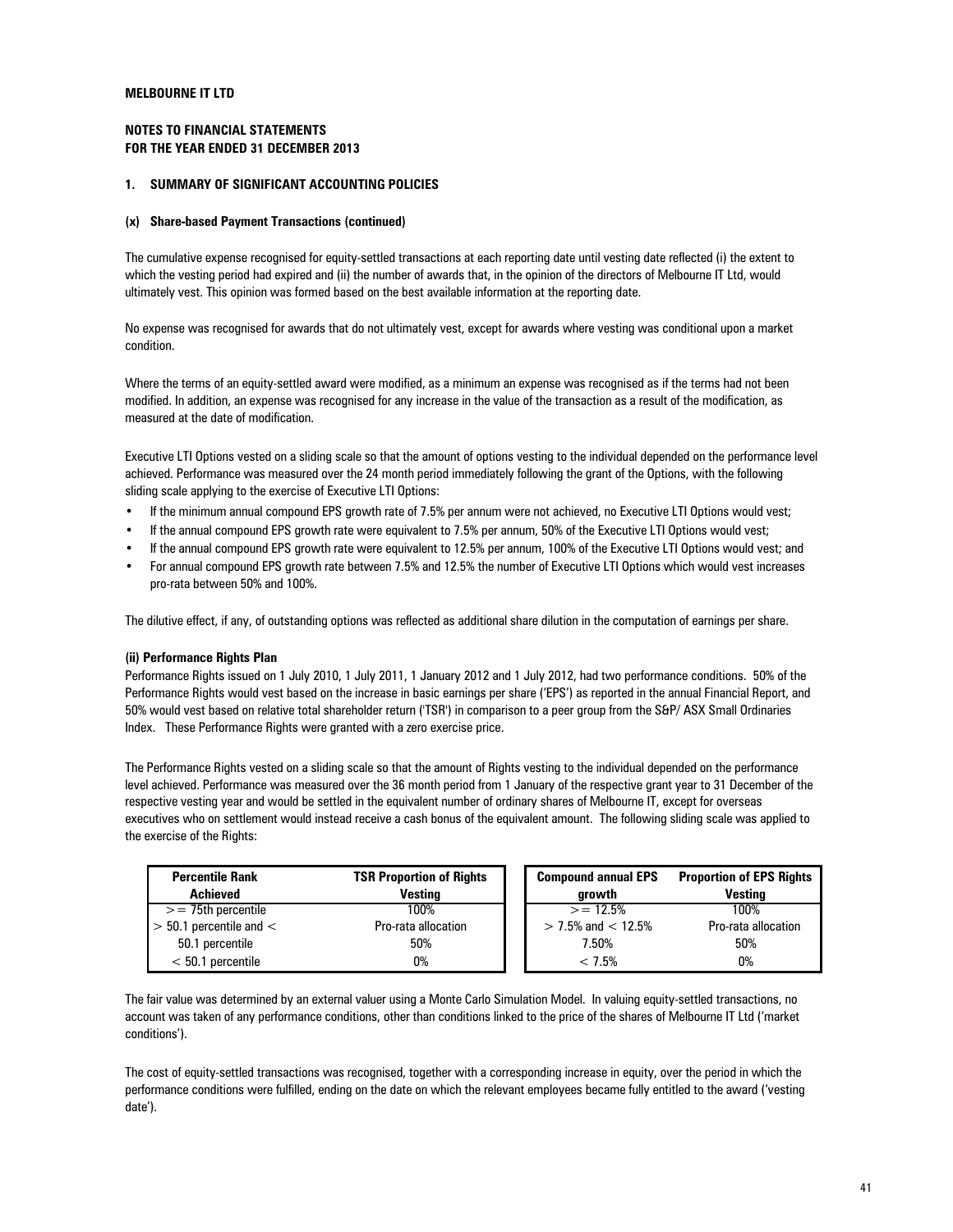**MELBOURNE IT LTD**

**NOTES TO FINANCIAL STATEMENTS**
**FOR THE YEAR ENDED 31 DECEMBER 2013**

## 1. SUMMARY OF SIGNIFICANT ACCOUNTING POLICIES

### (x) Share-based Payment Transactions (continued)

The cumulative expense recognised for equity-settled transactions at each reporting date until vesting date reflected (i) the extent to which the vesting period had expired and (ii) the number of awards that, in the opinion of the directors of Melbourne IT Ltd, would ultimately vest. This opinion was formed based on the best available information at the reporting date.

No expense was recognised for awards that do not ultimately vest, except for awards where vesting was conditional upon a market condition.

Where the terms of an equity-settled award were modified, as a minimum an expense was recognised as if the terms had not been modified. In addition, an expense was recognised for any increase in the value of the transaction as a result of the modification, as measured at the date of modification.

Executive LTI Options vested on a sliding scale so that the amount of options vesting to the individual depended on the performance level achieved. Performance was measured over the 24 month period immediately following the grant of the Options, with the following sliding scale applying to the exercise of Executive LTI Options:

- If the minimum annual compound EPS growth rate of 7.5% per annum were not achieved, no Executive LTI Options would vest;
- If the annual compound EPS growth rate were equivalent to 7.5% per annum, 50% of the Executive LTI Options would vest;
- If the annual compound EPS growth rate were equivalent to 12.5% per annum, 100% of the Executive LTI Options would vest; and
- For annual compound EPS growth rate between 7.5% and 12.5% the number of Executive LTI Options which would vest increases pro-rata between 50% and 100%.

The dilutive effect, if any, of outstanding options was reflected as additional share dilution in the computation of earnings per share.

#### (ii) Performance Rights Plan

Performance Rights issued on 1 July 2010, 1 July 2011, 1 January 2012 and 1 July 2012, had two performance conditions. 50% of the Performance Rights would vest based on the increase in basic earnings per share ('EPS') as reported in the annual Financial Report, and 50% would vest based on relative total shareholder return ('TSR') in comparison to a peer group from the S&P/ ASX Small Ordinaries Index. These Performance Rights were granted with a zero exercise price.

The Performance Rights vested on a sliding scale so that the amount of Rights vesting to the individual depended on the performance level achieved. Performance was measured over the 36 month period from 1 January of the respective grant year to 31 December of the respective vesting year and would be settled in the equivalent number of ordinary shares of Melbourne IT, except for overseas executives who on settlement would instead receive a cash bonus of the equivalent amount. The following sliding scale was applied to the exercise of the Rights:

| Percentile Rank Achieved | TSR Proportion of Rights Vesting |
|---|---|
| >= 75th percentile | 100% |
| > 50.1 percentile and < | Pro-rata allocation |
| 50.1 percentile | 50% |
| < 50.1 percentile | 0% |

| Compound annual EPS growth | Proportion of EPS Rights Vesting |
|---|---|
| >= 12.5% | 100% |
| > 7.5% and < 12.5% | Pro-rata allocation |
| 7.50% | 50% |
| < 7.5% | 0% |

The fair value was determined by an external valuer using a Monte Carlo Simulation Model. In valuing equity-settled transactions, no account was taken of any performance conditions, other than conditions linked to the price of the shares of Melbourne IT Ltd ('market conditions').

The cost of equity-settled transactions was recognised, together with a corresponding increase in equity, over the period in which the performance conditions were fulfilled, ending on the date on which the relevant employees became fully entitled to the award ('vesting date').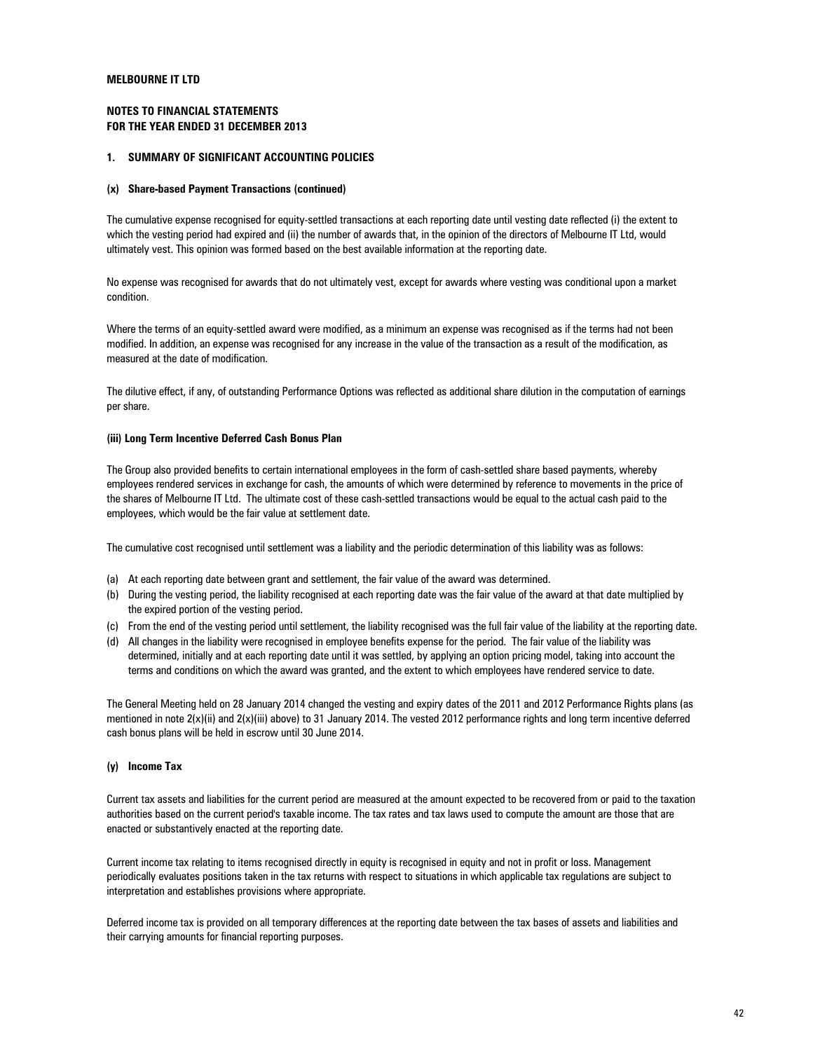**MELBOURNE IT LTD**

**NOTES TO FINANCIAL STATEMENTS**
**FOR THE YEAR ENDED 31 DECEMBER 2013**

### 1. SUMMARY OF SIGNIFICANT ACCOUNTING POLICIES

#### (x) Share-based Payment Transactions (continued)

The cumulative expense recognised for equity-settled transactions at each reporting date until vesting date reflected (i) the extent to which the vesting period had expired and (ii) the number of awards that, in the opinion of the directors of Melbourne IT Ltd, would ultimately vest. This opinion was formed based on the best available information at the reporting date.

No expense was recognised for awards that do not ultimately vest, except for awards where vesting was conditional upon a market condition.

Where the terms of an equity-settled award were modified, as a minimum an expense was recognised as if the terms had not been modified. In addition, an expense was recognised for any increase in the value of the transaction as a result of the modification, as measured at the date of modification.

The dilutive effect, if any, of outstanding Performance Options was reflected as additional share dilution in the computation of earnings per share.

#### (iii) Long Term Incentive Deferred Cash Bonus Plan

The Group also provided benefits to certain international employees in the form of cash-settled share based payments, whereby employees rendered services in exchange for cash, the amounts of which were determined by reference to movements in the price of the shares of Melbourne IT Ltd. The ultimate cost of these cash-settled transactions would be equal to the actual cash paid to the employees, which would be the fair value at settlement date.

The cumulative cost recognised until settlement was a liability and the periodic determination of this liability was as follows:

(a) At each reporting date between grant and settlement, the fair value of the award was determined.
(b) During the vesting period, the liability recognised at each reporting date was the fair value of the award at that date multiplied by the expired portion of the vesting period.
(c) From the end of the vesting period until settlement, the liability recognised was the full fair value of the liability at the reporting date.
(d) All changes in the liability were recognised in employee benefits expense for the period. The fair value of the liability was determined, initially and at each reporting date until it was settled, by applying an option pricing model, taking into account the terms and conditions on which the award was granted, and the extent to which employees have rendered service to date.

The General Meeting held on 28 January 2014 changed the vesting and expiry dates of the 2011 and 2012 Performance Rights plans (as mentioned in note 2(x)(ii) and 2(x)(iii) above) to 31 January 2014. The vested 2012 performance rights and long term incentive deferred cash bonus plans will be held in escrow until 30 June 2014.

#### (y) Income Tax

Current tax assets and liabilities for the current period are measured at the amount expected to be recovered from or paid to the taxation authorities based on the current period's taxable income. The tax rates and tax laws used to compute the amount are those that are enacted or substantively enacted at the reporting date.

Current income tax relating to items recognised directly in equity is recognised in equity and not in profit or loss. Management periodically evaluates positions taken in the tax returns with respect to situations in which applicable tax regulations are subject to interpretation and establishes provisions where appropriate.

Deferred income tax is provided on all temporary differences at the reporting date between the tax bases of assets and liabilities and their carrying amounts for financial reporting purposes.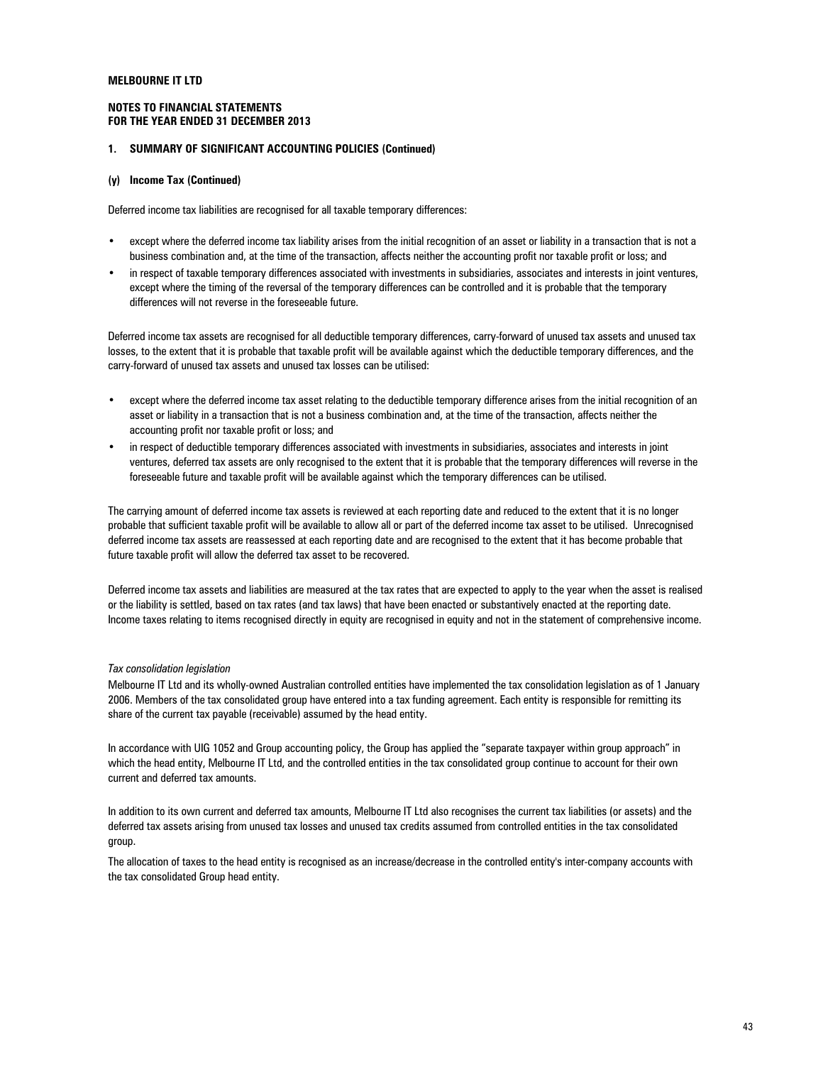**MELBOURNE IT LTD**

**NOTES TO FINANCIAL STATEMENTS**
**FOR THE YEAR ENDED 31 DECEMBER 2013**

## 1. SUMMARY OF SIGNIFICANT ACCOUNTING POLICIES (Continued)

### (y) Income Tax (Continued)

Deferred income tax liabilities are recognised for all taxable temporary differences:

- except where the deferred income tax liability arises from the initial recognition of an asset or liability in a transaction that is not a business combination and, at the time of the transaction, affects neither the accounting profit nor taxable profit or loss; and
- in respect of taxable temporary differences associated with investments in subsidiaries, associates and interests in joint ventures, except where the timing of the reversal of the temporary differences can be controlled and it is probable that the temporary differences will not reverse in the foreseeable future.

Deferred income tax assets are recognised for all deductible temporary differences, carry-forward of unused tax assets and unused tax losses, to the extent that it is probable that taxable profit will be available against which the deductible temporary differences, and the carry-forward of unused tax assets and unused tax losses can be utilised:

- except where the deferred income tax asset relating to the deductible temporary difference arises from the initial recognition of an asset or liability in a transaction that is not a business combination and, at the time of the transaction, affects neither the accounting profit nor taxable profit or loss; and
- in respect of deductible temporary differences associated with investments in subsidiaries, associates and interests in joint ventures, deferred tax assets are only recognised to the extent that it is probable that the temporary differences will reverse in the foreseeable future and taxable profit will be available against which the temporary differences can be utilised.

The carrying amount of deferred income tax assets is reviewed at each reporting date and reduced to the extent that it is no longer probable that sufficient taxable profit will be available to allow all or part of the deferred income tax asset to be utilised. Unrecognised deferred income tax assets are reassessed at each reporting date and are recognised to the extent that it has become probable that future taxable profit will allow the deferred tax asset to be recovered.

Deferred income tax assets and liabilities are measured at the tax rates that are expected to apply to the year when the asset is realised or the liability is settled, based on tax rates (and tax laws) that have been enacted or substantively enacted at the reporting date. Income taxes relating to items recognised directly in equity are recognised in equity and not in the statement of comprehensive income.

*Tax consolidation legislation*

Melbourne IT Ltd and its wholly-owned Australian controlled entities have implemented the tax consolidation legislation as of 1 January 2006. Members of the tax consolidated group have entered into a tax funding agreement. Each entity is responsible for remitting its share of the current tax payable (receivable) assumed by the head entity.

In accordance with UIG 1052 and Group accounting policy, the Group has applied the "separate taxpayer within group approach" in which the head entity, Melbourne IT Ltd, and the controlled entities in the tax consolidated group continue to account for their own current and deferred tax amounts.

In addition to its own current and deferred tax amounts, Melbourne IT Ltd also recognises the current tax liabilities (or assets) and the deferred tax assets arising from unused tax losses and unused tax credits assumed from controlled entities in the tax consolidated group.

The allocation of taxes to the head entity is recognised as an increase/decrease in the controlled entity's inter-company accounts with the tax consolidated Group head entity.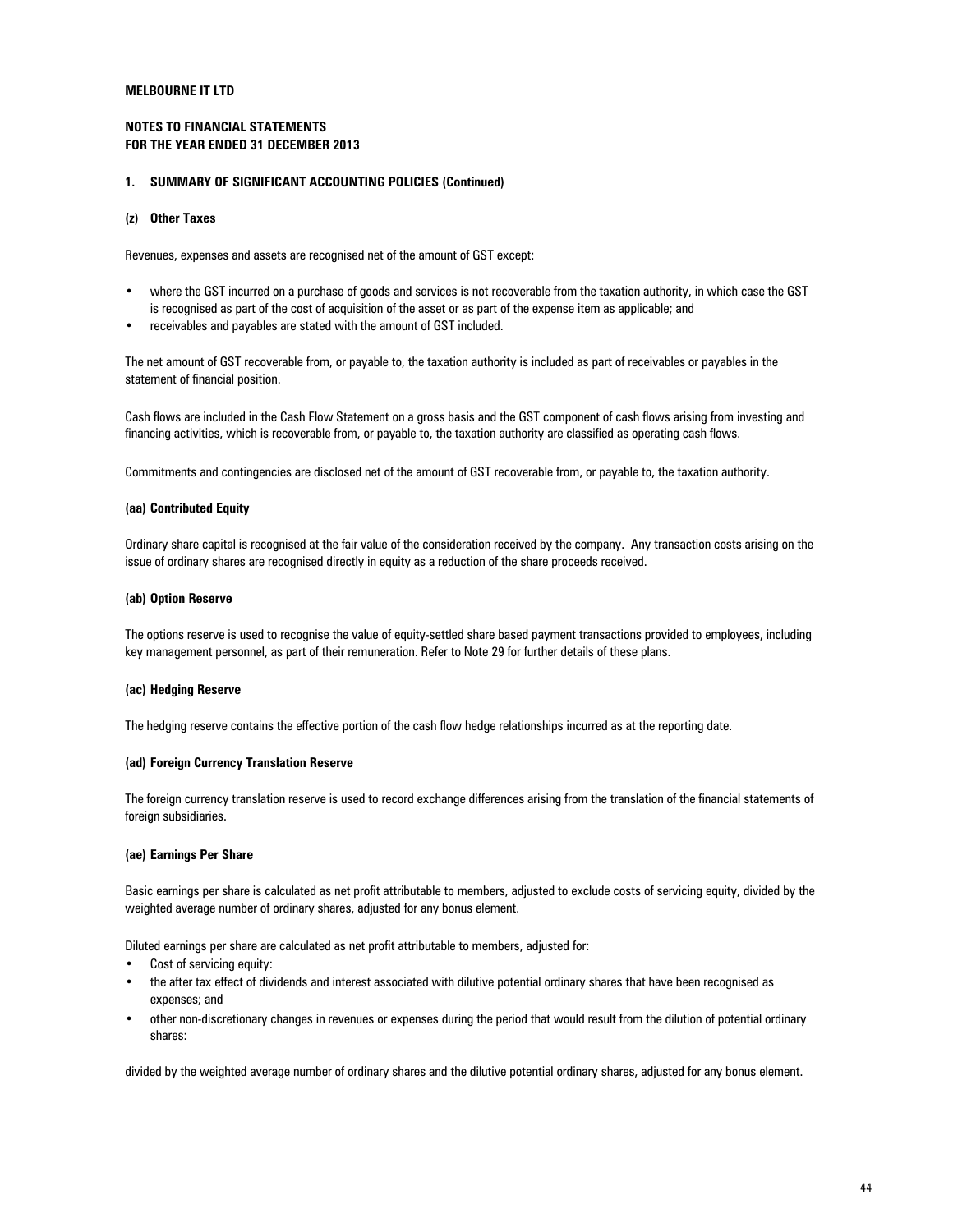**MELBOURNE IT LTD**

**NOTES TO FINANCIAL STATEMENTS**
**FOR THE YEAR ENDED 31 DECEMBER 2013**

## 1. SUMMARY OF SIGNIFICANT ACCOUNTING POLICIES (Continued)

### (z) Other Taxes

Revenues, expenses and assets are recognised net of the amount of GST except:

- where the GST incurred on a purchase of goods and services is not recoverable from the taxation authority, in which case the GST is recognised as part of the cost of acquisition of the asset or as part of the expense item as applicable; and
- receivables and payables are stated with the amount of GST included.

The net amount of GST recoverable from, or payable to, the taxation authority is included as part of receivables or payables in the statement of financial position.

Cash flows are included in the Cash Flow Statement on a gross basis and the GST component of cash flows arising from investing and financing activities, which is recoverable from, or payable to, the taxation authority are classified as operating cash flows.

Commitments and contingencies are disclosed net of the amount of GST recoverable from, or payable to, the taxation authority.

### (aa) Contributed Equity

Ordinary share capital is recognised at the fair value of the consideration received by the company. Any transaction costs arising on the issue of ordinary shares are recognised directly in equity as a reduction of the share proceeds received.

### (ab) Option Reserve

The options reserve is used to recognise the value of equity-settled share based payment transactions provided to employees, including key management personnel, as part of their remuneration. Refer to Note 29 for further details of these plans.

### (ac) Hedging Reserve

The hedging reserve contains the effective portion of the cash flow hedge relationships incurred as at the reporting date.

### (ad) Foreign Currency Translation Reserve

The foreign currency translation reserve is used to record exchange differences arising from the translation of the financial statements of foreign subsidiaries.

### (ae) Earnings Per Share

Basic earnings per share is calculated as net profit attributable to members, adjusted to exclude costs of servicing equity, divided by the weighted average number of ordinary shares, adjusted for any bonus element.

Diluted earnings per share are calculated as net profit attributable to members, adjusted for:

- Cost of servicing equity:
- the after tax effect of dividends and interest associated with dilutive potential ordinary shares that have been recognised as expenses; and
- other non-discretionary changes in revenues or expenses during the period that would result from the dilution of potential ordinary shares:

divided by the weighted average number of ordinary shares and the dilutive potential ordinary shares, adjusted for any bonus element.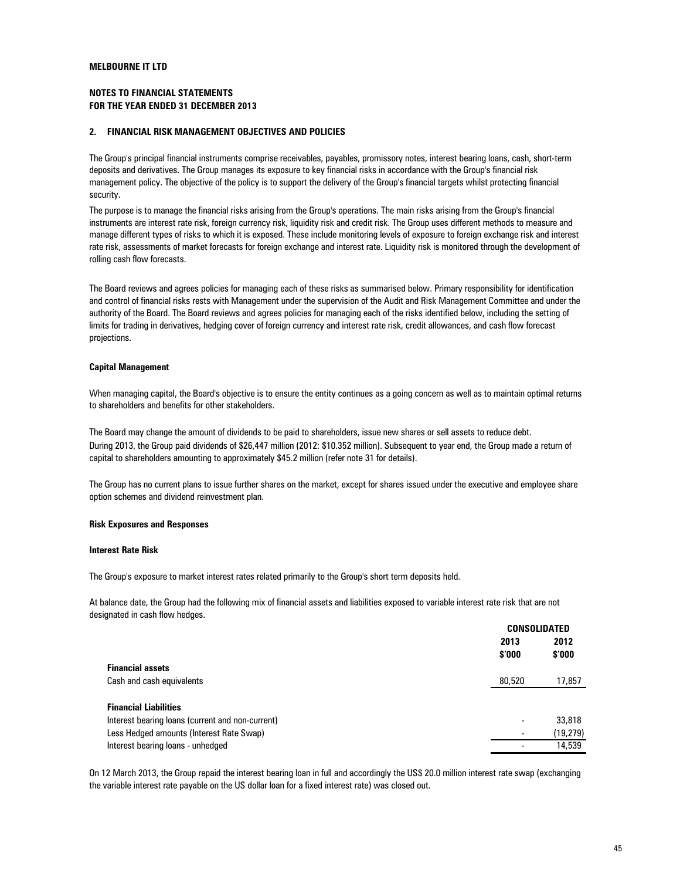**MELBOURNE IT LTD**

**NOTES TO FINANCIAL STATEMENTS**
**FOR THE YEAR ENDED 31 DECEMBER 2013**

## 2. FINANCIAL RISK MANAGEMENT OBJECTIVES AND POLICIES

The Group's principal financial instruments comprise receivables, payables, promissory notes, interest bearing loans, cash, short-term deposits and derivatives. The Group manages its exposure to key financial risks in accordance with the Group's financial risk management policy. The objective of the policy is to support the delivery of the Group's financial targets whilst protecting financial security.

The purpose is to manage the financial risks arising from the Group's operations. The main risks arising from the Group's financial instruments are interest rate risk, foreign currency risk, liquidity risk and credit risk. The Group uses different methods to measure and manage different types of risks to which it is exposed. These include monitoring levels of exposure to foreign exchange risk and interest rate risk, assessments of market forecasts for foreign exchange and interest rate. Liquidity risk is monitored through the development of rolling cash flow forecasts.

The Board reviews and agrees policies for managing each of these risks as summarised below. Primary responsibility for identification and control of financial risks rests with Management under the supervision of the Audit and Risk Management Committee and under the authority of the Board. The Board reviews and agrees policies for managing each of the risks identified below, including the setting of limits for trading in derivatives, hedging cover of foreign currency and interest rate risk, credit allowances, and cash flow forecast projections.

**Capital Management**

When managing capital, the Board's objective is to ensure the entity continues as a going concern as well as to maintain optimal returns to shareholders and benefits for other stakeholders.

The Board may change the amount of dividends to be paid to shareholders, issue new shares or sell assets to reduce debt.
During 2013, the Group paid dividends of $26,447 million (2012: $10.352 million). Subsequent to year end, the Group made a return of capital to shareholders amounting to approximately $45.2 million (refer note 31 for details).

The Group has no current plans to issue further shares on the market, except for shares issued under the executive and employee share option schemes and dividend reinvestment plan.

**Risk Exposures and Responses**

**Interest Rate Risk**

The Group's exposure to market interest rates related primarily to the Group's short term deposits held.

At balance date, the Group had the following mix of financial assets and liabilities exposed to variable interest rate risk that are not designated in cash flow hedges.

| | CONSOLIDATED | |
|---|---|---|
| | 2013 $'000 | 2012 $'000 |
| **Financial assets** | | |
| Cash and cash equivalents | 80,520 | 17,857 |
| **Financial Liabilities** | | |
| Interest bearing loans (current and non-current) | - | 33,818 |
| Less Hedged amounts (Interest Rate Swap) | - | (19,279) |
| Interest bearing loans - unhedged | - | 14,539 |

On 12 March 2013, the Group repaid the interest bearing loan in full and accordingly the US$ 20.0 million interest rate swap (exchanging the variable interest rate payable on the US dollar loan for a fixed interest rate) was closed out.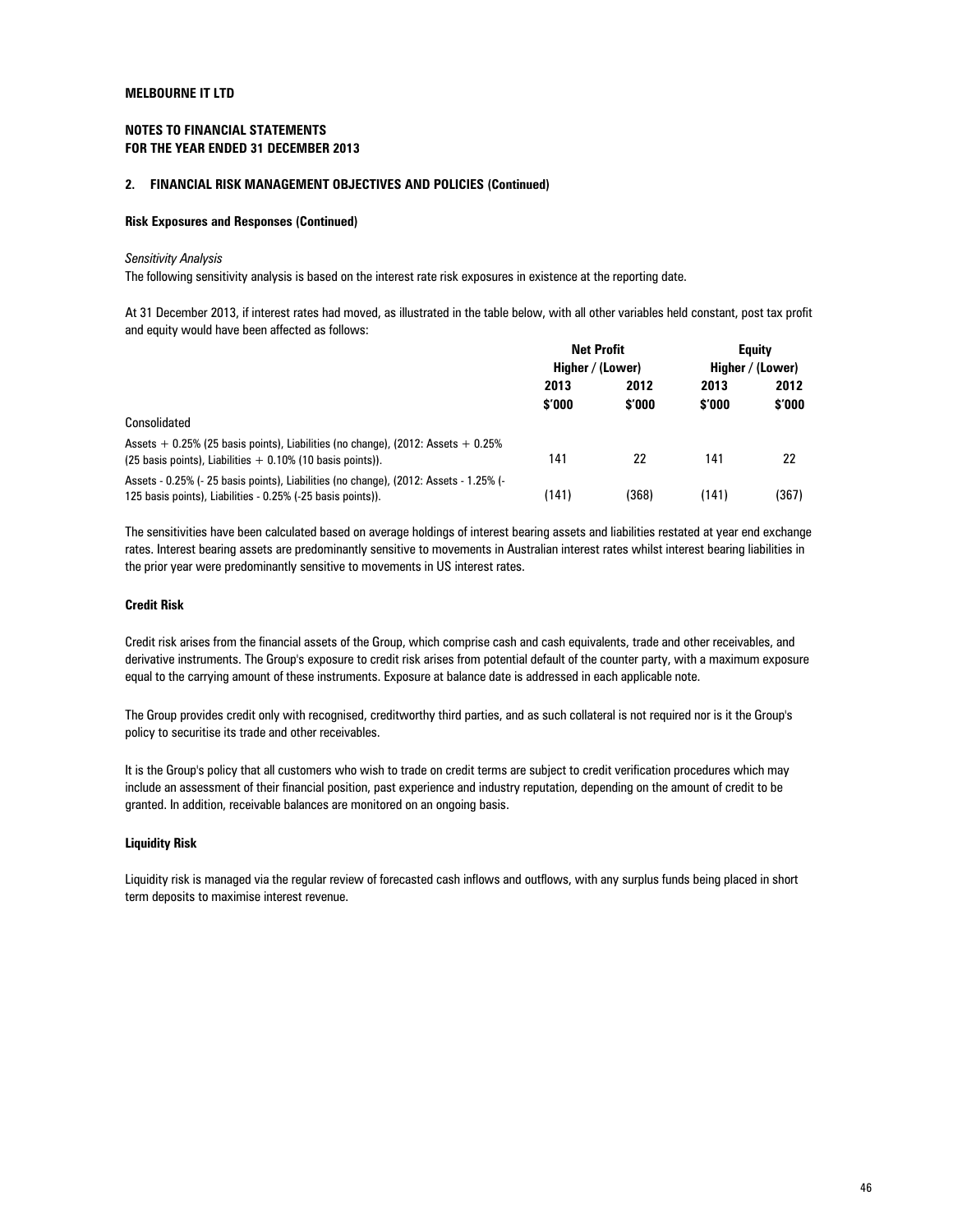**MELBOURNE IT LTD**

**NOTES TO FINANCIAL STATEMENTS**
**FOR THE YEAR ENDED 31 DECEMBER 2013**

## 2. FINANCIAL RISK MANAGEMENT OBJECTIVES AND POLICIES (Continued)

### Risk Exposures and Responses (Continued)

*Sensitivity Analysis*

The following sensitivity analysis is based on the interest rate risk exposures in existence at the reporting date.

At 31 December 2013, if interest rates had moved, as illustrated in the table below, with all other variables held constant, post tax profit and equity would have been affected as follows:

| | Net Profit Higher / (Lower) | | Equity Higher / (Lower) | |
|---|---|---|---|---|
| | 2013 $'000 | 2012 $'000 | 2013 $'000 | 2012 $'000 |
| Consolidated | | | | |
| Assets + 0.25% (25 basis points), Liabilities (no change), (2012: Assets + 0.25% (25 basis points), Liabilities + 0.10% (10 basis points)). | 141 | 22 | 141 | 22 |
| Assets - 0.25% (- 25 basis points), Liabilities (no change), (2012: Assets - 1.25% (-125 basis points), Liabilities - 0.25% (-25 basis points)). | (141) | (368) | (141) | (367) |

The sensitivities have been calculated based on average holdings of interest bearing assets and liabilities restated at year end exchange rates. Interest bearing assets are predominantly sensitive to movements in Australian interest rates whilst interest bearing liabilities in the prior year were predominantly sensitive to movements in US interest rates.

### Credit Risk

Credit risk arises from the financial assets of the Group, which comprise cash and cash equivalents, trade and other receivables, and derivative instruments. The Group's exposure to credit risk arises from potential default of the counter party, with a maximum exposure equal to the carrying amount of these instruments. Exposure at balance date is addressed in each applicable note.

The Group provides credit only with recognised, creditworthy third parties, and as such collateral is not required nor is it the Group's policy to securitise its trade and other receivables.

It is the Group's policy that all customers who wish to trade on credit terms are subject to credit verification procedures which may include an assessment of their financial position, past experience and industry reputation, depending on the amount of credit to be granted. In addition, receivable balances are monitored on an ongoing basis.

### Liquidity Risk

Liquidity risk is managed via the regular review of forecasted cash inflows and outflows, with any surplus funds being placed in short term deposits to maximise interest revenue.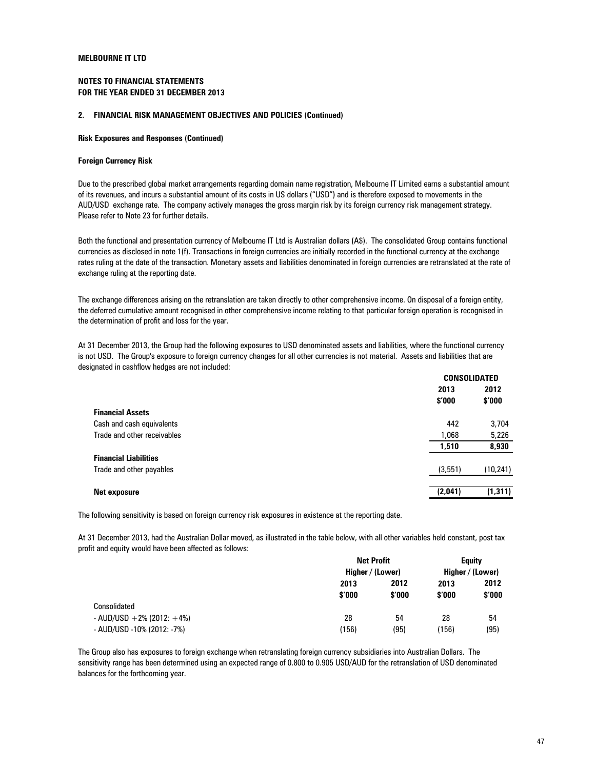**MELBOURNE IT LTD**

**NOTES TO FINANCIAL STATEMENTS**
**FOR THE YEAR ENDED 31 DECEMBER 2013**

## 2. FINANCIAL RISK MANAGEMENT OBJECTIVES AND POLICIES (Continued)

### Risk Exposures and Responses (Continued)

### Foreign Currency Risk

Due to the prescribed global market arrangements regarding domain name registration, Melbourne IT Limited earns a substantial amount of its revenues, and incurs a substantial amount of its costs in US dollars ("USD") and is therefore exposed to movements in the AUD/USD exchange rate. The company actively manages the gross margin risk by its foreign currency risk management strategy. Please refer to Note 23 for further details.

Both the functional and presentation currency of Melbourne IT Ltd is Australian dollars (A$). The consolidated Group contains functional currencies as disclosed in note 1(f). Transactions in foreign currencies are initially recorded in the functional currency at the exchange rates ruling at the date of the transaction. Monetary assets and liabilities denominated in foreign currencies are retranslated at the rate of exchange ruling at the reporting date.

The exchange differences arising on the retranslation are taken directly to other comprehensive income. On disposal of a foreign entity, the deferred cumulative amount recognised in other comprehensive income relating to that particular foreign operation is recognised in the determination of profit and loss for the year.

At 31 December 2013, the Group had the following exposures to USD denominated assets and liabilities, where the functional currency is not USD. The Group's exposure to foreign currency changes for all other currencies is not material. Assets and liabilities that are designated in cashflow hedges are not included:

| | CONSOLIDATED | |
|---|---|---|
| | 2013 | 2012 |
| | $'000 | $'000 |
| **Financial Assets** | | |
| Cash and cash equivalents | 442 | 3,704 |
| Trade and other receivables | 1,068 | 5,226 |
| | **1,510** | **8,930** |
| **Financial Liabilities** | | |
| Trade and other payables | (3,551) | (10,241) |
| **Net exposure** | **(2,041)** | **(1,311)** |

The following sensitivity is based on foreign currency risk exposures in existence at the reporting date.

At 31 December 2013, had the Australian Dollar moved, as illustrated in the table below, with all other variables held constant, post tax profit and equity would have been affected as follows:

| | Net Profit Higher / (Lower) | | Equity Higher / (Lower) | |
|---|---|---|---|---|
| | 2013 | 2012 | 2013 | 2012 |
| | $'000 | $'000 | $'000 | $'000 |
| Consolidated | | | | |
| - AUD/USD +2% (2012: +4%) | 28 | 54 | 28 | 54 |
| - AUD/USD -10% (2012: -7%) | (156) | (95) | (156) | (95) |

The Group also has exposures to foreign exchange when retranslating foreign currency subsidiaries into Australian Dollars. The sensitivity range has been determined using an expected range of 0.800 to 0.905 USD/AUD for the retranslation of USD denominated balances for the forthcoming year.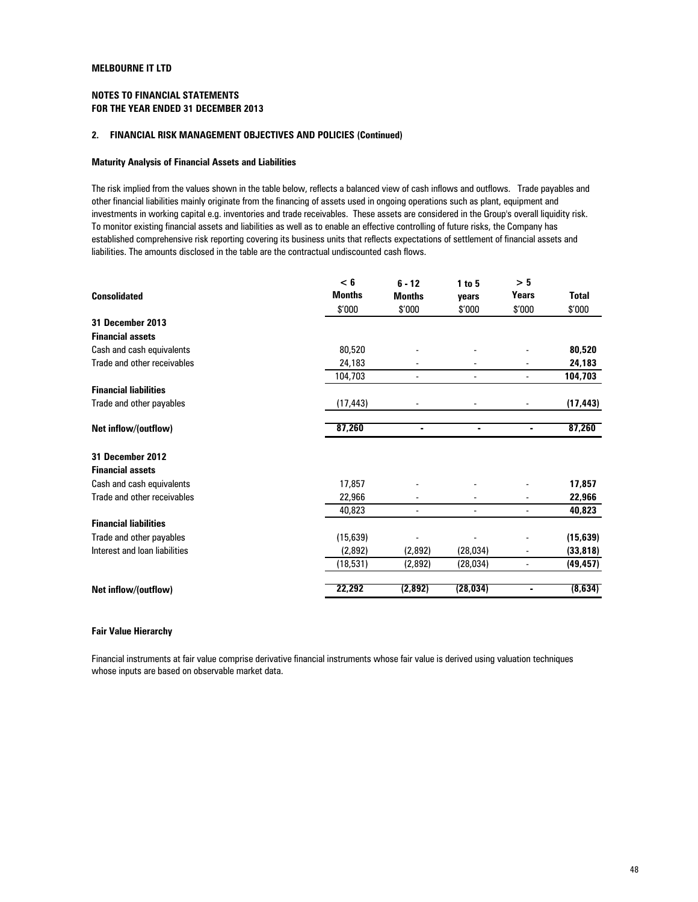**MELBOURNE IT LTD**

**NOTES TO FINANCIAL STATEMENTS**
**FOR THE YEAR ENDED 31 DECEMBER 2013**

## 2. FINANCIAL RISK MANAGEMENT OBJECTIVES AND POLICIES (Continued)

### Maturity Analysis of Financial Assets and Liabilities

The risk implied from the values shown in the table below, reflects a balanced view of cash inflows and outflows. Trade payables and other financial liabilities mainly originate from the financing of assets used in ongoing operations such as plant, equipment and investments in working capital e.g. inventories and trade receivables. These assets are considered in the Group's overall liquidity risk. To monitor existing financial assets and liabilities as well as to enable an effective controlling of future risks, the Company has established comprehensive risk reporting covering its business units that reflects expectations of settlement of financial assets and liabilities. The amounts disclosed in the table are the contractual undiscounted cash flows.

| Consolidated | < 6 Months | 6 - 12 Months | 1 to 5 years | > 5 Years | Total |
|---|---|---|---|---|---|
| | $'000 | $'000 | $'000 | $'000 | $'000 |
| **31 December 2013** | | | | | |
| **Financial assets** | | | | | |
| Cash and cash equivalents | 80,520 | - | - | - | **80,520** |
| Trade and other receivables | 24,183 | - | - | - | **24,183** |
| | 104,703 | - | - | - | **104,703** |
| **Financial liabilities** | | | | | |
| Trade and other payables | (17,443) | - | - | - | **(17,443)** |
| **Net inflow/(outflow)** | **87,260** | **-** | **-** | **-** | **87,260** |
| **31 December 2012** | | | | | |
| **Financial assets** | | | | | |
| Cash and cash equivalents | 17,857 | - | - | - | **17,857** |
| Trade and other receivables | 22,966 | - | - | - | **22,966** |
| | 40,823 | - | - | - | **40,823** |
| **Financial liabilities** | | | | | |
| Trade and other payables | (15,639) | - | - | - | **(15,639)** |
| Interest and loan liabilities | (2,892) | (2,892) | (28,034) | - | **(33,818)** |
| | (18,531) | (2,892) | (28,034) | - | **(49,457)** |
| **Net inflow/(outflow)** | **22,292** | **(2,892)** | **(28,034)** | **-** | **(8,634)** |

### Fair Value Hierarchy

Financial instruments at fair value comprise derivative financial instruments whose fair value is derived using valuation techniques whose inputs are based on observable market data.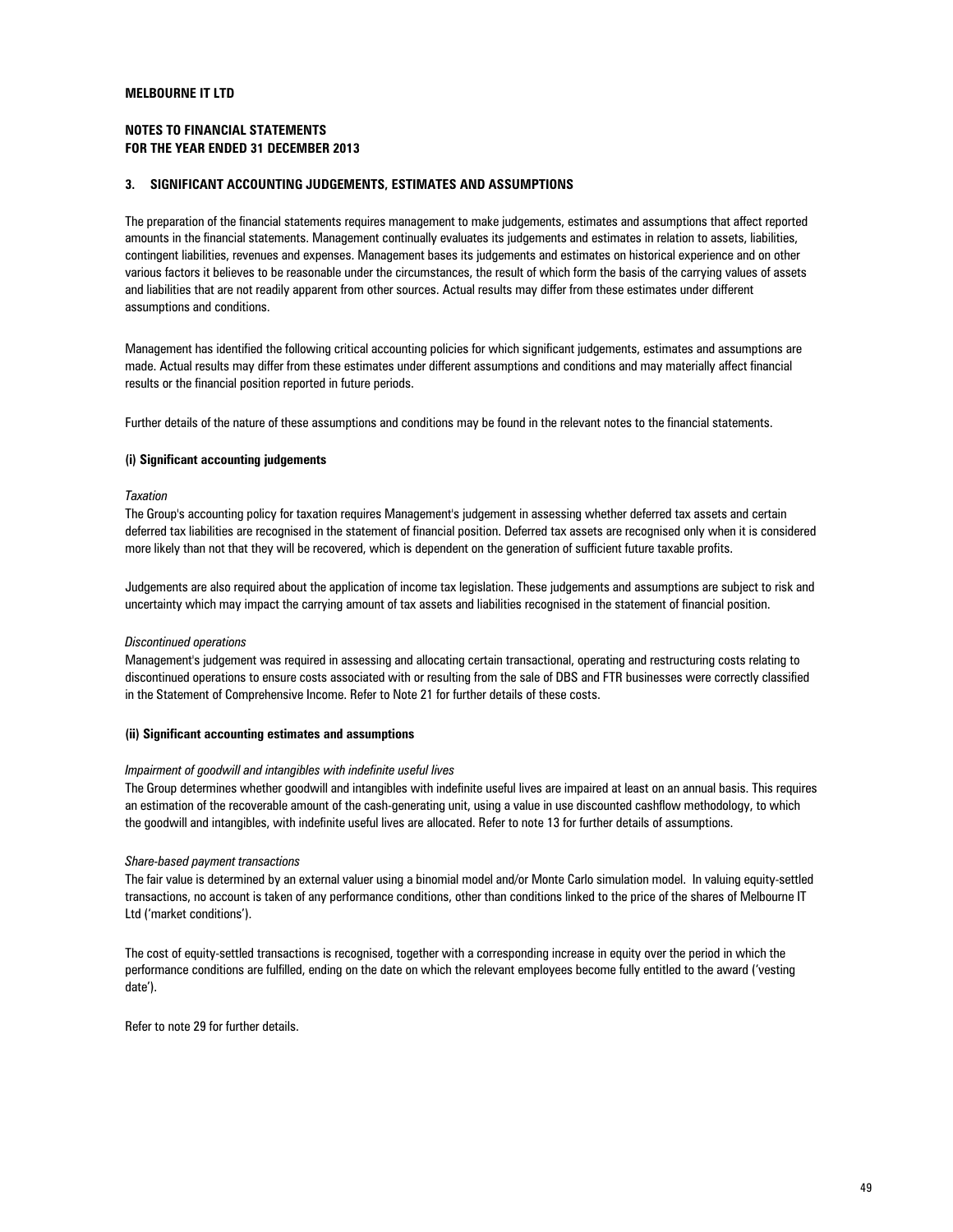MELBOURNE IT LTD

NOTES TO FINANCIAL STATEMENTS
FOR THE YEAR ENDED 31 DECEMBER 2013

## 3. SIGNIFICANT ACCOUNTING JUDGEMENTS, ESTIMATES AND ASSUMPTIONS

The preparation of the financial statements requires management to make judgements, estimates and assumptions that affect reported amounts in the financial statements. Management continually evaluates its judgements and estimates in relation to assets, liabilities, contingent liabilities, revenues and expenses. Management bases its judgements and estimates on historical experience and on other various factors it believes to be reasonable under the circumstances, the result of which form the basis of the carrying values of assets and liabilities that are not readily apparent from other sources. Actual results may differ from these estimates under different assumptions and conditions.

Management has identified the following critical accounting policies for which significant judgements, estimates and assumptions are made. Actual results may differ from these estimates under different assumptions and conditions and may materially affect financial results or the financial position reported in future periods.

Further details of the nature of these assumptions and conditions may be found in the relevant notes to the financial statements.

### (i) Significant accounting judgements

*Taxation*

The Group's accounting policy for taxation requires Management's judgement in assessing whether deferred tax assets and certain deferred tax liabilities are recognised in the statement of financial position. Deferred tax assets are recognised only when it is considered more likely than not that they will be recovered, which is dependent on the generation of sufficient future taxable profits.

Judgements are also required about the application of income tax legislation. These judgements and assumptions are subject to risk and uncertainty which may impact the carrying amount of tax assets and liabilities recognised in the statement of financial position.

*Discontinued operations*

Management's judgement was required in assessing and allocating certain transactional, operating and restructuring costs relating to discontinued operations to ensure costs associated with or resulting from the sale of DBS and FTR businesses were correctly classified in the Statement of Comprehensive Income. Refer to Note 21 for further details of these costs.

### (ii) Significant accounting estimates and assumptions

*Impairment of goodwill and intangibles with indefinite useful lives*

The Group determines whether goodwill and intangibles with indefinite useful lives are impaired at least on an annual basis. This requires an estimation of the recoverable amount of the cash-generating unit, using a value in use discounted cashflow methodology, to which the goodwill and intangibles, with indefinite useful lives are allocated. Refer to note 13 for further details of assumptions.

*Share-based payment transactions*

The fair value is determined by an external valuer using a binomial model and/or Monte Carlo simulation model. In valuing equity-settled transactions, no account is taken of any performance conditions, other than conditions linked to the price of the shares of Melbourne IT Ltd ('market conditions').

The cost of equity-settled transactions is recognised, together with a corresponding increase in equity over the period in which the performance conditions are fulfilled, ending on the date on which the relevant employees become fully entitled to the award ('vesting date').

Refer to note 29 for further details.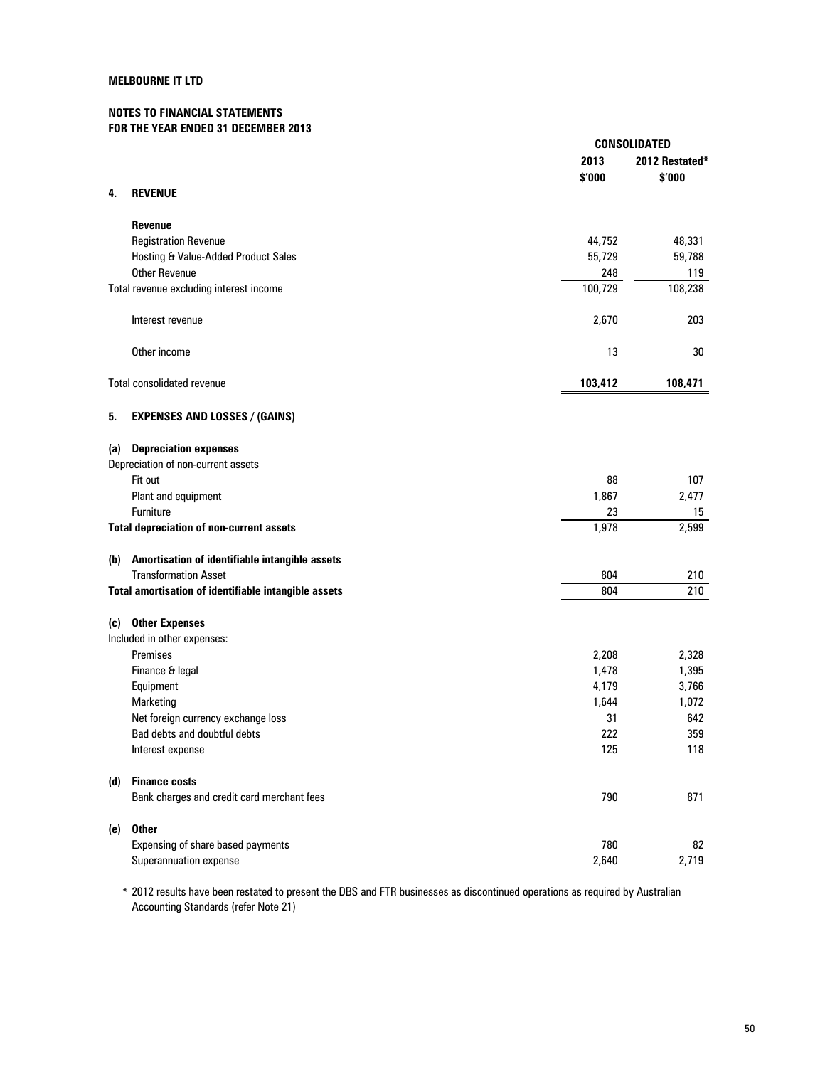**MELBOURNE IT LTD**

**NOTES TO FINANCIAL STATEMENTS**
**FOR THE YEAR ENDED 31 DECEMBER 2013**

| | CONSOLIDATED | |
|---|---|---|
| | 2013 | 2012 Restated* |
| | $'000 | $'000 |
| **4. REVENUE** | | |
| **Revenue** | | |
| Registration Revenue | 44,752 | 48,331 |
| Hosting & Value-Added Product Sales | 55,729 | 59,788 |
| Other Revenue | 248 | 119 |
| Total revenue excluding interest income | 100,729 | 108,238 |
| Interest revenue | 2,670 | 203 |
| Other income | 13 | 30 |
| Total consolidated revenue | **103,412** | **108,471** |
| **5. EXPENSES AND LOSSES / (GAINS)** | | |
| **(a) Depreciation expenses** | | |
| Depreciation of non-current assets | | |
| Fit out | 88 | 107 |
| Plant and equipment | 1,867 | 2,477 |
| Furniture | 23 | 15 |
| **Total depreciation of non-current assets** | 1,978 | 2,599 |
| **(b) Amortisation of identifiable intangible assets** | | |
| Transformation Asset | 804 | 210 |
| **Total amortisation of identifiable intangible assets** | 804 | 210 |
| **(c) Other Expenses** | | |
| Included in other expenses: | | |
| Premises | 2,208 | 2,328 |
| Finance & legal | 1,478 | 1,395 |
| Equipment | 4,179 | 3,766 |
| Marketing | 1,644 | 1,072 |
| Net foreign currency exchange loss | 31 | 642 |
| Bad debts and doubtful debts | 222 | 359 |
| Interest expense | 125 | 118 |
| **(d) Finance costs** | | |
| Bank charges and credit card merchant fees | 790 | 871 |
| **(e) Other** | | |
| Expensing of share based payments | 780 | 82 |
| Superannuation expense | 2,640 | 2,719 |

\* 2012 results have been restated to present the DBS and FTR businesses as discontinued operations as required by Australian Accounting Standards (refer Note 21)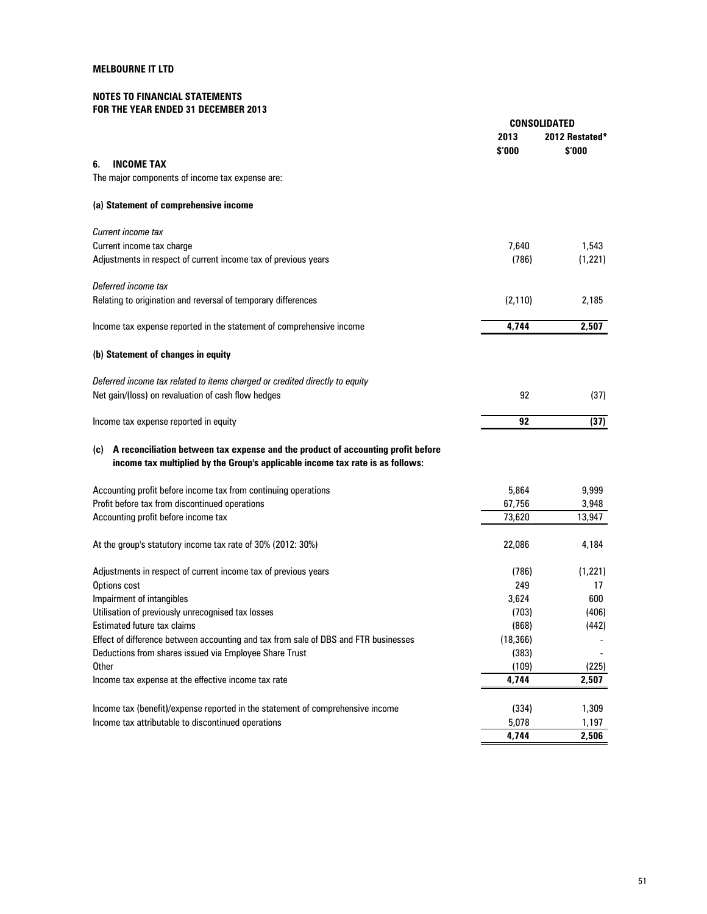**MELBOURNE IT LTD**

**NOTES TO FINANCIAL STATEMENTS**
**FOR THE YEAR ENDED 31 DECEMBER 2013**

| | CONSOLIDATED | |
|---|---|---|
| | 2013 | 2012 Restated* |
| | $'000 | $'000 |
| **6. INCOME TAX** | | |
| The major components of income tax expense are: | | |
| **(a) Statement of comprehensive income** | | |
| *Current income tax* | | |
| Current income tax charge | 7,640 | 1,543 |
| Adjustments in respect of current income tax of previous years | (786) | (1,221) |
| *Deferred income tax* | | |
| Relating to origination and reversal of temporary differences | (2,110) | 2,185 |
| Income tax expense reported in the statement of comprehensive income | **4,744** | **2,507** |
| **(b) Statement of changes in equity** | | |
| *Deferred income tax related to items charged or credited directly to equity* | | |
| Net gain/(loss) on revaluation of cash flow hedges | 92 | (37) |
| Income tax expense reported in equity | **92** | **(37)** |
| **(c) A reconciliation between tax expense and the product of accounting profit before income tax multiplied by the Group's applicable income tax rate is as follows:** | | |
| Accounting profit before income tax from continuing operations | 5,864 | 9,999 |
| Profit before tax from discontinued operations | 67,756 | 3,948 |
| Accounting profit before income tax | 73,620 | 13,947 |
| At the group's statutory income tax rate of 30% (2012: 30%) | 22,086 | 4,184 |
| Adjustments in respect of current income tax of previous years | (786) | (1,221) |
| Options cost | 249 | 17 |
| Impairment of intangibles | 3,624 | 600 |
| Utilisation of previously unrecognised tax losses | (703) | (406) |
| Estimated future tax claims | (868) | (442) |
| Effect of difference between accounting and tax from sale of DBS and FTR businesses | (18,366) | - |
| Deductions from shares issued via Employee Share Trust | (383) | - |
| Other | (109) | (225) |
| Income tax expense at the effective income tax rate | **4,744** | **2,507** |
| Income tax (benefit)/expense reported in the statement of comprehensive income | (334) | 1,309 |
| Income tax attributable to discontinued operations | 5,078 | 1,197 |
| | **4,744** | **2,506** |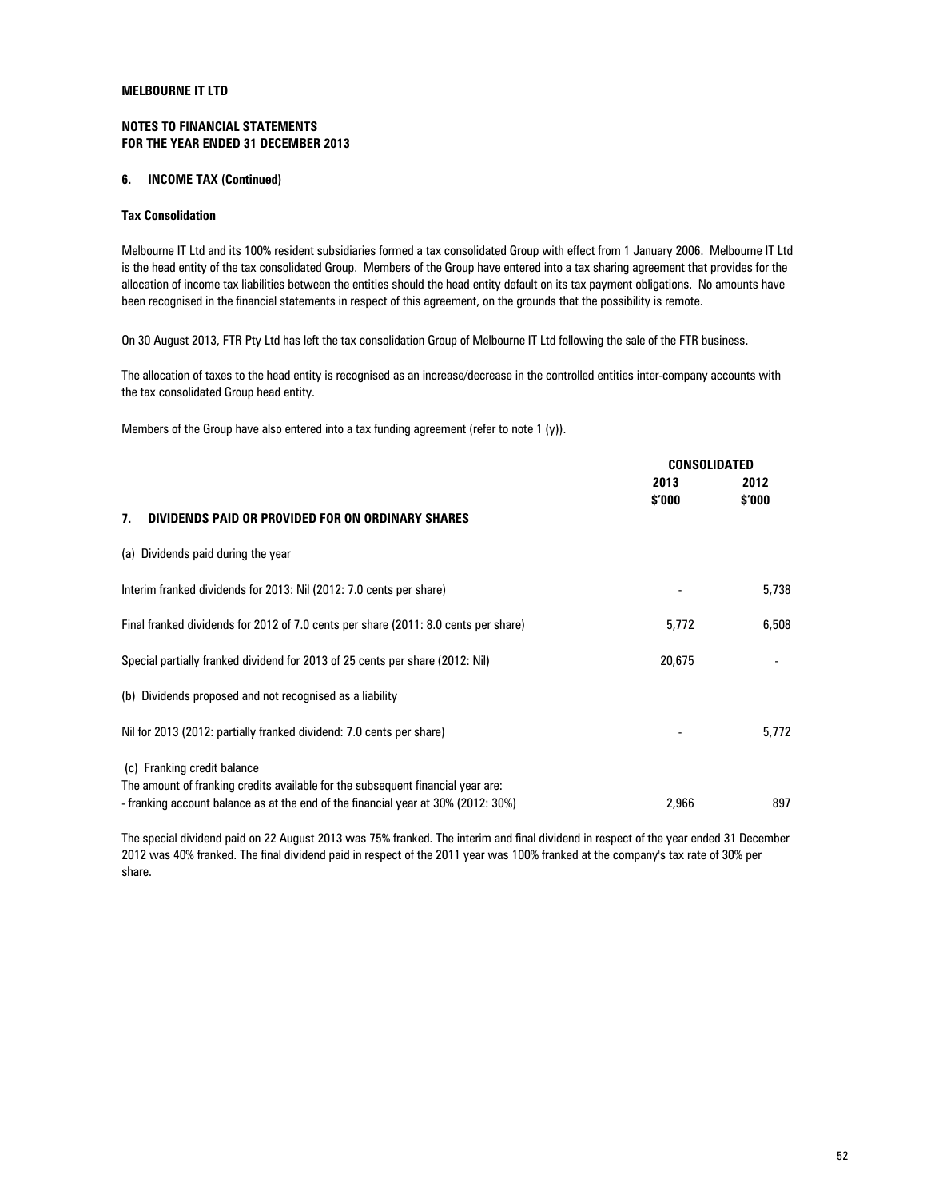**MELBOURNE IT LTD**

**NOTES TO FINANCIAL STATEMENTS**
**FOR THE YEAR ENDED 31 DECEMBER 2013**

### 6. INCOME TAX (Continued)

**Tax Consolidation**

Melbourne IT Ltd and its 100% resident subsidiaries formed a tax consolidated Group with effect from 1 January 2006. Melbourne IT Ltd is the head entity of the tax consolidated Group. Members of the Group have entered into a tax sharing agreement that provides for the allocation of income tax liabilities between the entities should the head entity default on its tax payment obligations. No amounts have been recognised in the financial statements in respect of this agreement, on the grounds that the possibility is remote.

On 30 August 2013, FTR Pty Ltd has left the tax consolidation Group of Melbourne IT Ltd following the sale of the FTR business.

The allocation of taxes to the head entity is recognised as an increase/decrease in the controlled entities inter-company accounts with the tax consolidated Group head entity.

Members of the Group have also entered into a tax funding agreement (refer to note 1 (y)).

| | CONSOLIDATED | |
|---|---|---|
| | 2013 $'000 | 2012 $'000 |
| **7. DIVIDENDS PAID OR PROVIDED FOR ON ORDINARY SHARES** | | |
| (a) Dividends paid during the year | | |
| Interim franked dividends for 2013: Nil (2012: 7.0 cents per share) | - | 5,738 |
| Final franked dividends for 2012 of 7.0 cents per share (2011: 8.0 cents per share) | 5,772 | 6,508 |
| Special partially franked dividend for 2013 of 25 cents per share (2012: Nil) | 20,675 | - |
| (b) Dividends proposed and not recognised as a liability | | |
| Nil for 2013 (2012: partially franked dividend: 7.0 cents per share) | - | 5,772 |
| (c) Franking credit balance | | |
| The amount of franking credits available for the subsequent financial year are: | | |
| - franking account balance as at the end of the financial year at 30% (2012: 30%) | 2,966 | 897 |

The special dividend paid on 22 August 2013 was 75% franked. The interim and final dividend in respect of the year ended 31 December 2012 was 40% franked. The final dividend paid in respect of the 2011 year was 100% franked at the company's tax rate of 30% per share.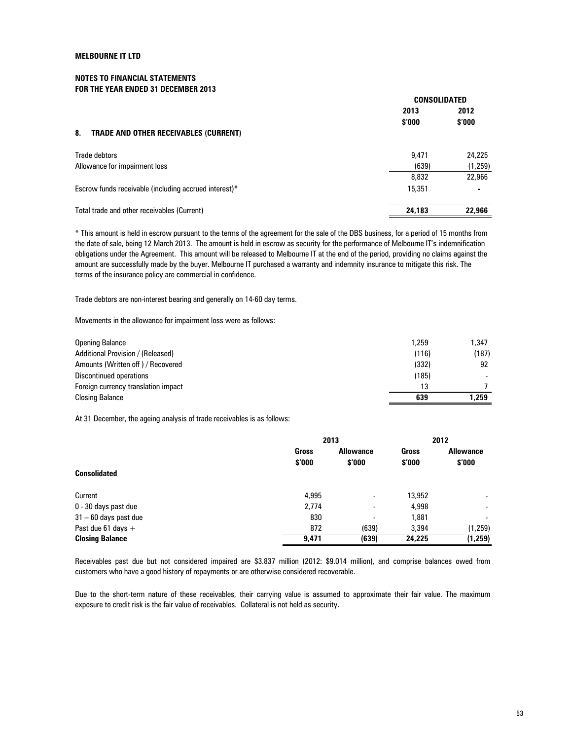**MELBOURNE IT LTD**

**NOTES TO FINANCIAL STATEMENTS**
**FOR THE YEAR ENDED 31 DECEMBER 2013**

## 8. TRADE AND OTHER RECEIVABLES (CURRENT)

| | CONSOLIDATED | |
|---|---|---|
| | 2013 $'000 | 2012 $'000 |
| Trade debtors | 9,471 | 24,225 |
| Allowance for impairment loss | (639) | (1,259) |
| | 8,832 | 22,966 |
| Escrow funds receivable (including accrued interest)* | 15,351 | - |
| **Total trade and other receivables (Current)** | **24,183** | **22,966** |

* This amount is held in escrow pursuant to the terms of the agreement for the sale of the DBS business, for a period of 15 months from the date of sale, being 12 March 2013. The amount is held in escrow as security for the performance of Melbourne IT's indemnification obligations under the Agreement. This amount will be released to Melbourne IT at the end of the period, providing no claims against the amount are successfully made by the buyer. Melbourne IT purchased a warranty and indemnity insurance to mitigate this risk. The terms of the insurance policy are commercial in confidence.

Trade debtors are non-interest bearing and generally on 14-60 day terms.

Movements in the allowance for impairment loss were as follows:

| | 2013 $'000 | 2012 $'000 |
|---|---|---|
| Opening Balance | 1,259 | 1,347 |
| Additional Provision / (Released) | (116) | (187) |
| Amounts (Written off ) / Recovered | (332) | 92 |
| Discontinued operations | (185) | - |
| Foreign currency translation impact | 13 | 7 |
| Closing Balance | **639** | **1,259** |

At 31 December, the ageing analysis of trade receivables is as follows:

| | 2013 | | 2012 | |
|---|---|---|---|---|
| | Gross $'000 | Allowance $'000 | Gross $'000 | Allowance $'000 |
| **Consolidated** | | | | |
| Current | 4,995 | - | 13,952 | - |
| 0 - 30 days past due | 2,774 | - | 4,998 | - |
| 31 – 60 days past due | 830 | - | 1,881 | - |
| Past due 61 days + | 872 | (639) | 3,394 | (1,259) |
| **Closing Balance** | **9,471** | **(639)** | **24,225** | **(1,259)** |

Receivables past due but not considered impaired are $3.837 million (2012: $9.014 million), and comprise balances owed from customers who have a good history of repayments or are otherwise considered recoverable.

Due to the short-term nature of these receivables, their carrying value is assumed to approximate their fair value. The maximum exposure to credit risk is the fair value of receivables. Collateral is not held as security.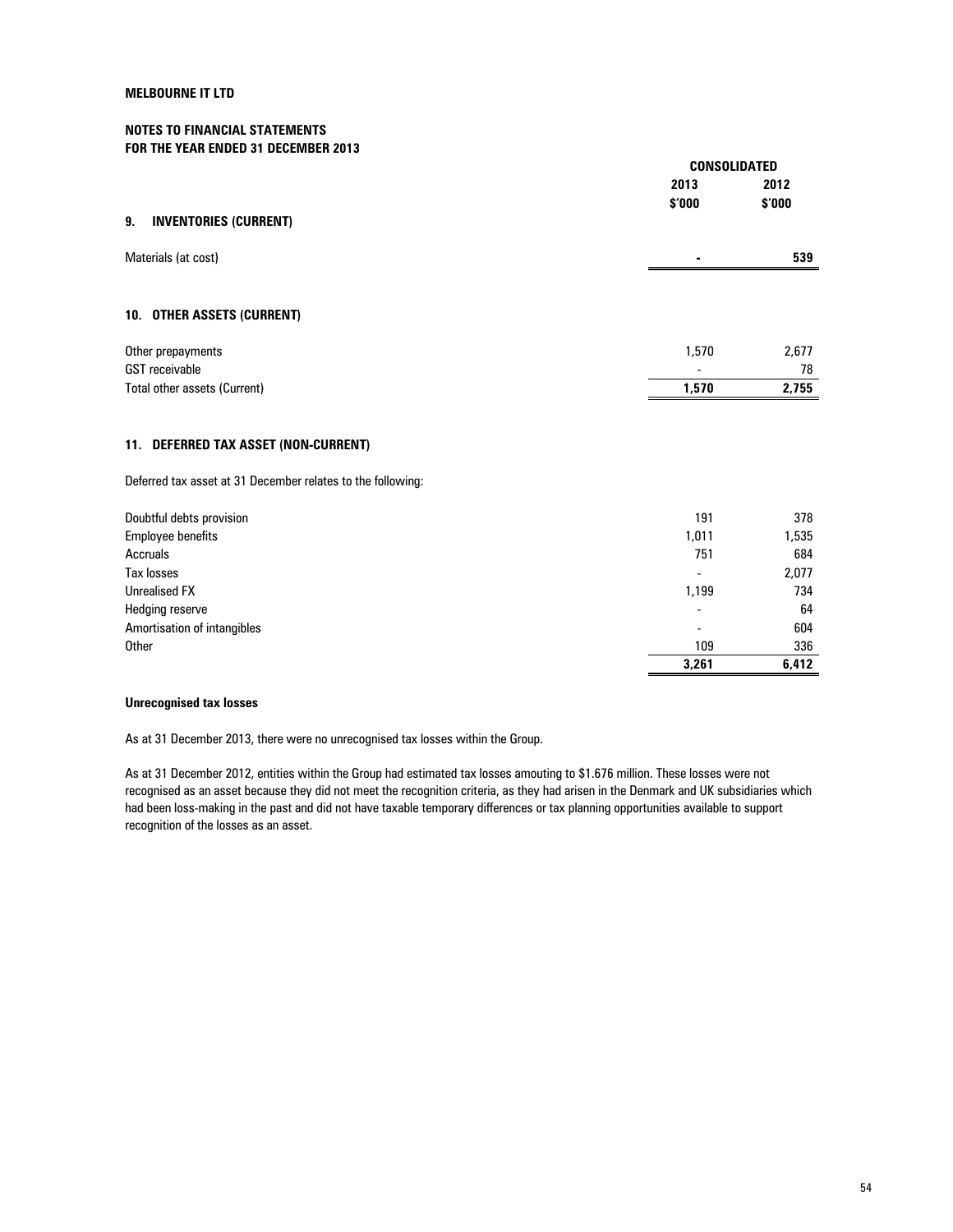**MELBOURNE IT LTD**

**NOTES TO FINANCIAL STATEMENTS**
**FOR THE YEAR ENDED 31 DECEMBER 2013**

| | CONSOLIDATED | |
|---|---|---|
| | **2013** | **2012** |
| | **$'000** | **$'000** |

## 9. INVENTORIES (CURRENT)

| | 2013 $'000 | 2012 $'000 |
|---|---|---|
| Materials (at cost) | **-** | **539** |

## 10. OTHER ASSETS (CURRENT)

| | 2013 $'000 | 2012 $'000 |
|---|---|---|
| Other prepayments | 1,570 | 2,677 |
| GST receivable | - | 78 |
| Total other assets (Current) | **1,570** | **2,755** |

## 11. DEFERRED TAX ASSET (NON-CURRENT)

Deferred tax asset at 31 December relates to the following:

| | 2013 $'000 | 2012 $'000 |
|---|---|---|
| Doubtful debts provision | 191 | 378 |
| Employee benefits | 1,011 | 1,535 |
| Accruals | 751 | 684 |
| Tax losses | - | 2,077 |
| Unrealised FX | 1,199 | 734 |
| Hedging reserve | - | 64 |
| Amortisation of intangibles | - | 604 |
| Other | 109 | 336 |
| | **3,261** | **6,412** |

**Unrecognised tax losses**

As at 31 December 2013, there were no unrecognised tax losses within the Group.

As at 31 December 2012, entities within the Group had estimated tax losses amouting to $1.676 million. These losses were not recognised as an asset because they did not meet the recognition criteria, as they had arisen in the Denmark and UK subsidiaries which had been loss-making in the past and did not have taxable temporary differences or tax planning opportunities available to support recognition of the losses as an asset.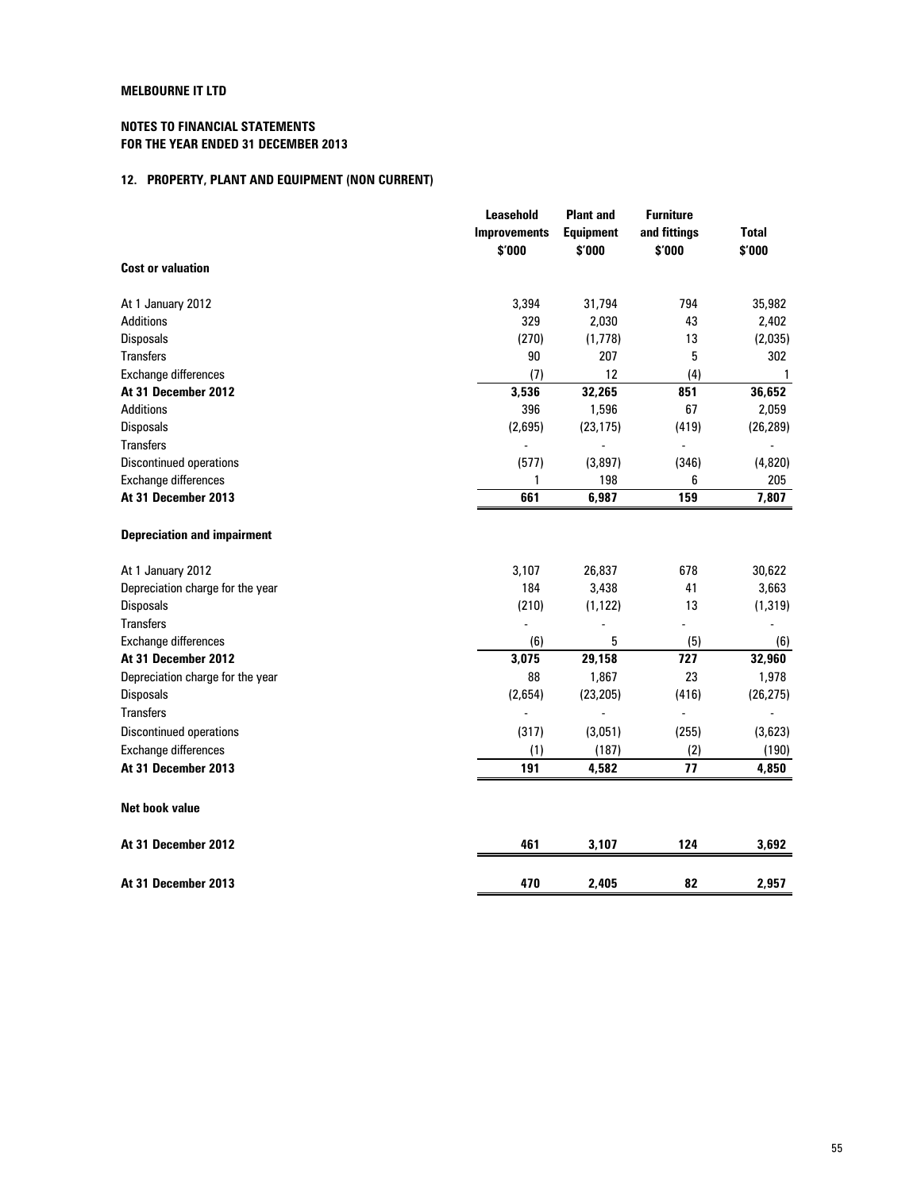**MELBOURNE IT LTD**

**NOTES TO FINANCIAL STATEMENTS**
**FOR THE YEAR ENDED 31 DECEMBER 2013**

## 12. PROPERTY, PLANT AND EQUIPMENT (NON CURRENT)

| | Leasehold Improvements $'000 | Plant and Equipment $'000 | Furniture and fittings $'000 | Total $'000 |
|---|---|---|---|---|
| **Cost or valuation** | | | | |
| At 1 January 2012 | 3,394 | 31,794 | 794 | 35,982 |
| Additions | 329 | 2,030 | 43 | 2,402 |
| Disposals | (270) | (1,778) | 13 | (2,035) |
| Transfers | 90 | 207 | 5 | 302 |
| Exchange differences | (7) | 12 | (4) | 1 |
| **At 31 December 2012** | **3,536** | **32,265** | **851** | **36,652** |
| Additions | 396 | 1,596 | 67 | 2,059 |
| Disposals | (2,695) | (23,175) | (419) | (26,289) |
| Transfers | - | - | - | - |
| Discontinued operations | (577) | (3,897) | (346) | (4,820) |
| Exchange differences | 1 | 198 | 6 | 205 |
| **At 31 December 2013** | **661** | **6,987** | **159** | **7,807** |
| **Depreciation and impairment** | | | | |
| At 1 January 2012 | 3,107 | 26,837 | 678 | 30,622 |
| Depreciation charge for the year | 184 | 3,438 | 41 | 3,663 |
| Disposals | (210) | (1,122) | 13 | (1,319) |
| Transfers | - | - | - | - |
| Exchange differences | (6) | 5 | (5) | (6) |
| **At 31 December 2012** | **3,075** | **29,158** | **727** | **32,960** |
| Depreciation charge for the year | 88 | 1,867 | 23 | 1,978 |
| Disposals | (2,654) | (23,205) | (416) | (26,275) |
| Transfers | - | - | - | - |
| Discontinued operations | (317) | (3,051) | (255) | (3,623) |
| Exchange differences | (1) | (187) | (2) | (190) |
| **At 31 December 2013** | **191** | **4,582** | **77** | **4,850** |
| **Net book value** | | | | |
| **At 31 December 2012** | **461** | **3,107** | **124** | **3,692** |
| **At 31 December 2013** | **470** | **2,405** | **82** | **2,957** |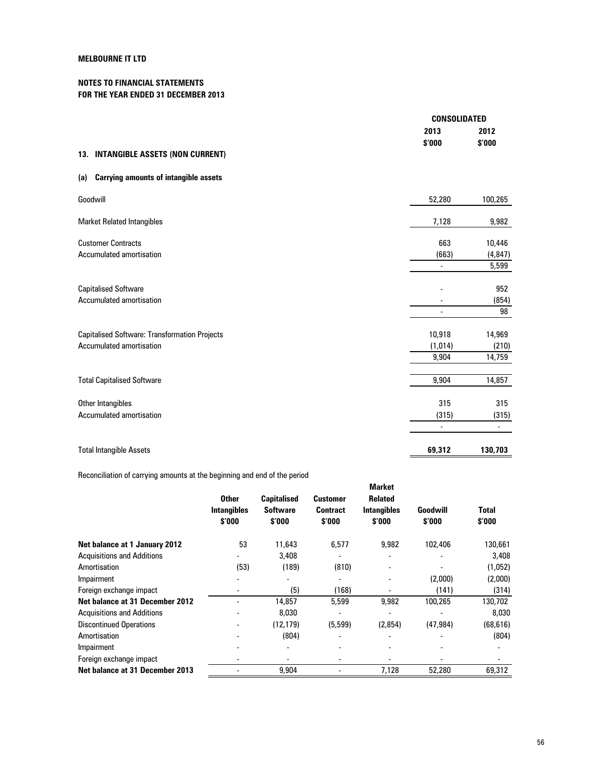**MELBOURNE IT LTD**

**NOTES TO FINANCIAL STATEMENTS**
**FOR THE YEAR ENDED 31 DECEMBER 2013**

## 13. INTANGIBLE ASSETS (NON CURRENT)

### (a) Carrying amounts of intangible assets

| | CONSOLIDATED 2013 $'000 | CONSOLIDATED 2012 $'000 |
|---|---|---|
| Goodwill | 52,280 | 100,265 |
| Market Related Intangibles | 7,128 | 9,982 |
| Customer Contracts | 663 | 10,446 |
| Accumulated amortisation | (663) | (4,847) |
| | - | 5,599 |
| Capitalised Software | - | 952 |
| Accumulated amortisation | - | (854) |
| | - | 98 |
| Capitalised Software: Transformation Projects | 10,918 | 14,969 |
| Accumulated amortisation | (1,014) | (210) |
| | 9,904 | 14,759 |
| Total Capitalised Software | 9,904 | 14,857 |
| Other Intangibles | 315 | 315 |
| Accumulated amortisation | (315) | (315) |
| | - | - |
| Total Intangible Assets | **69,312** | **130,703** |

Reconciliation of carrying amounts at the beginning and end of the period

| | Other Intangibles $'000 | Capitalised Software $'000 | Customer Contract $'000 | Market Related Intangibles $'000 | Goodwill $'000 | Total $'000 |
|---|---|---|---|---|---|---|
| **Net balance at 1 January 2012** | 53 | 11,643 | 6,577 | 9,982 | 102,406 | 130,661 |
| Acquisitions and Additions | - | 3,408 | - | - | - | 3,408 |
| Amortisation | (53) | (189) | (810) | - | - | (1,052) |
| Impairment | - | - | - | - | (2,000) | (2,000) |
| Foreign exchange impact | - | (5) | (168) | - | (141) | (314) |
| **Net balance at 31 December 2012** | - | 14,857 | 5,599 | 9,982 | 100,265 | 130,702 |
| Acquisitions and Additions | - | 8,030 | - | - | - | 8,030 |
| Discontinued Operations | - | (12,179) | (5,599) | (2,854) | (47,984) | (68,616) |
| Amortisation | - | (804) | - | - | - | (804) |
| Impairment | - | - | - | - | - | - |
| Foreign exchange impact | - | - | - | - | - | - |
| **Net balance at 31 December 2013** | - | 9,904 | - | 7,128 | 52,280 | 69,312 |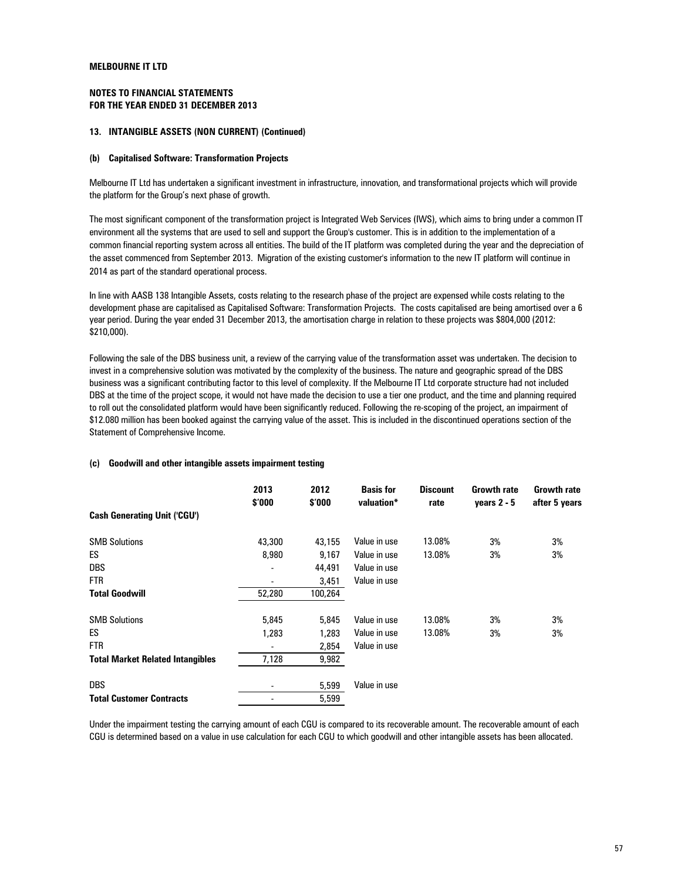**MELBOURNE IT LTD**

**NOTES TO FINANCIAL STATEMENTS**
**FOR THE YEAR ENDED 31 DECEMBER 2013**

### 13. INTANGIBLE ASSETS (NON CURRENT) (Continued)

#### (b) Capitalised Software: Transformation Projects

Melbourne IT Ltd has undertaken a significant investment in infrastructure, innovation, and transformational projects which will provide the platform for the Group's next phase of growth.

The most significant component of the transformation project is Integrated Web Services (IWS), which aims to bring under a common IT environment all the systems that are used to sell and support the Group's customer. This is in addition to the implementation of a common financial reporting system across all entities. The build of the IT platform was completed during the year and the depreciation of the asset commenced from September 2013. Migration of the existing customer's information to the new IT platform will continue in 2014 as part of the standard operational process.

In line with AASB 138 Intangible Assets, costs relating to the research phase of the project are expensed while costs relating to the development phase are capitalised as Capitalised Software: Transformation Projects. The costs capitalised are being amortised over a 6 year period. During the year ended 31 December 2013, the amortisation charge in relation to these projects was $804,000 (2012: $210,000).

Following the sale of the DBS business unit, a review of the carrying value of the transformation asset was undertaken. The decision to invest in a comprehensive solution was motivated by the complexity of the business. The nature and geographic spread of the DBS business was a significant contributing factor to this level of complexity. If the Melbourne IT Ltd corporate structure had not included DBS at the time of the project scope, it would not have made the decision to use a tier one product, and the time and planning required to roll out the consolidated platform would have been significantly reduced. Following the re-scoping of the project, an impairment of $12.080 million has been booked against the carrying value of the asset. This is included in the discontinued operations section of the Statement of Comprehensive Income.

#### (c) Goodwill and other intangible assets impairment testing

| Cash Generating Unit ('CGU') | 2013 $'000 | 2012 $'000 | Basis for valuation* | Discount rate | Growth rate years 2 - 5 | Growth rate after 5 years |
|---|---|---|---|---|---|---|
| SMB Solutions | 43,300 | 43,155 | Value in use | 13.08% | 3% | 3% |
| ES | 8,980 | 9,167 | Value in use | 13.08% | 3% | 3% |
| DBS | - | 44,491 | Value in use | | | |
| FTR | - | 3,451 | Value in use | | | |
| **Total Goodwill** | 52,280 | 100,264 | | | | |
| SMB Solutions | 5,845 | 5,845 | Value in use | 13.08% | 3% | 3% |
| ES | 1,283 | 1,283 | Value in use | 13.08% | 3% | 3% |
| FTR | - | 2,854 | Value in use | | | |
| **Total Market Related Intangibles** | 7,128 | 9,982 | | | | |
| DBS | - | 5,599 | Value in use | | | |
| **Total Customer Contracts** | - | 5,599 | | | | |

Under the impairment testing the carrying amount of each CGU is compared to its recoverable amount. The recoverable amount of each CGU is determined based on a value in use calculation for each CGU to which goodwill and other intangible assets has been allocated.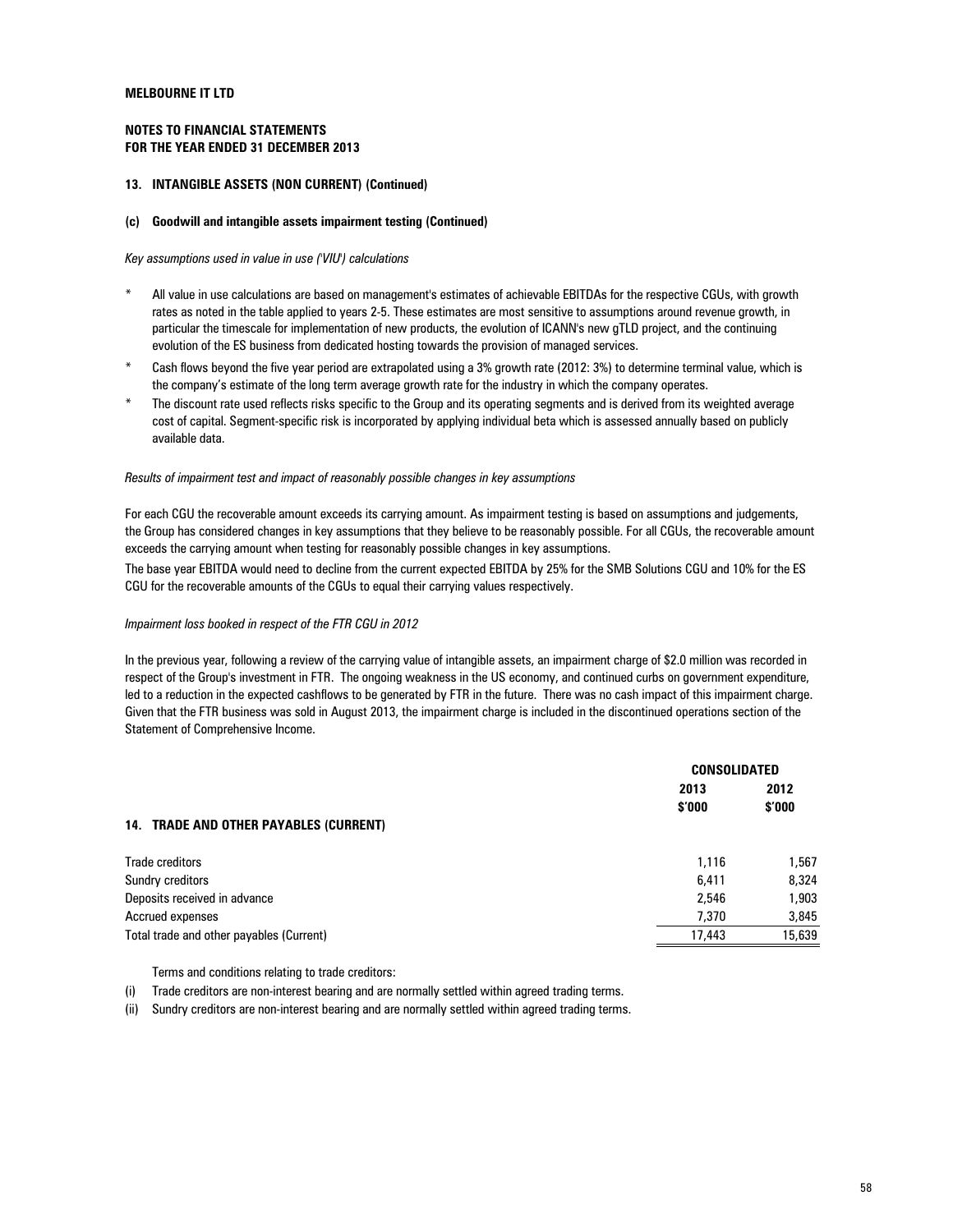**MELBOURNE IT LTD**

**NOTES TO FINANCIAL STATEMENTS**
**FOR THE YEAR ENDED 31 DECEMBER 2013**

### 13. INTANGIBLE ASSETS (NON CURRENT) (Continued)

#### (c) Goodwill and intangible assets impairment testing (Continued)

*Key assumptions used in value in use ('VIU') calculations*

- All value in use calculations are based on management's estimates of achievable EBITDAs for the respective CGUs, with growth rates as noted in the table applied to years 2-5. These estimates are most sensitive to assumptions around revenue growth, in particular the timescale for implementation of new products, the evolution of ICANN's new gTLD project, and the continuing evolution of the ES business from dedicated hosting towards the provision of managed services.
- Cash flows beyond the five year period are extrapolated using a 3% growth rate (2012: 3%) to determine terminal value, which is the company's estimate of the long term average growth rate for the industry in which the company operates.
- The discount rate used reflects risks specific to the Group and its operating segments and is derived from its weighted average cost of capital. Segment-specific risk is incorporated by applying individual beta which is assessed annually based on publicly available data.

*Results of impairment test and impact of reasonably possible changes in key assumptions*

For each CGU the recoverable amount exceeds its carrying amount. As impairment testing is based on assumptions and judgements, the Group has considered changes in key assumptions that they believe to be reasonably possible. For all CGUs, the recoverable amount exceeds the carrying amount when testing for reasonably possible changes in key assumptions.

The base year EBITDA would need to decline from the current expected EBITDA by 25% for the SMB Solutions CGU and 10% for the ES CGU for the recoverable amounts of the CGUs to equal their carrying values respectively.

*Impairment loss booked in respect of the FTR CGU in 2012*

In the previous year, following a review of the carrying value of intangible assets, an impairment charge of $2.0 million was recorded in respect of the Group's investment in FTR. The ongoing weakness in the US economy, and continued curbs on government expenditure, led to a reduction in the expected cashflows to be generated by FTR in the future. There was no cash impact of this impairment charge. Given that the FTR business was sold in August 2013, the impairment charge is included in the discontinued operations section of the Statement of Comprehensive Income.

### 14. TRADE AND OTHER PAYABLES (CURRENT)

| | CONSOLIDATED | |
|---|---|---|
| | 2013 $'000 | 2012 $'000 |
| Trade creditors | 1,116 | 1,567 |
| Sundry creditors | 6,411 | 8,324 |
| Deposits received in advance | 2,546 | 1,903 |
| Accrued expenses | 7,370 | 3,845 |
| Total trade and other payables (Current) | 17,443 | 15,639 |

Terms and conditions relating to trade creditors:

(i) Trade creditors are non-interest bearing and are normally settled within agreed trading terms.

(ii) Sundry creditors are non-interest bearing and are normally settled within agreed trading terms.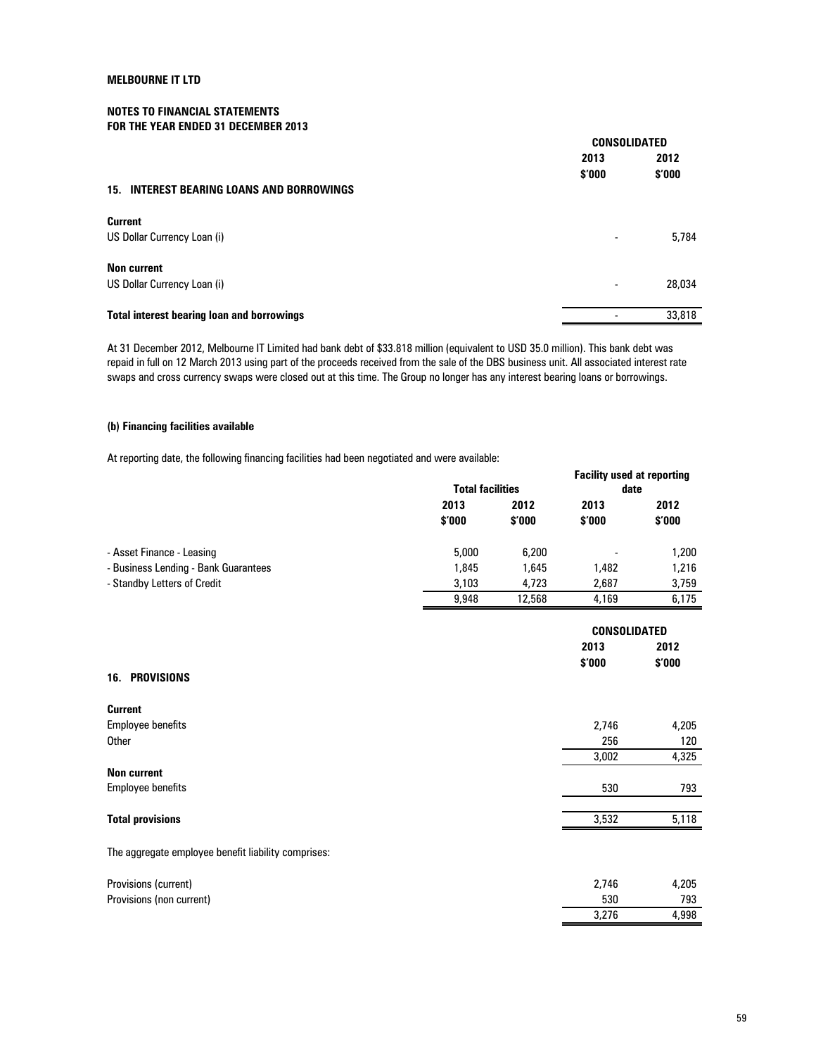**MELBOURNE IT LTD**

**NOTES TO FINANCIAL STATEMENTS**
**FOR THE YEAR ENDED 31 DECEMBER 2013**

## 15. INTEREST BEARING LOANS AND BORROWINGS

| | CONSOLIDATED | |
|---|---|---|
| | 2013 | 2012 |
| | $'000 | $'000 |
| **Current** | | |
| US Dollar Currency Loan (i) | - | 5,784 |
| **Non current** | | |
| US Dollar Currency Loan (i) | - | 28,034 |
| **Total interest bearing loan and borrowings** | - | 33,818 |

At 31 December 2012, Melbourne IT Limited had bank debt of $33.818 million (equivalent to USD 35.0 million). This bank debt was repaid in full on 12 March 2013 using part of the proceeds received from the sale of the DBS business unit. All associated interest rate swaps and cross currency swaps were closed out at this time. The Group no longer has any interest bearing loans or borrowings.

### (b) Financing facilities available

At reporting date, the following financing facilities had been negotiated and were available:

| | Total facilities | | Facility used at reporting date | |
|---|---|---|---|---|
| | 2013 | 2012 | 2013 | 2012 |
| | $'000 | $'000 | $'000 | $'000 |
| - Asset Finance - Leasing | 5,000 | 6,200 | - | 1,200 |
| - Business Lending - Bank Guarantees | 1,845 | 1,645 | 1,482 | 1,216 |
| - Standby Letters of Credit | 3,103 | 4,723 | 2,687 | 3,759 |
| | 9,948 | 12,568 | 4,169 | 6,175 |

## 16. PROVISIONS

| | CONSOLIDATED | |
|---|---|---|
| | 2013 | 2012 |
| | $'000 | $'000 |
| **Current** | | |
| Employee benefits | 2,746 | 4,205 |
| Other | 256 | 120 |
| | 3,002 | 4,325 |
| **Non current** | | |
| Employee benefits | 530 | 793 |
| **Total provisions** | 3,532 | 5,118 |

The aggregate employee benefit liability comprises:

| | 2013 | 2012 |
|---|---|---|
| Provisions (current) | 2,746 | 4,205 |
| Provisions (non current) | 530 | 793 |
| | 3,276 | 4,998 |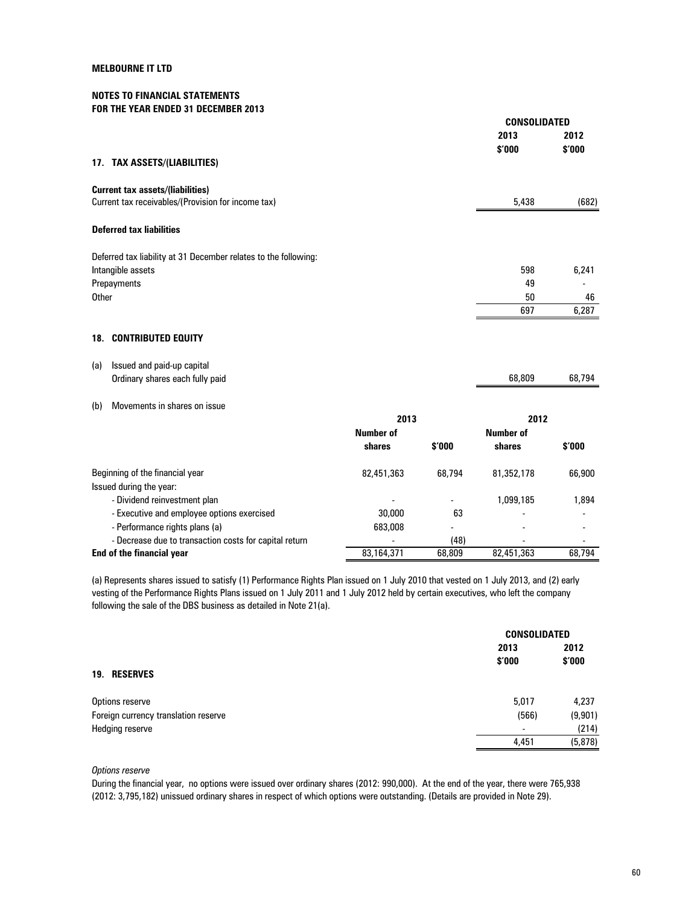**MELBOURNE IT LTD**

**NOTES TO FINANCIAL STATEMENTS**
**FOR THE YEAR ENDED 31 DECEMBER 2013**

| | CONSOLIDATED | |
|---|---|---|
| | 2013 | 2012 |
| | $'000 | $'000 |
| **17. TAX ASSETS/(LIABILITIES)** | | |
| **Current tax assets/(liabilities)** | | |
| Current tax receivables/(Provision for income tax) | 5,438 | (682) |
| **Deferred tax liabilities** | | |
| Deferred tax liability at 31 December relates to the following: | | |
| Intangible assets | 598 | 6,241 |
| Prepayments | 49 | - |
| Other | 50 | 46 |
| | 697 | 6,287 |

## 18. CONTRIBUTED EQUITY

| | 2013 $'000 | 2012 $'000 |
|---|---|---|
| (a) Issued and paid-up capital | | |
| Ordinary shares each fully paid | 68,809 | 68,794 |

(b) Movements in shares on issue

| | 2013 | | 2012 | |
|---|---|---|---|---|
| | Number of shares | $'000 | Number of shares | $'000 |
| Beginning of the financial year | 82,451,363 | 68,794 | 81,352,178 | 66,900 |
| Issued during the year: | | | | |
| - Dividend reinvestment plan | - | - | 1,099,185 | 1,894 |
| - Executive and employee options exercised | 30,000 | 63 | - | - |
| - Performance rights plans (a) | 683,008 | - | - | - |
| - Decrease due to transaction costs for capital return | - | (48) | - | - |
| **End of the financial year** | 83,164,371 | 68,809 | 82,451,363 | 68,794 |

(a) Represents shares issued to satisfy (1) Performance Rights Plan issued on 1 July 2010 that vested on 1 July 2013, and (2) early vesting of the Performance Rights Plans issued on 1 July 2011 and 1 July 2012 held by certain executives, who left the company following the sale of the DBS business as detailed in Note 21(a).

| | CONSOLIDATED | |
|---|---|---|
| | 2013 | 2012 |
| | $'000 | $'000 |
| **19. RESERVES** | | |
| Options reserve | 5,017 | 4,237 |
| Foreign currency translation reserve | (566) | (9,901) |
| Hedging reserve | - | (214) |
| | 4,451 | (5,878) |

*Options reserve*

During the financial year, no options were issued over ordinary shares (2012: 990,000). At the end of the year, there were 765,938 (2012: 3,795,182) unissued ordinary shares in respect of which options were outstanding. (Details are provided in Note 29).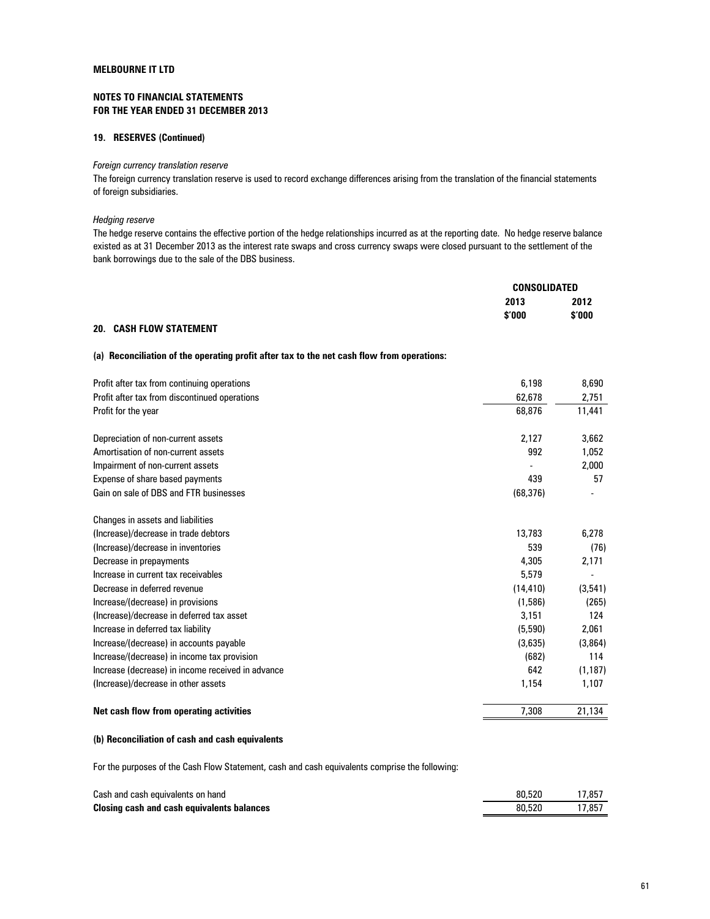**MELBOURNE IT LTD**

**NOTES TO FINANCIAL STATEMENTS**
**FOR THE YEAR ENDED 31 DECEMBER 2013**

### 19. RESERVES (Continued)

*Foreign currency translation reserve*

The foreign currency translation reserve is used to record exchange differences arising from the translation of the financial statements of foreign subsidiaries.

*Hedging reserve*

The hedge reserve contains the effective portion of the hedge relationships incurred as at the reporting date. No hedge reserve balance existed as at 31 December 2013 as the interest rate swaps and cross currency swaps were closed pursuant to the settlement of the bank borrowings due to the sale of the DBS business.

### 20. CASH FLOW STATEMENT

**(a) Reconciliation of the operating profit after tax to the net cash flow from operations:**

| | CONSOLIDATED | |
|---|---|---|
| | **2013** | **2012** |
| | **$'000** | **$'000** |
| Profit after tax from continuing operations | 6,198 | 8,690 |
| Profit after tax from discontinued operations | 62,678 | 2,751 |
| Profit for the year | 68,876 | 11,441 |
| | | |
| Depreciation of non-current assets | 2,127 | 3,662 |
| Amortisation of non-current assets | 992 | 1,052 |
| Impairment of non-current assets | - | 2,000 |
| Expense of share based payments | 439 | 57 |
| Gain on sale of DBS and FTR businesses | (68,376) | - |
| | | |
| Changes in assets and liabilities | | |
| (Increase)/decrease in trade debtors | 13,783 | 6,278 |
| (Increase)/decrease in inventories | 539 | (76) |
| Decrease in prepayments | 4,305 | 2,171 |
| Increase in current tax receivables | 5,579 | - |
| Decrease in deferred revenue | (14,410) | (3,541) |
| Increase/(decrease) in provisions | (1,586) | (265) |
| (Increase)/decrease in deferred tax asset | 3,151 | 124 |
| Increase in deferred tax liability | (5,590) | 2,061 |
| Increase/(decrease) in accounts payable | (3,635) | (3,864) |
| Increase/(decrease) in income tax provision | (682) | 114 |
| Increase (decrease) in income received in advance | 642 | (1,187) |
| (Increase)/decrease in other assets | 1,154 | 1,107 |
| | | |
| **Net cash flow from operating activities** | 7,308 | 21,134 |

**(b) Reconciliation of cash and cash equivalents**

For the purposes of the Cash Flow Statement, cash and cash equivalents comprise the following:

| | 2013 | 2012 |
|---|---|---|
| Cash and cash equivalents on hand | 80,520 | 17,857 |
| **Closing cash and cash equivalents balances** | 80,520 | 17,857 |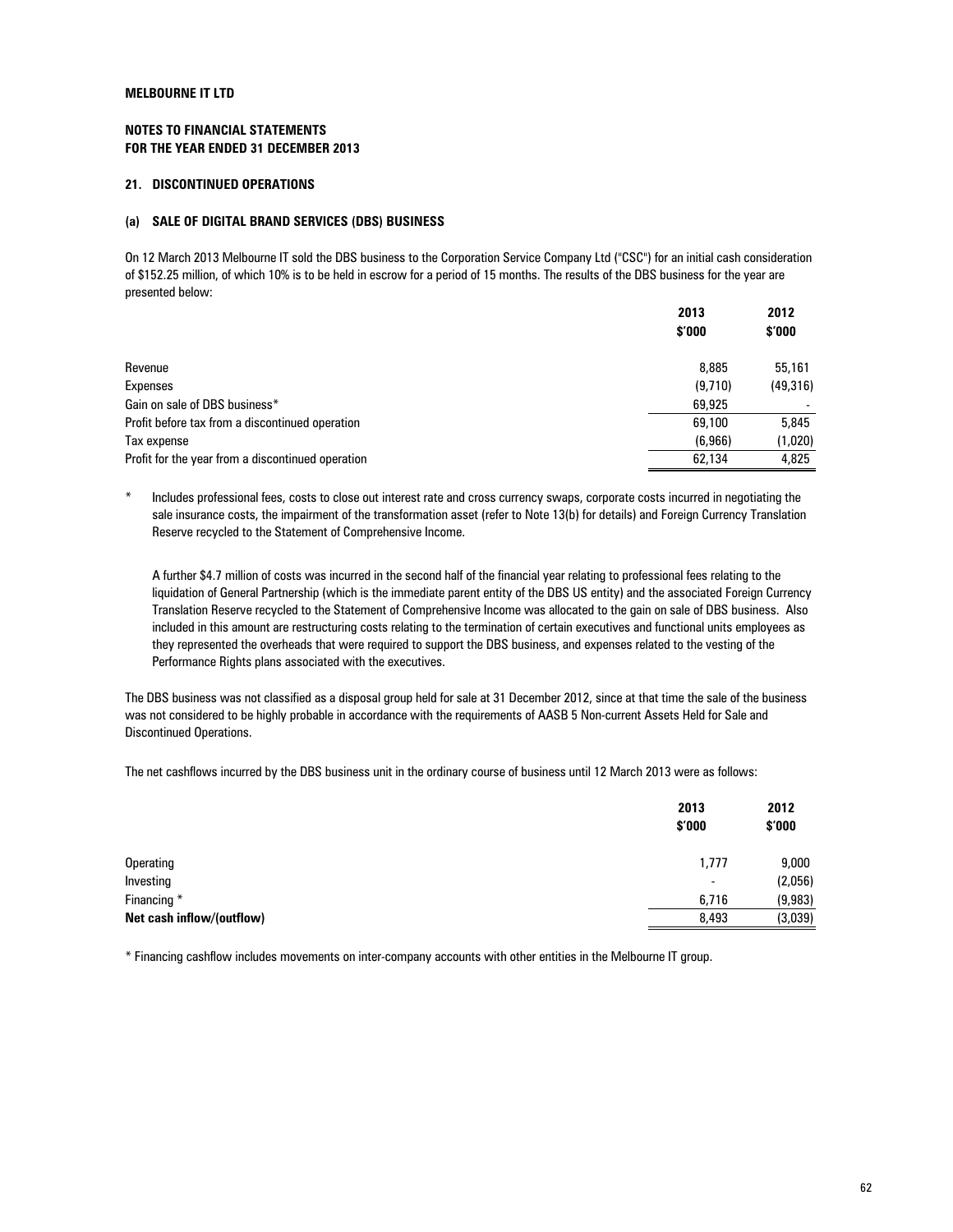**MELBOURNE IT LTD**

**NOTES TO FINANCIAL STATEMENTS**
**FOR THE YEAR ENDED 31 DECEMBER 2013**

## 21. DISCONTINUED OPERATIONS

### (a) SALE OF DIGITAL BRAND SERVICES (DBS) BUSINESS

On 12 March 2013 Melbourne IT sold the DBS business to the Corporation Service Company Ltd ("CSC") for an initial cash consideration of $152.25 million, of which 10% is to be held in escrow for a period of 15 months. The results of the DBS business for the year are presented below:

| | 2013 $'000 | 2012 $'000 |
|---|---|---|
| Revenue | 8,885 | 55,161 |
| Expenses | (9,710) | (49,316) |
| Gain on sale of DBS business* | 69,925 | - |
| Profit before tax from a discontinued operation | 69,100 | 5,845 |
| Tax expense | (6,966) | (1,020) |
| Profit for the year from a discontinued operation | 62,134 | 4,825 |

\* Includes professional fees, costs to close out interest rate and cross currency swaps, corporate costs incurred in negotiating the sale insurance costs, the impairment of the transformation asset (refer to Note 13(b) for details) and Foreign Currency Translation Reserve recycled to the Statement of Comprehensive Income.

A further $4.7 million of costs was incurred in the second half of the financial year relating to professional fees relating to the liquidation of General Partnership (which is the immediate parent entity of the DBS US entity) and the associated Foreign Currency Translation Reserve recycled to the Statement of Comprehensive Income was allocated to the gain on sale of DBS business. Also included in this amount are restructuring costs relating to the termination of certain executives and functional units employees as they represented the overheads that were required to support the DBS business, and expenses related to the vesting of the Performance Rights plans associated with the executives.

The DBS business was not classified as a disposal group held for sale at 31 December 2012, since at that time the sale of the business was not considered to be highly probable in accordance with the requirements of AASB 5 Non-current Assets Held for Sale and Discontinued Operations.

The net cashflows incurred by the DBS business unit in the ordinary course of business until 12 March 2013 were as follows:

| | 2013 $'000 | 2012 $'000 |
|---|---|---|
| Operating | 1,777 | 9,000 |
| Investing | - | (2,056) |
| Financing * | 6,716 | (9,983) |
| **Net cash inflow/(outflow)** | 8,493 | (3,039) |

\* Financing cashflow includes movements on inter-company accounts with other entities in the Melbourne IT group.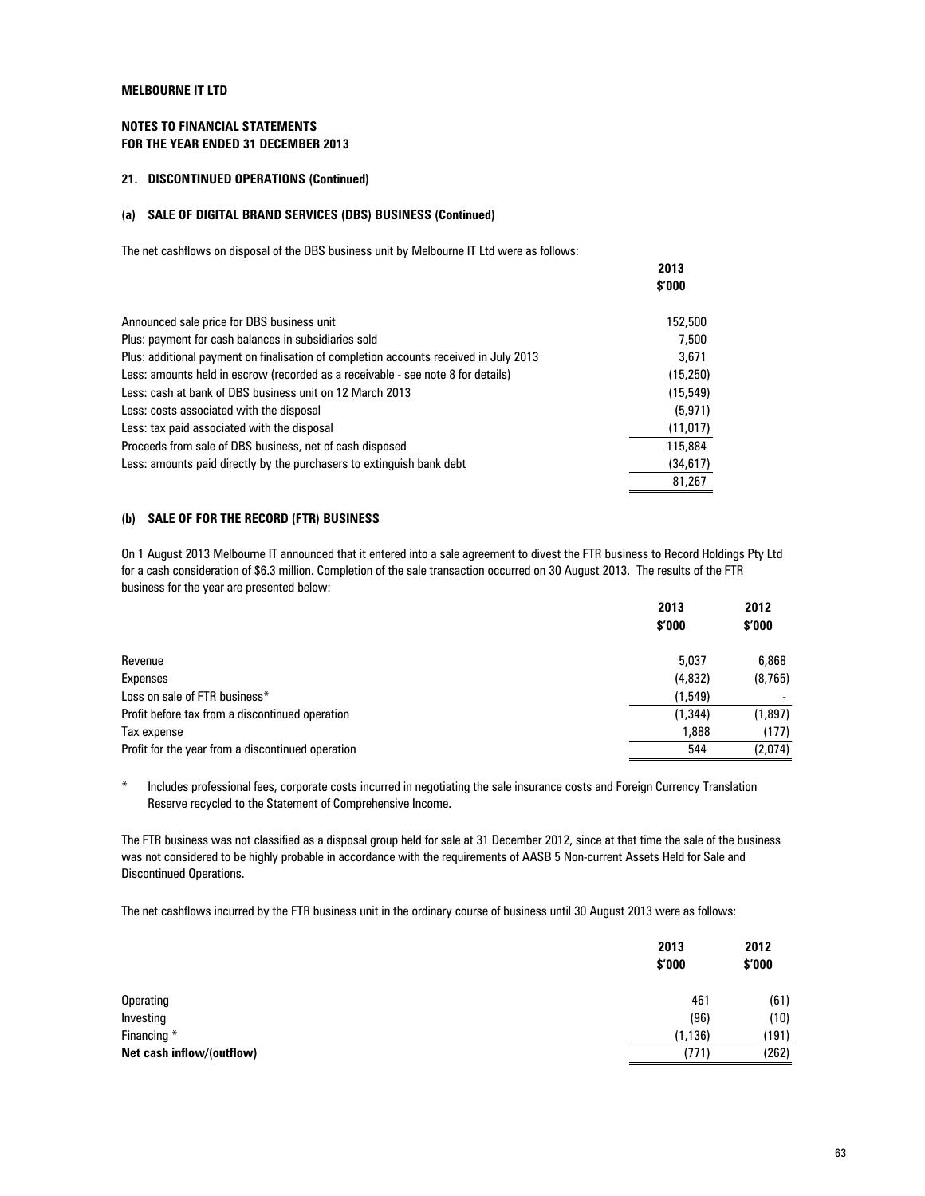**MELBOURNE IT LTD**

**NOTES TO FINANCIAL STATEMENTS**
**FOR THE YEAR ENDED 31 DECEMBER 2013**

### 21. DISCONTINUED OPERATIONS (Continued)

#### (a) SALE OF DIGITAL BRAND SERVICES (DBS) BUSINESS (Continued)

The net cashflows on disposal of the DBS business unit by Melbourne IT Ltd were as follows:

| | 2013 $'000 |
|---|---|
| Announced sale price for DBS business unit | 152,500 |
| Plus: payment for cash balances in subsidiaries sold | 7,500 |
| Plus: additional payment on finalisation of completion accounts received in July 2013 | 3,671 |
| Less: amounts held in escrow (recorded as a receivable - see note 8 for details) | (15,250) |
| Less: cash at bank of DBS business unit on 12 March 2013 | (15,549) |
| Less: costs associated with the disposal | (5,971) |
| Less: tax paid associated with the disposal | (11,017) |
| Proceeds from sale of DBS business, net of cash disposed | 115,884 |
| Less: amounts paid directly by the purchasers to extinguish bank debt | (34,617) |
| | 81,267 |

#### (b) SALE OF FOR THE RECORD (FTR) BUSINESS

On 1 August 2013 Melbourne IT announced that it entered into a sale agreement to divest the FTR business to Record Holdings Pty Ltd for a cash consideration of $6.3 million. Completion of the sale transaction occurred on 30 August 2013. The results of the FTR business for the year are presented below:

| | 2013 $'000 | 2012 $'000 |
|---|---|---|
| Revenue | 5,037 | 6,868 |
| Expenses | (4,832) | (8,765) |
| Loss on sale of FTR business* | (1,549) | - |
| Profit before tax from a discontinued operation | (1,344) | (1,897) |
| Tax expense | 1,888 | (177) |
| Profit for the year from a discontinued operation | 544 | (2,074) |

\* Includes professional fees, corporate costs incurred in negotiating the sale insurance costs and Foreign Currency Translation Reserve recycled to the Statement of Comprehensive Income.

The FTR business was not classified as a disposal group held for sale at 31 December 2012, since at that time the sale of the business was not considered to be highly probable in accordance with the requirements of AASB 5 Non-current Assets Held for Sale and Discontinued Operations.

The net cashflows incurred by the FTR business unit in the ordinary course of business until 30 August 2013 were as follows:

| | 2013 $'000 | 2012 $'000 |
|---|---|---|
| Operating | 461 | (61) |
| Investing | (96) | (10) |
| Financing * | (1,136) | (191) |
| **Net cash inflow/(outflow)** | (771) | (262) |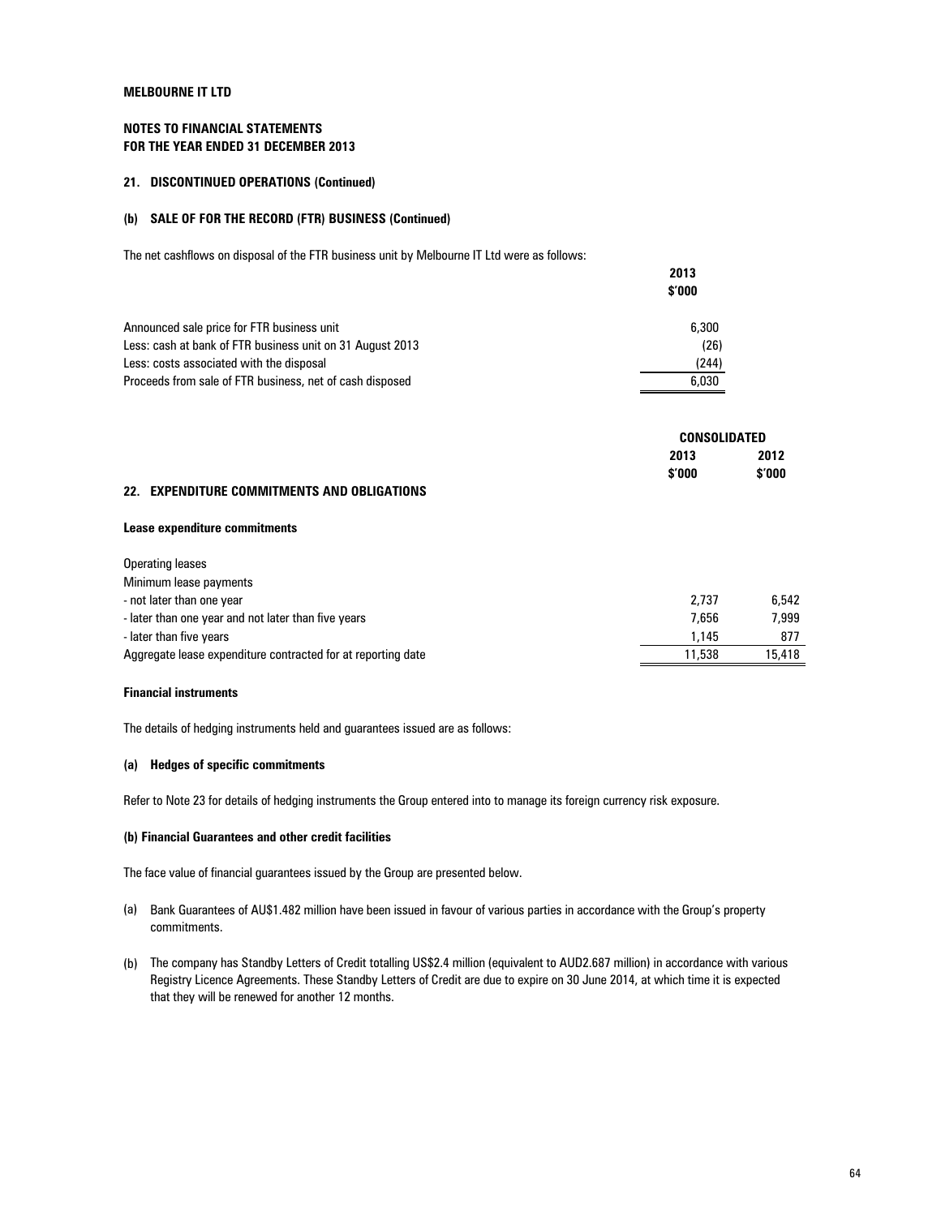**MELBOURNE IT LTD**

**NOTES TO FINANCIAL STATEMENTS**
**FOR THE YEAR ENDED 31 DECEMBER 2013**

### 21. DISCONTINUED OPERATIONS (Continued)

#### (b) SALE OF FOR THE RECORD (FTR) BUSINESS (Continued)

The net cashflows on disposal of the FTR business unit by Melbourne IT Ltd were as follows:

| | 2013 $'000 |
|---|---|
| Announced sale price for FTR business unit | 6,300 |
| Less: cash at bank of FTR business unit on 31 August 2013 | (26) |
| Less: costs associated with the disposal | (244) |
| Proceeds from sale of FTR business, net of cash disposed | 6,030 |

### 22. EXPENDITURE COMMITMENTS AND OBLIGATIONS

| | CONSOLIDATED | |
|---|---|---|
| | 2013 $'000 | 2012 $'000 |
| **Lease expenditure commitments** | | |
| Operating leases | | |
| Minimum lease payments | | |
| - not later than one year | 2,737 | 6,542 |
| - later than one year and not later than five years | 7,656 | 7,999 |
| - later than five years | 1,145 | 877 |
| Aggregate lease expenditure contracted for at reporting date | 11,538 | 15,418 |

**Financial instruments**

The details of hedging instruments held and guarantees issued are as follows:

**(a) Hedges of specific commitments**

Refer to Note 23 for details of hedging instruments the Group entered into to manage its foreign currency risk exposure.

**(b) Financial Guarantees and other credit facilities**

The face value of financial guarantees issued by the Group are presented below.

(a) Bank Guarantees of AU$1.482 million have been issued in favour of various parties in accordance with the Group's property commitments.

(b) The company has Standby Letters of Credit totalling US$2.4 million (equivalent to AUD2.687 million) in accordance with various Registry Licence Agreements. These Standby Letters of Credit are due to expire on 30 June 2014, at which time it is expected that they will be renewed for another 12 months.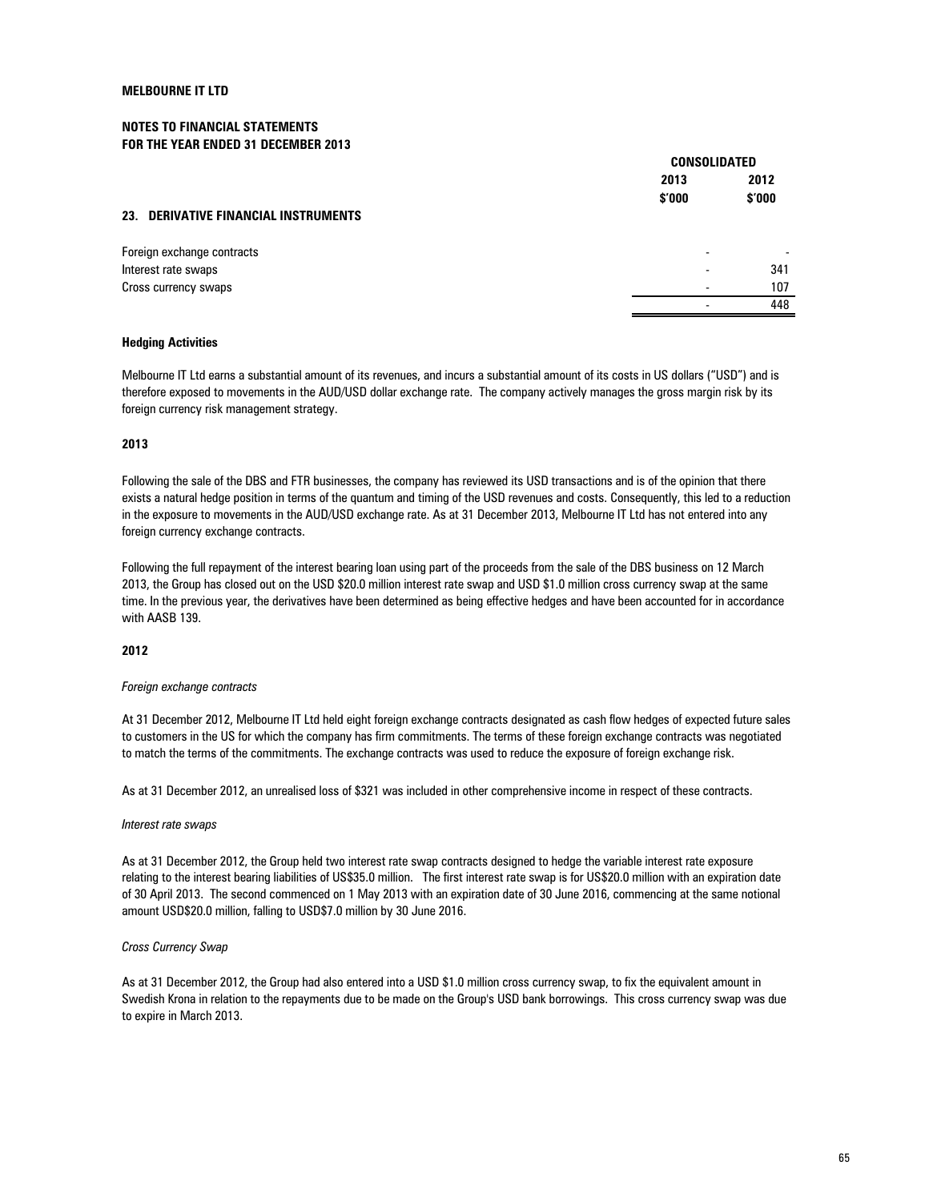**MELBOURNE IT LTD**

**NOTES TO FINANCIAL STATEMENTS**
**FOR THE YEAR ENDED 31 DECEMBER 2013**

## 23. DERIVATIVE FINANCIAL INSTRUMENTS

| | CONSOLIDATED | |
|---|---|---|
| | 2013 | 2012 |
| | $'000 | $'000 |
| Foreign exchange contracts | - | - |
| Interest rate swaps | - | 341 |
| Cross currency swaps | - | 107 |
| | - | 448 |

**Hedging Activities**

Melbourne IT Ltd earns a substantial amount of its revenues, and incurs a substantial amount of its costs in US dollars ("USD") and is therefore exposed to movements in the AUD/USD dollar exchange rate. The company actively manages the gross margin risk by its foreign currency risk management strategy.

**2013**

Following the sale of the DBS and FTR businesses, the company has reviewed its USD transactions and is of the opinion that there exists a natural hedge position in terms of the quantum and timing of the USD revenues and costs. Consequently, this led to a reduction in the exposure to movements in the AUD/USD exchange rate. As at 31 December 2013, Melbourne IT Ltd has not entered into any foreign currency exchange contracts.

Following the full repayment of the interest bearing loan using part of the proceeds from the sale of the DBS business on 12 March 2013, the Group has closed out on the USD $20.0 million interest rate swap and USD $1.0 million cross currency swap at the same time. In the previous year, the derivatives have been determined as being effective hedges and have been accounted for in accordance with AASB 139.

**2012**

*Foreign exchange contracts*

At 31 December 2012, Melbourne IT Ltd held eight foreign exchange contracts designated as cash flow hedges of expected future sales to customers in the US for which the company has firm commitments. The terms of these foreign exchange contracts was negotiated to match the terms of the commitments. The exchange contracts was used to reduce the exposure of foreign exchange risk.

As at 31 December 2012, an unrealised loss of $321 was included in other comprehensive income in respect of these contracts.

*Interest rate swaps*

As at 31 December 2012, the Group held two interest rate swap contracts designed to hedge the variable interest rate exposure relating to the interest bearing liabilities of US$35.0 million. The first interest rate swap is for US$20.0 million with an expiration date of 30 April 2013. The second commenced on 1 May 2013 with an expiration date of 30 June 2016, commencing at the same notional amount USD$20.0 million, falling to USD$7.0 million by 30 June 2016.

*Cross Currency Swap*

As at 31 December 2012, the Group had also entered into a USD $1.0 million cross currency swap, to fix the equivalent amount in Swedish Krona in relation to the repayments due to be made on the Group's USD bank borrowings. This cross currency swap was due to expire in March 2013.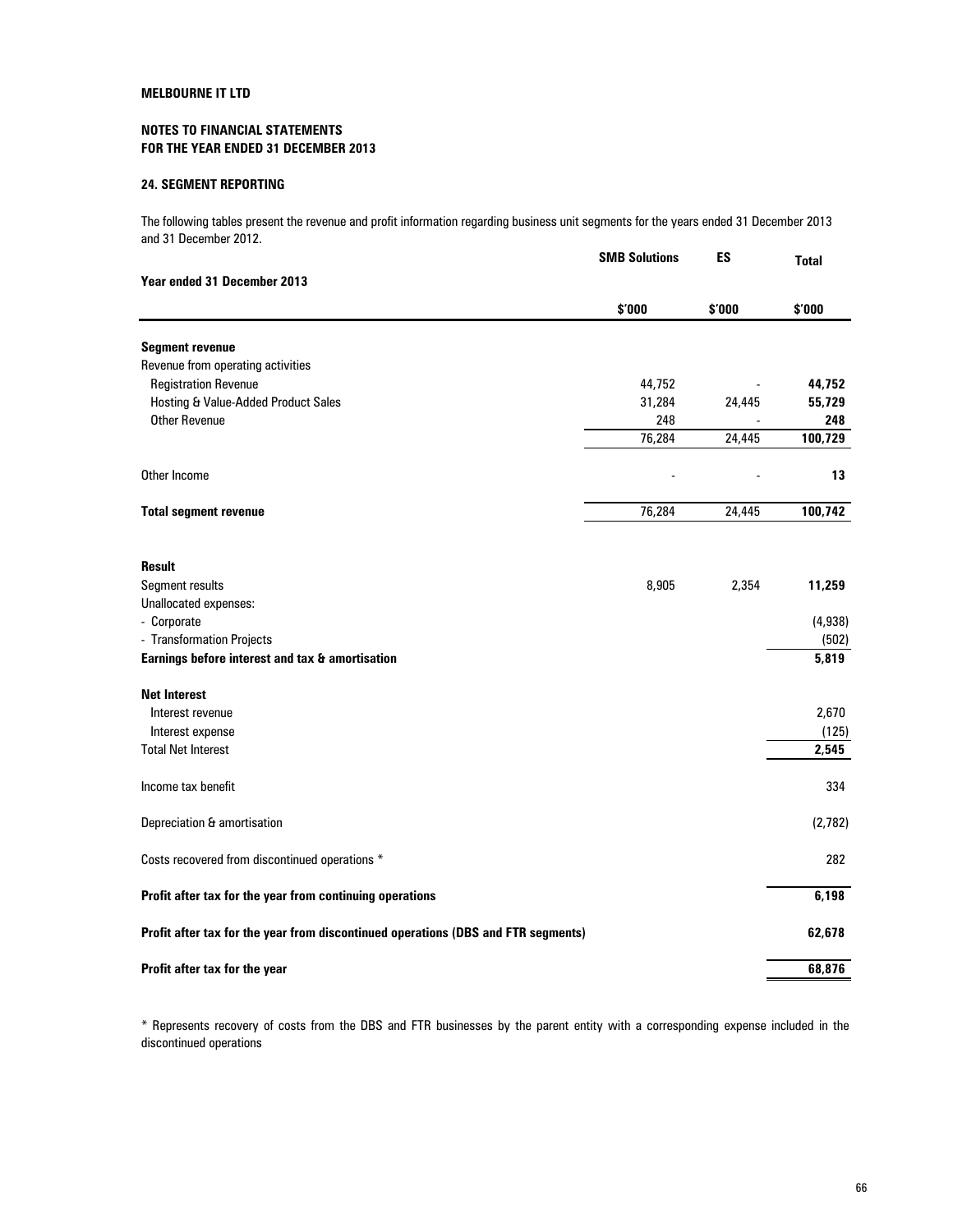**MELBOURNE IT LTD**

**NOTES TO FINANCIAL STATEMENTS**
**FOR THE YEAR ENDED 31 DECEMBER 2013**

### 24. SEGMENT REPORTING

The following tables present the revenue and profit information regarding business unit segments for the years ended 31 December 2013 and 31 December 2012.

| Year ended 31 December 2013 | SMB Solutions | ES | Total |
|---|---|---|---|
| | $'000 | $'000 | $'000 |
| **Segment revenue** | | | |
| Revenue from operating activities | | | |
| Registration Revenue | 44,752 | - | **44,752** |
| Hosting & Value-Added Product Sales | 31,284 | 24,445 | **55,729** |
| Other Revenue | 248 | - | **248** |
| | 76,284 | 24,445 | **100,729** |
| Other Income | - | - | **13** |
| **Total segment revenue** | 76,284 | 24,445 | **100,742** |
| **Result** | | | |
| Segment results | 8,905 | 2,354 | **11,259** |
| Unallocated expenses: | | | |
| - Corporate | | | (4,938) |
| - Transformation Projects | | | (502) |
| **Earnings before interest and tax & amortisation** | | | **5,819** |
| **Net Interest** | | | |
| Interest revenue | | | 2,670 |
| Interest expense | | | (125) |
| Total Net Interest | | | **2,545** |
| Income tax benefit | | | 334 |
| Depreciation & amortisation | | | (2,782) |
| Costs recovered from discontinued operations * | | | 282 |
| **Profit after tax for the year from continuing operations** | | | **6,198** |
| **Profit after tax for the year from discontinued operations (DBS and FTR segments)** | | | **62,678** |
| **Profit after tax for the year** | | | **68,876** |

* Represents recovery of costs from the DBS and FTR businesses by the parent entity with a corresponding expense included in the discontinued operations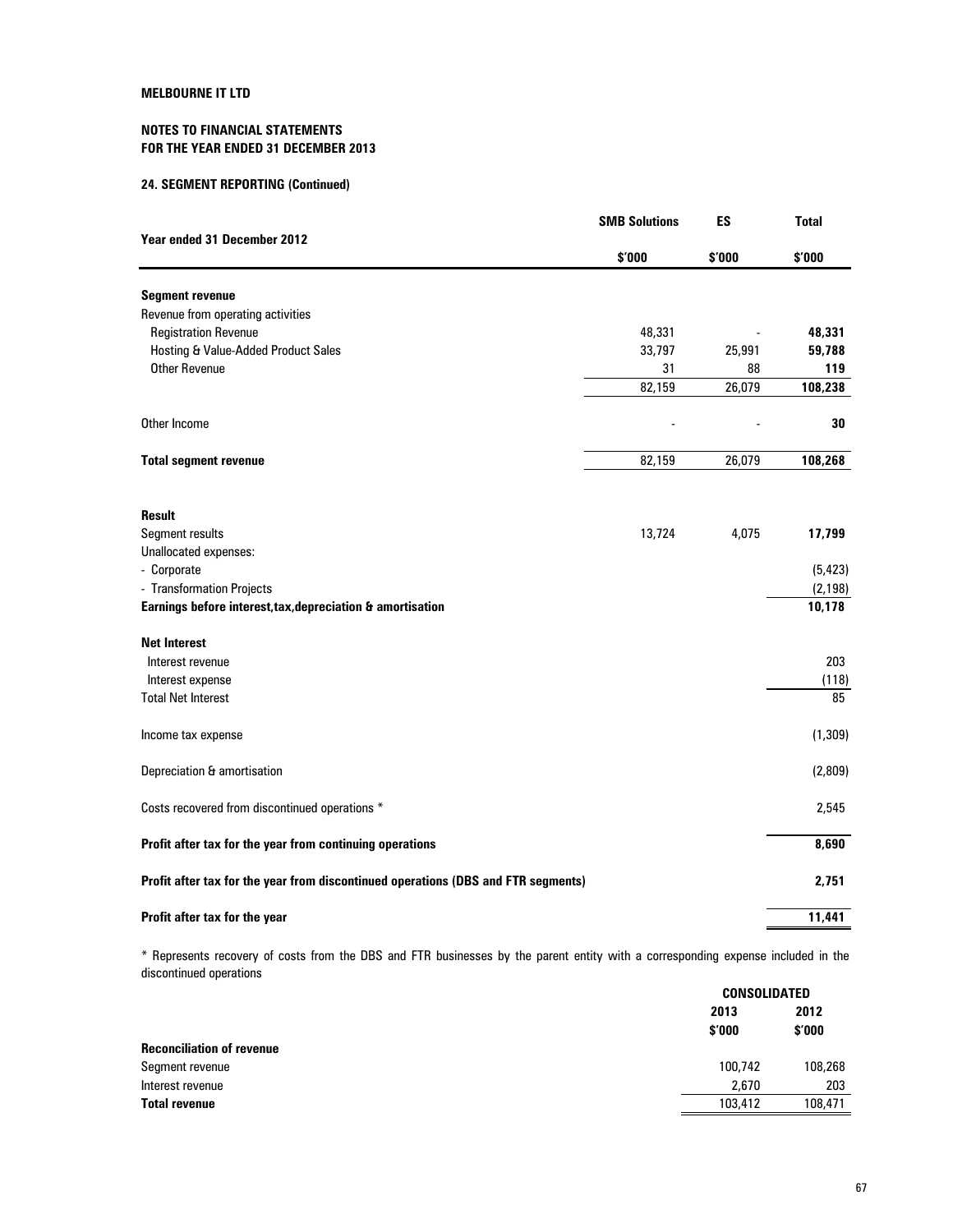**MELBOURNE IT LTD**

**NOTES TO FINANCIAL STATEMENTS**
**FOR THE YEAR ENDED 31 DECEMBER 2013**

**24. SEGMENT REPORTING (Continued)**

| Year ended 31 December 2012 | SMB Solutions | ES | Total |
|---|---|---|---|
| | $'000 | $'000 | $'000 |
| **Segment revenue** | | | |
| Revenue from operating activities | | | |
| Registration Revenue | 48,331 | - | **48,331** |
| Hosting & Value-Added Product Sales | 33,797 | 25,991 | **59,788** |
| Other Revenue | 31 | 88 | **119** |
| | 82,159 | 26,079 | **108,238** |
| Other Income | - | - | **30** |
| **Total segment revenue** | 82,159 | 26,079 | **108,268** |
| **Result** | | | |
| Segment results | 13,724 | 4,075 | **17,799** |
| Unallocated expenses: | | | |
| - Corporate | | | (5,423) |
| - Transformation Projects | | | (2,198) |
| **Earnings before interest,tax,depreciation & amortisation** | | | **10,178** |
| **Net Interest** | | | |
| Interest revenue | | | 203 |
| Interest expense | | | (118) |
| Total Net Interest | | | 85 |
| Income tax expense | | | (1,309) |
| Depreciation & amortisation | | | (2,809) |
| Costs recovered from discontinued operations * | | | 2,545 |
| **Profit after tax for the year from continuing operations** | | | **8,690** |
| **Profit after tax for the year from discontinued operations (DBS and FTR segments)** | | | **2,751** |
| **Profit after tax for the year** | | | **11,441** |

* Represents recovery of costs from the DBS and FTR businesses by the parent entity with a corresponding expense included in the discontinued operations

| | CONSOLIDATED | |
|---|---|---|
| | 2013 | 2012 |
| | $'000 | $'000 |
| **Reconciliation of revenue** | | |
| Segment revenue | 100,742 | 108,268 |
| Interest revenue | 2,670 | 203 |
| **Total revenue** | 103,412 | 108,471 |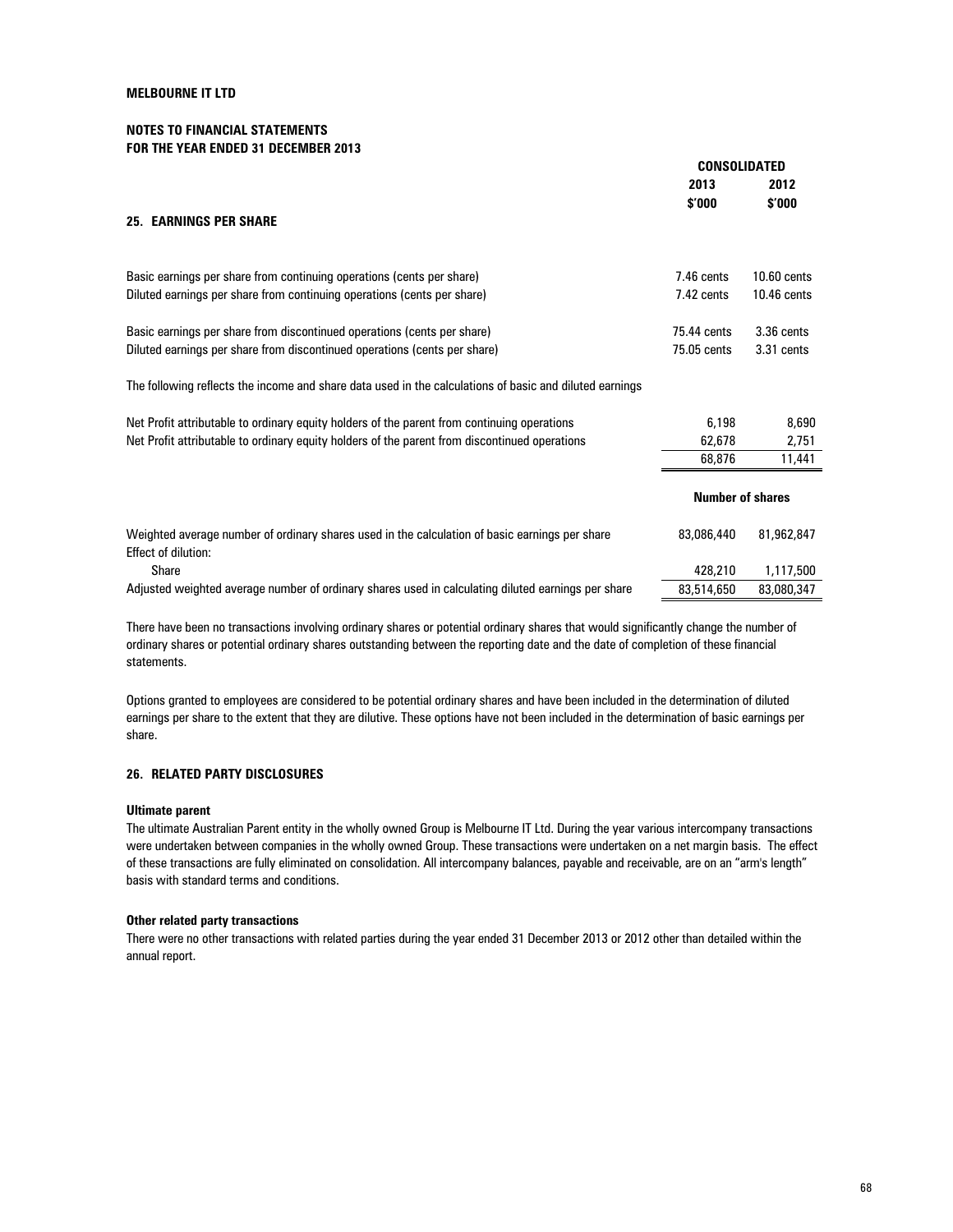**MELBOURNE IT LTD**

**NOTES TO FINANCIAL STATEMENTS**
**FOR THE YEAR ENDED 31 DECEMBER 2013**

## 25. EARNINGS PER SHARE

| | CONSOLIDATED | |
|---|---|---|
| | 2013 $'000 | 2012 $'000 |
| Basic earnings per share from continuing operations (cents per share) | 7.46 cents | 10.60 cents |
| Diluted earnings per share from continuing operations (cents per share) | 7.42 cents | 10.46 cents |
| Basic earnings per share from discontinued operations (cents per share) | 75.44 cents | 3.36 cents |
| Diluted earnings per share from discontinued operations (cents per share) | 75.05 cents | 3.31 cents |

The following reflects the income and share data used in the calculations of basic and diluted earnings

| | 2013 $'000 | 2012 $'000 |
|---|---|---|
| Net Profit attributable to ordinary equity holders of the parent from continuing operations | 6,198 | 8,690 |
| Net Profit attributable to ordinary equity holders of the parent from discontinued operations | 62,678 | 2,751 |
| | 68,876 | 11,441 |

| | Number of shares | |
|---|---|---|
| Weighted average number of ordinary shares used in the calculation of basic earnings per share | 83,086,440 | 81,962,847 |
| Effect of dilution: | | |
| Share | 428,210 | 1,117,500 |
| Adjusted weighted average number of ordinary shares used in calculating diluted earnings per share | 83,514,650 | 83,080,347 |

There have been no transactions involving ordinary shares or potential ordinary shares that would significantly change the number of ordinary shares or potential ordinary shares outstanding between the reporting date and the date of completion of these financial statements.

Options granted to employees are considered to be potential ordinary shares and have been included in the determination of diluted earnings per share to the extent that they are dilutive. These options have not been included in the determination of basic earnings per share.

## 26. RELATED PARTY DISCLOSURES

**Ultimate parent**

The ultimate Australian Parent entity in the wholly owned Group is Melbourne IT Ltd. During the year various intercompany transactions were undertaken between companies in the wholly owned Group. These transactions were undertaken on a net margin basis. The effect of these transactions are fully eliminated on consolidation. All intercompany balances, payable and receivable, are on an "arm's length" basis with standard terms and conditions.

**Other related party transactions**

There were no other transactions with related parties during the year ended 31 December 2013 or 2012 other than detailed within the annual report.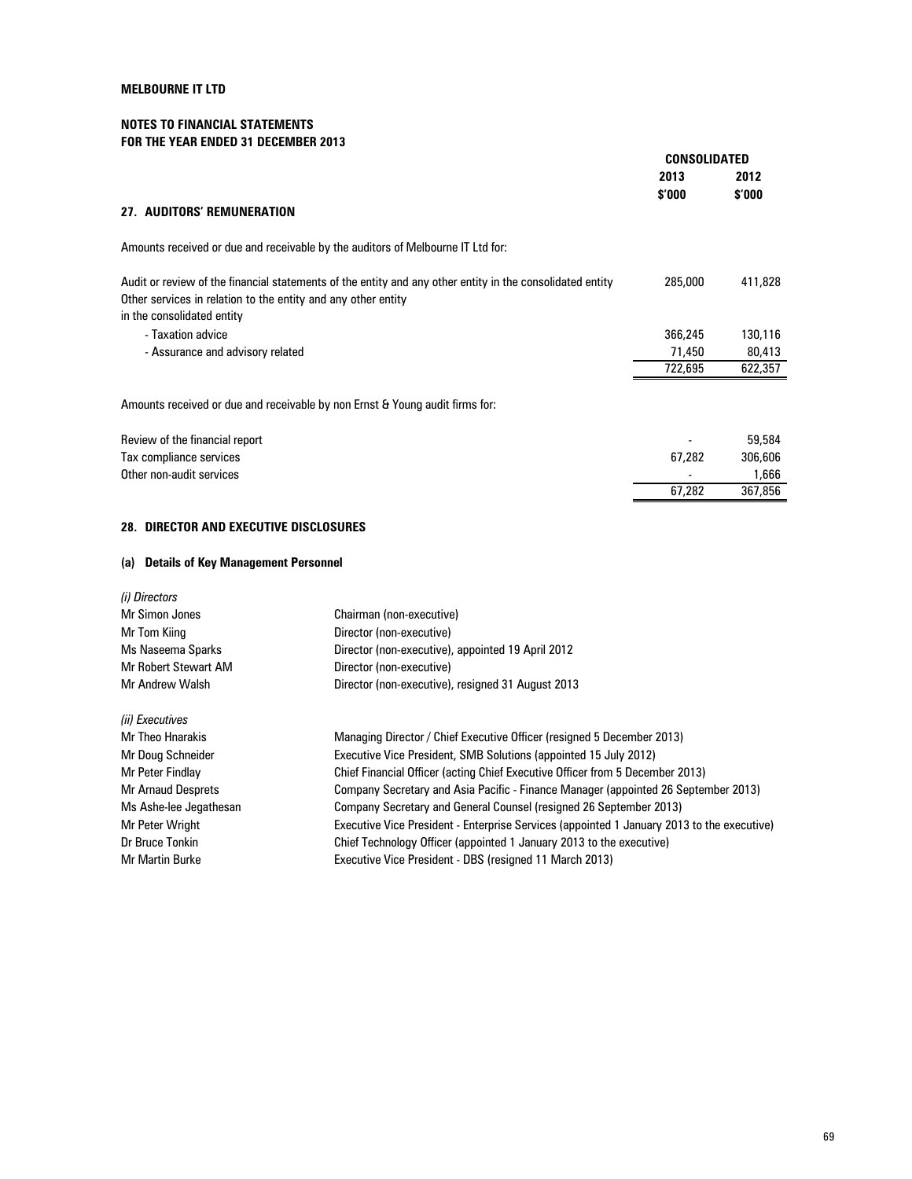**MELBOURNE IT LTD**

**NOTES TO FINANCIAL STATEMENTS**
**FOR THE YEAR ENDED 31 DECEMBER 2013**

## 27. AUDITORS' REMUNERATION

| | CONSOLIDATED | |
|---|---|---|
| | 2013 $'000 | 2012 $'000 |
| Amounts received or due and receivable by the auditors of Melbourne IT Ltd for: | | |
| Audit or review of the financial statements of the entity and any other entity in the consolidated entity | 285,000 | 411,828 |
| Other services in relation to the entity and any other entity in the consolidated entity | | |
| - Taxation advice | 366,245 | 130,116 |
| - Assurance and advisory related | 71,450 | 80,413 |
| | 722,695 | 622,357 |
| Amounts received or due and receivable by non Ernst & Young audit firms for: | | |
| Review of the financial report | - | 59,584 |
| Tax compliance services | 67,282 | 306,606 |
| Other non-audit services | - | 1,666 |
| | 67,282 | 367,856 |

## 28. DIRECTOR AND EXECUTIVE DISCLOSURES

### (a) Details of Key Management Personnel

*(i) Directors*

| | |
|---|---|
| Mr Simon Jones | Chairman (non-executive) |
| Mr Tom Kiing | Director (non-executive) |
| Ms Naseema Sparks | Director (non-executive), appointed 19 April 2012 |
| Mr Robert Stewart AM | Director (non-executive) |
| Mr Andrew Walsh | Director (non-executive), resigned 31 August 2013 |

*(ii) Executives*

| | |
|---|---|
| Mr Theo Hnarakis | Managing Director / Chief Executive Officer (resigned 5 December 2013) |
| Mr Doug Schneider | Executive Vice President, SMB Solutions (appointed 15 July 2012) |
| Mr Peter Findlay | Chief Financial Officer (acting Chief Executive Officer from 5 December 2013) |
| Mr Arnaud Desprets | Company Secretary and Asia Pacific - Finance Manager (appointed 26 September 2013) |
| Ms Ashe-lee Jegathesan | Company Secretary and General Counsel (resigned 26 September 2013) |
| Mr Peter Wright | Executive Vice President - Enterprise Services (appointed 1 January 2013 to the executive) |
| Dr Bruce Tonkin | Chief Technology Officer (appointed 1 January 2013 to the executive) |
| Mr Martin Burke | Executive Vice President - DBS (resigned 11 March 2013) |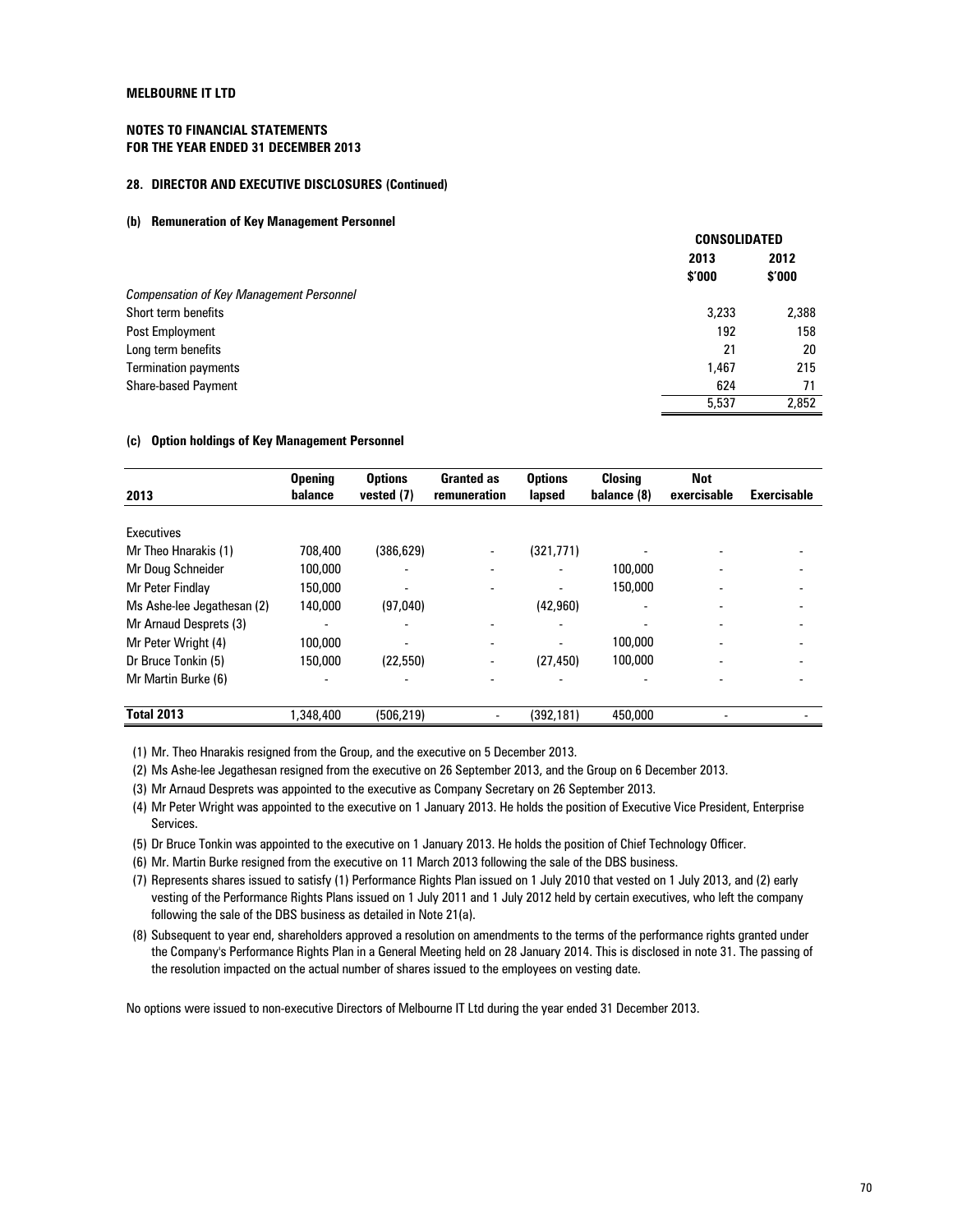**MELBOURNE IT LTD**

**NOTES TO FINANCIAL STATEMENTS**
**FOR THE YEAR ENDED 31 DECEMBER 2013**

### 28. DIRECTOR AND EXECUTIVE DISCLOSURES (Continued)

#### (b) Remuneration of Key Management Personnel

| | CONSOLIDATED | |
|---|---|---|
| | 2013 | 2012 |
| | $'000 | $'000 |
| *Compensation of Key Management Personnel* | | |
| Short term benefits | 3,233 | 2,388 |
| Post Employment | 192 | 158 |
| Long term benefits | 21 | 20 |
| Termination payments | 1,467 | 215 |
| Share-based Payment | 624 | 71 |
| | 5,537 | 2,852 |

#### (c) Option holdings of Key Management Personnel

| 2013 | Opening balance | Options vested (7) | Granted as remuneration | Options lapsed | Closing balance (8) | Not exercisable | Exercisable |
|---|---|---|---|---|---|---|---|
| Executives | | | | | | | |
| Mr Theo Hnarakis (1) | 708,400 | (386,629) | - | (321,771) | - | - | - |
| Mr Doug Schneider | 100,000 | - | - | - | 100,000 | - | - |
| Mr Peter Findlay | 150,000 | - | - | - | 150,000 | - | - |
| Ms Ashe-lee Jegathesan (2) | 140,000 | (97,040) | | (42,960) | - | - | - |
| Mr Arnaud Desprets (3) | - | - | - | - | - | - | - |
| Mr Peter Wright (4) | 100,000 | - | - | - | 100,000 | - | - |
| Dr Bruce Tonkin (5) | 150,000 | (22,550) | - | (27,450) | 100,000 | - | - |
| Mr Martin Burke (6) | - | - | - | - | - | - | - |
| **Total 2013** | 1,348,400 | (506,219) | - | (392,181) | 450,000 | - | - |

(1) Mr. Theo Hnarakis resigned from the Group, and the executive on 5 December 2013.

(2) Ms Ashe-lee Jegathesan resigned from the executive on 26 September 2013, and the Group on 6 December 2013.

(3) Mr Arnaud Desprets was appointed to the executive as Company Secretary on 26 September 2013.

(4) Mr Peter Wright was appointed to the executive on 1 January 2013. He holds the position of Executive Vice President, Enterprise Services.

(5) Dr Bruce Tonkin was appointed to the executive on 1 January 2013. He holds the position of Chief Technology Officer.

(6) Mr. Martin Burke resigned from the executive on 11 March 2013 following the sale of the DBS business.

(7) Represents shares issued to satisfy (1) Performance Rights Plan issued on 1 July 2010 that vested on 1 July 2013, and (2) early vesting of the Performance Rights Plans issued on 1 July 2011 and 1 July 2012 held by certain executives, who left the company following the sale of the DBS business as detailed in Note 21(a).

(8) Subsequent to year end, shareholders approved a resolution on amendments to the terms of the performance rights granted under the Company's Performance Rights Plan in a General Meeting held on 28 January 2014. This is disclosed in note 31. The passing of the resolution impacted on the actual number of shares issued to the employees on vesting date.

No options were issued to non-executive Directors of Melbourne IT Ltd during the year ended 31 December 2013.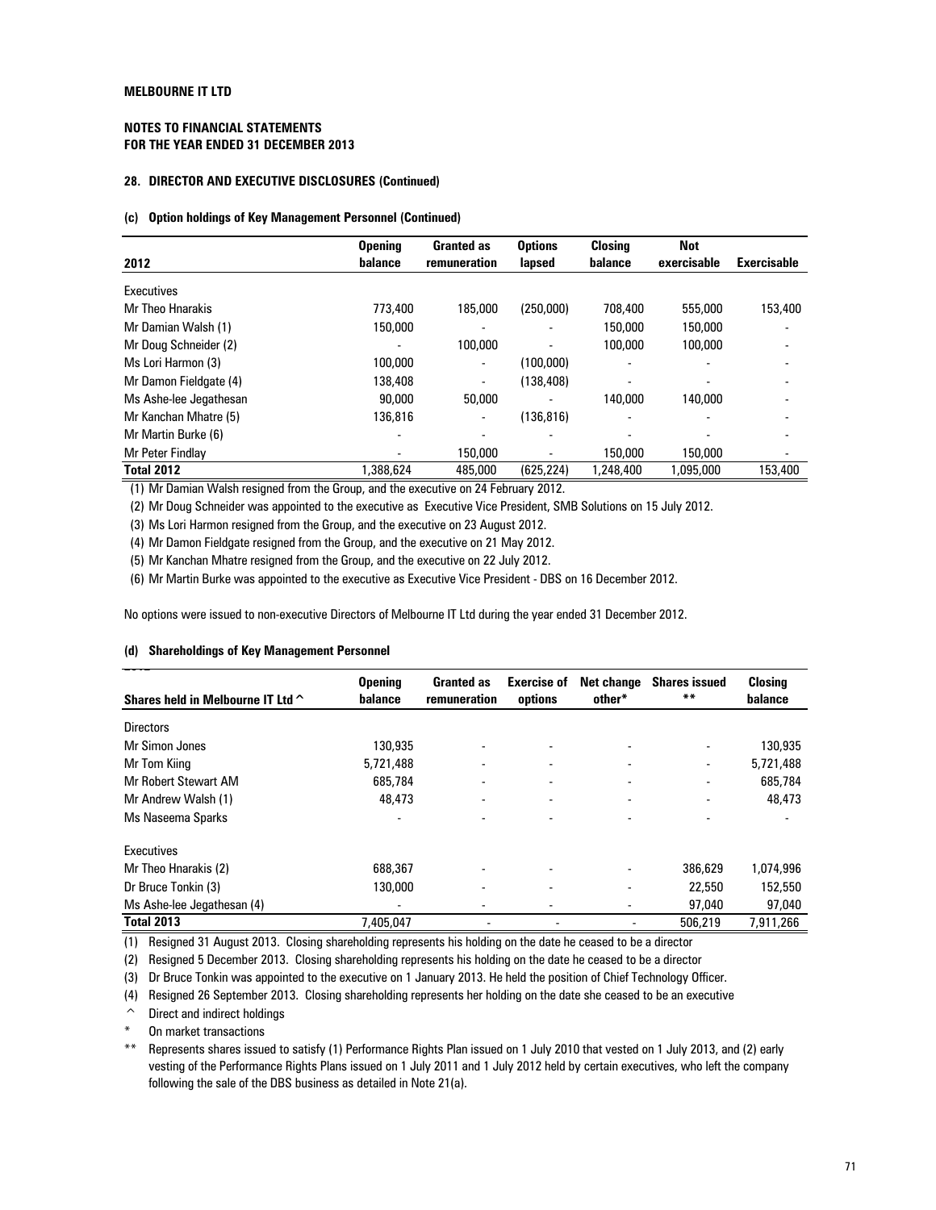**MELBOURNE IT LTD**

**NOTES TO FINANCIAL STATEMENTS**
**FOR THE YEAR ENDED 31 DECEMBER 2013**

#### 28. DIRECTOR AND EXECUTIVE DISCLOSURES (Continued)

##### (c) Option holdings of Key Management Personnel (Continued)

| 2012 | Opening balance | Granted as remuneration | Options lapsed | Closing balance | Not exercisable | Exercisable |
|---|---|---|---|---|---|---|
| Executives | | | | | | |
| Mr Theo Hnarakis | 773,400 | 185,000 | (250,000) | 708,400 | 555,000 | 153,400 |
| Mr Damian Walsh (1) | 150,000 | - | - | 150,000 | 150,000 | - |
| Mr Doug Schneider (2) | - | 100,000 | - | 100,000 | 100,000 | - |
| Ms Lori Harmon (3) | 100,000 | - | (100,000) | - | - | - |
| Mr Damon Fieldgate (4) | 138,408 | - | (138,408) | - | - | - |
| Ms Ashe-lee Jegathesan | 90,000 | 50,000 | - | 140,000 | 140,000 | - |
| Mr Kanchan Mhatre (5) | 136,816 | - | (136,816) | - | - | - |
| Mr Martin Burke (6) | - | - | - | - | - | - |
| Mr Peter Findlay | - | 150,000 | - | 150,000 | 150,000 | - |
| **Total 2012** | 1,388,624 | 485,000 | (625,224) | 1,248,400 | 1,095,000 | 153,400 |

(1) Mr Damian Walsh resigned from the Group, and the executive on 24 February 2012.

(2) Mr Doug Schneider was appointed to the executive as Executive Vice President, SMB Solutions on 15 July 2012.

(3) Ms Lori Harmon resigned from the Group, and the executive on 23 August 2012.

(4) Mr Damon Fieldgate resigned from the Group, and the executive on 21 May 2012.

(5) Mr Kanchan Mhatre resigned from the Group, and the executive on 22 July 2012.

(6) Mr Martin Burke was appointed to the executive as Executive Vice President - DBS on 16 December 2012.

No options were issued to non-executive Directors of Melbourne IT Ltd during the year ended 31 December 2012.

##### (d) Shareholdings of Key Management Personnel

| Shares held in Melbourne IT Ltd ^ | Opening balance | Granted as remuneration | Exercise of options | Net change other* | Shares issued ** | Closing balance |
|---|---|---|---|---|---|---|
| Directors | | | | | | |
| Mr Simon Jones | 130,935 | - | - | - | - | 130,935 |
| Mr Tom Kiing | 5,721,488 | - | - | - | - | 5,721,488 |
| Mr Robert Stewart AM | 685,784 | - | - | - | - | 685,784 |
| Mr Andrew Walsh (1) | 48,473 | - | - | - | - | 48,473 |
| Ms Naseema Sparks | - | - | - | - | - | - |
| Executives | | | | | | |
| Mr Theo Hnarakis (2) | 688,367 | - | - | - | 386,629 | 1,074,996 |
| Dr Bruce Tonkin (3) | 130,000 | - | - | - | 22,550 | 152,550 |
| Ms Ashe-lee Jegathesan (4) | - | - | - | - | 97,040 | 97,040 |
| **Total 2013** | 7,405,047 | - | - | - | 506,219 | 7,911,266 |

(1) Resigned 31 August 2013. Closing shareholding represents his holding on the date he ceased to be a director

(2) Resigned 5 December 2013. Closing shareholding represents his holding on the date he ceased to be a director

(3) Dr Bruce Tonkin was appointed to the executive on 1 January 2013. He held the position of Chief Technology Officer.

(4) Resigned 26 September 2013. Closing shareholding represents her holding on the date she ceased to be an executive

^ Direct and indirect holdings

\* On market transactions

** Represents shares issued to satisfy (1) Performance Rights Plan issued on 1 July 2010 that vested on 1 July 2013, and (2) early vesting of the Performance Rights Plans issued on 1 July 2011 and 1 July 2012 held by certain executives, who left the company following the sale of the DBS business as detailed in Note 21(a).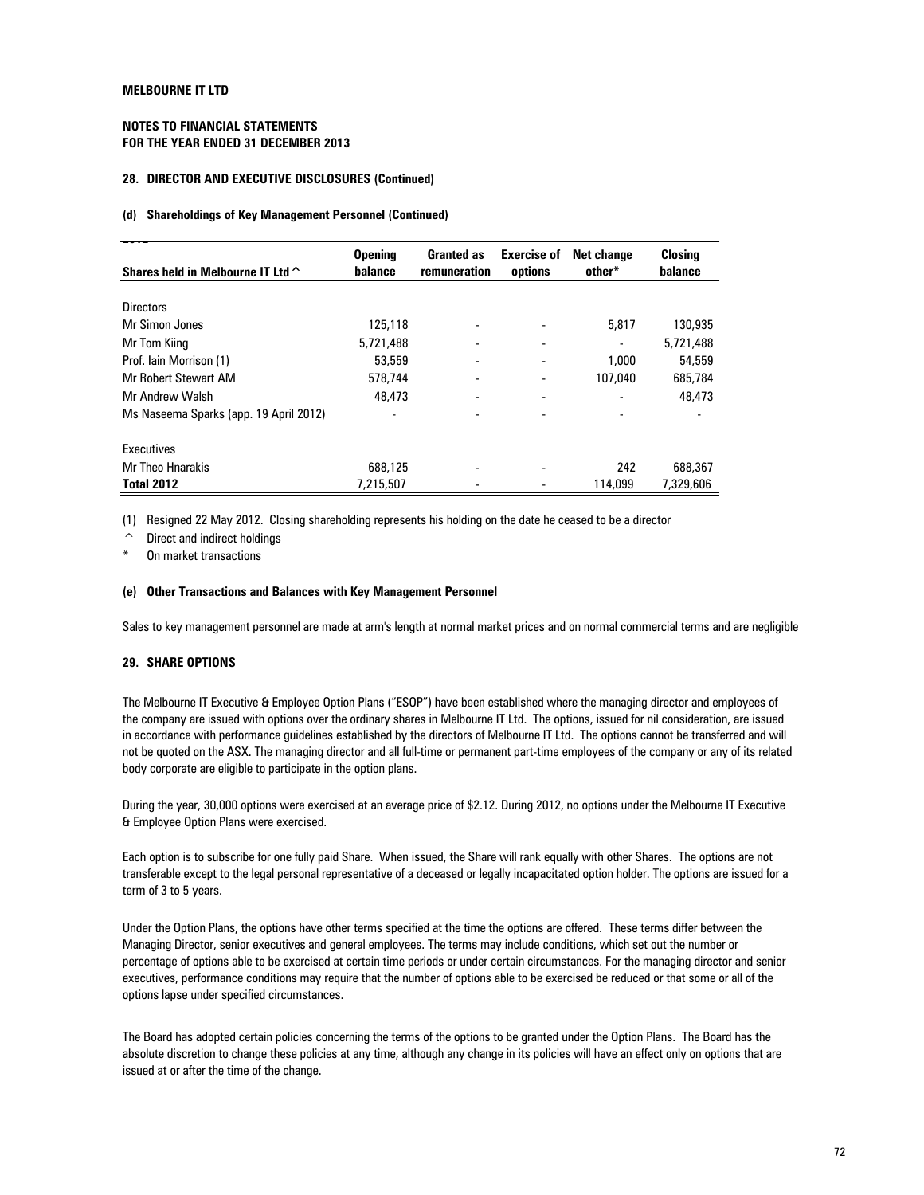MELBOURNE IT LTD

NOTES TO FINANCIAL STATEMENTS
FOR THE YEAR ENDED 31 DECEMBER 2013

### 28. DIRECTOR AND EXECUTIVE DISCLOSURES (Continued)

#### (d) Shareholdings of Key Management Personnel (Continued)

2012

| Shares held in Melbourne IT Ltd ^ | Opening balance | Granted as remuneration | Exercise of options | Net change other* | Closing balance |
|---|---|---|---|---|---|
| Directors | | | | | |
| Mr Simon Jones | 125,118 | - | - | 5,817 | 130,935 |
| Mr Tom Kiing | 5,721,488 | - | - | - | 5,721,488 |
| Prof. Iain Morrison (1) | 53,559 | - | - | 1,000 | 54,559 |
| Mr Robert Stewart AM | 578,744 | - | - | 107,040 | 685,784 |
| Mr Andrew Walsh | 48,473 | - | - | - | 48,473 |
| Ms Naseema Sparks (app. 19 April 2012) | - | - | - | - | - |
| Executives | | | | | |
| Mr Theo Hnarakis | 688,125 | - | - | 242 | 688,367 |
| **Total 2012** | 7,215,507 | - | - | 114,099 | 7,329,606 |

(1) Resigned 22 May 2012. Closing shareholding represents his holding on the date he ceased to be a director

^ Direct and indirect holdings

\* On market transactions

#### (e) Other Transactions and Balances with Key Management Personnel

Sales to key management personnel are made at arm's length at normal market prices and on normal commercial terms and are negligible

### 29. SHARE OPTIONS

The Melbourne IT Executive & Employee Option Plans ("ESOP") have been established where the managing director and employees of the company are issued with options over the ordinary shares in Melbourne IT Ltd. The options, issued for nil consideration, are issued in accordance with performance guidelines established by the directors of Melbourne IT Ltd. The options cannot be transferred and will not be quoted on the ASX. The managing director and all full-time or permanent part-time employees of the company or any of its related body corporate are eligible to participate in the option plans.

During the year, 30,000 options were exercised at an average price of $2.12. During 2012, no options under the Melbourne IT Executive & Employee Option Plans were exercised.

Each option is to subscribe for one fully paid Share. When issued, the Share will rank equally with other Shares. The options are not transferable except to the legal personal representative of a deceased or legally incapacitated option holder. The options are issued for a term of 3 to 5 years.

Under the Option Plans, the options have other terms specified at the time the options are offered. These terms differ between the Managing Director, senior executives and general employees. The terms may include conditions, which set out the number or percentage of options able to be exercised at certain time periods or under certain circumstances. For the managing director and senior executives, performance conditions may require that the number of options able to be exercised be reduced or that some or all of the options lapse under specified circumstances.

The Board has adopted certain policies concerning the terms of the options to be granted under the Option Plans. The Board has the absolute discretion to change these policies at any time, although any change in its policies will have an effect only on options that are issued at or after the time of the change.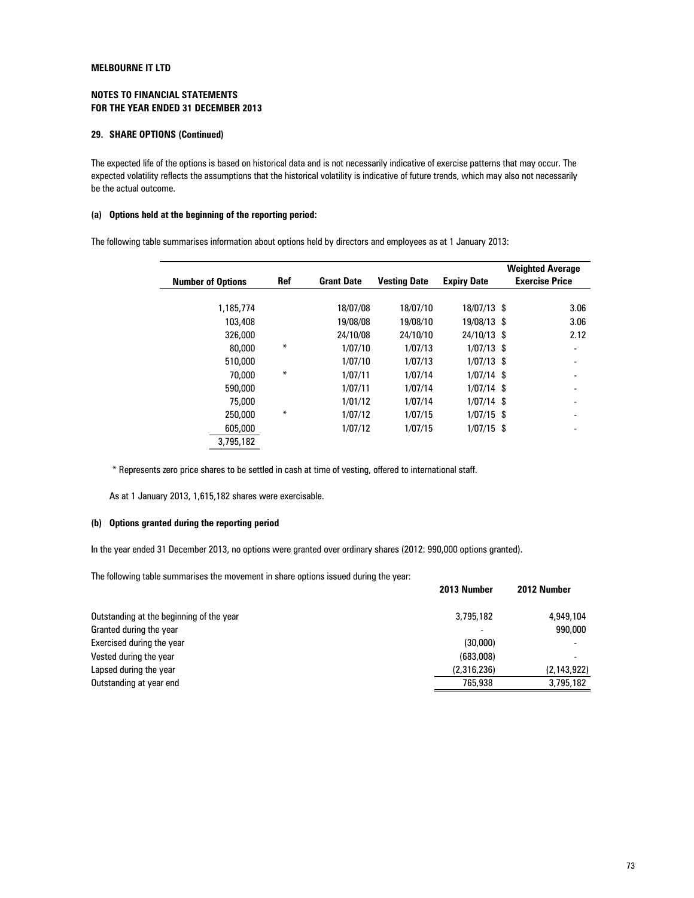**MELBOURNE IT LTD**

**NOTES TO FINANCIAL STATEMENTS**
**FOR THE YEAR ENDED 31 DECEMBER 2013**

**29. SHARE OPTIONS (Continued)**

The expected life of the options is based on historical data and is not necessarily indicative of exercise patterns that may occur. The expected volatility reflects the assumptions that the historical volatility is indicative of future trends, which may also not necessarily be the actual outcome.

**(a) Options held at the beginning of the reporting period:**

The following table summarises information about options held by directors and employees as at 1 January 2013:

| Number of Options | Ref | Grant Date | Vesting Date | Expiry Date | Weighted Average Exercise Price |
|---|---|---|---|---|---|
| 1,185,774 | | 18/07/08 | 18/07/10 | 18/07/13 | $ 3.06 |
| 103,408 | | 19/08/08 | 19/08/10 | 19/08/13 | $ 3.06 |
| 326,000 | | 24/10/08 | 24/10/10 | 24/10/13 | $ 2.12 |
| 80,000 | * | 1/07/10 | 1/07/13 | 1/07/13 | $ - |
| 510,000 | | 1/07/10 | 1/07/13 | 1/07/13 | $ - |
| 70,000 | * | 1/07/11 | 1/07/14 | 1/07/14 | $ - |
| 590,000 | | 1/07/11 | 1/07/14 | 1/07/14 | $ - |
| 75,000 | | 1/01/12 | 1/07/14 | 1/07/14 | $ - |
| 250,000 | * | 1/07/12 | 1/07/15 | 1/07/15 | $ - |
| 605,000 | | 1/07/12 | 1/07/15 | 1/07/15 | $ - |
| 3,795,182 | | | | | |

\* Represents zero price shares to be settled in cash at time of vesting, offered to international staff.

As at 1 January 2013, 1,615,182 shares were exercisable.

**(b) Options granted during the reporting period**

In the year ended 31 December 2013, no options were granted over ordinary shares (2012: 990,000 options granted).

The following table summarises the movement in share options issued during the year:

| | 2013 Number | 2012 Number |
|---|---|---|
| Outstanding at the beginning of the year | 3,795,182 | 4,949,104 |
| Granted during the year | - | 990,000 |
| Exercised during the year | (30,000) | - |
| Vested during the year | (683,008) | - |
| Lapsed during the year | (2,316,236) | (2,143,922) |
| Outstanding at year end | 765,938 | 3,795,182 |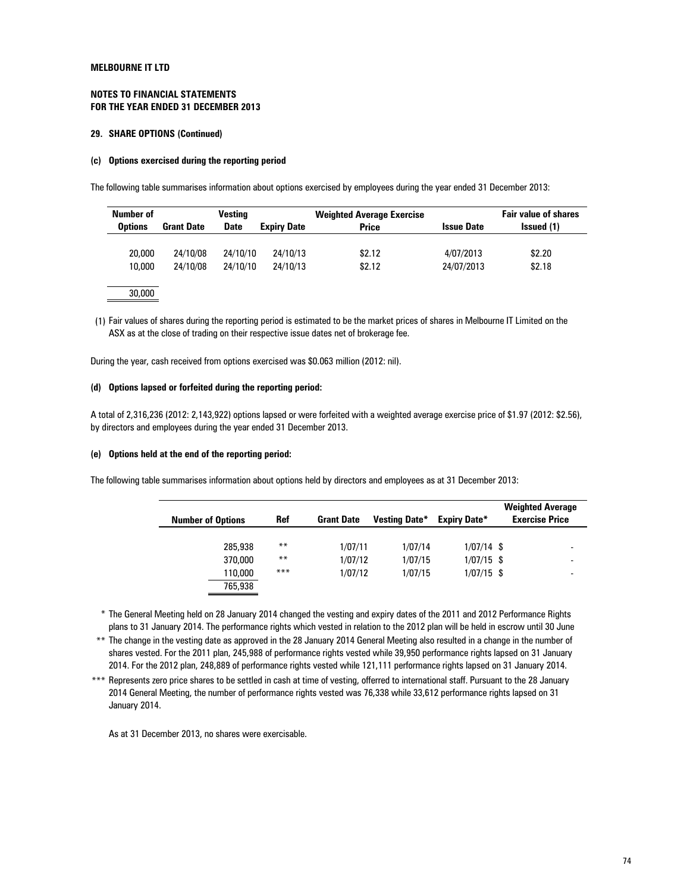**MELBOURNE IT LTD**

**NOTES TO FINANCIAL STATEMENTS**
**FOR THE YEAR ENDED 31 DECEMBER 2013**

**29. SHARE OPTIONS (Continued)**

**(c) Options exercised during the reporting period**

The following table summarises information about options exercised by employees during the year ended 31 December 2013:

| Number of Options | Grant Date | Vesting Date | Expiry Date | Weighted Average Exercise Price | Issue Date | Fair value of shares Issued (1) |
|---|---|---|---|---|---|---|
| 20,000 | 24/10/08 | 24/10/10 | 24/10/13 | $2.12 | 4/07/2013 | $2.20 |
| 10,000 | 24/10/08 | 24/10/10 | 24/10/13 | $2.12 | 24/07/2013 | $2.18 |
| 30,000 | | | | | | |

(1) Fair values of shares during the reporting period is estimated to be the market prices of shares in Melbourne IT Limited on the ASX as at the close of trading on their respective issue dates net of brokerage fee.

During the year, cash received from options exercised was $0.063 million (2012: nil).

**(d) Options lapsed or forfeited during the reporting period:**

A total of 2,316,236 (2012: 2,143,922) options lapsed or were forfeited with a weighted average exercise price of $1.97 (2012: $2.56), by directors and employees during the year ended 31 December 2013.

**(e) Options held at the end of the reporting period:**

The following table summarises information about options held by directors and employees as at 31 December 2013:

| Number of Options | Ref | Grant Date | Vesting Date* | Expiry Date* | Weighted Average Exercise Price |
|---|---|---|---|---|---|
| 285,938 | ** | 1/07/11 | 1/07/14 | 1/07/14 | $ - |
| 370,000 | ** | 1/07/12 | 1/07/15 | 1/07/15 | $ - |
| 110,000 | *** | 1/07/12 | 1/07/15 | 1/07/15 | $ - |
| 765,938 | | | | | |

\* The General Meeting held on 28 January 2014 changed the vesting and expiry dates of the 2011 and 2012 Performance Rights plans to 31 January 2014. The performance rights which vested in relation to the 2012 plan will be held in escrow until 30 June

\** The change in the vesting date as approved in the 28 January 2014 General Meeting also resulted in a change in the number of shares vested. For the 2011 plan, 245,988 of performance rights vested while 39,950 performance rights lapsed on 31 January 2014. For the 2012 plan, 248,889 of performance rights vested while 121,111 performance rights lapsed on 31 January 2014.

\*** Represents zero price shares to be settled in cash at time of vesting, offerred to international staff. Pursuant to the 28 January 2014 General Meeting, the number of performance rights vested was 76,338 while 33,612 performance rights lapsed on 31 January 2014.

As at 31 December 2013, no shares were exercisable.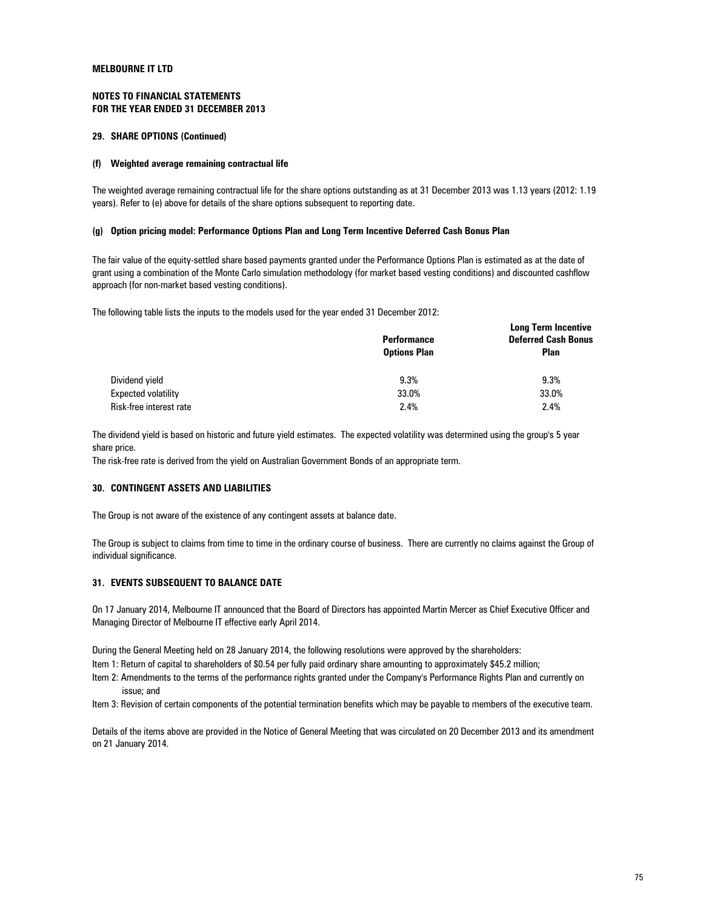**MELBOURNE IT LTD**

**NOTES TO FINANCIAL STATEMENTS**
**FOR THE YEAR ENDED 31 DECEMBER 2013**

## 29. SHARE OPTIONS (Continued)

### (f) Weighted average remaining contractual life

The weighted average remaining contractual life for the share options outstanding as at 31 December 2013 was 1.13 years (2012: 1.19 years). Refer to (e) above for details of the share options subsequent to reporting date.

### (g) Option pricing model: Performance Options Plan and Long Term Incentive Deferred Cash Bonus Plan

The fair value of the equity-settled share based payments granted under the Performance Options Plan is estimated as at the date of grant using a combination of the Monte Carlo simulation methodology (for market based vesting conditions) and discounted cashflow approach (for non-market based vesting conditions).

The following table lists the inputs to the models used for the year ended 31 December 2012:

| | Performance Options Plan | Long Term Incentive Deferred Cash Bonus Plan |
|---|---|---|
| Dividend yield | 9.3% | 9.3% |
| Expected volatility | 33.0% | 33.0% |
| Risk-free interest rate | 2.4% | 2.4% |

The dividend yield is based on historic and future yield estimates. The expected volatility was determined using the group's 5 year share price.
The risk-free rate is derived from the yield on Australian Government Bonds of an appropriate term.

## 30. CONTINGENT ASSETS AND LIABILITIES

The Group is not aware of the existence of any contingent assets at balance date.

The Group is subject to claims from time to time in the ordinary course of business. There are currently no claims against the Group of individual significance.

## 31. EVENTS SUBSEQUENT TO BALANCE DATE

On 17 January 2014, Melbourne IT announced that the Board of Directors has appointed Martin Mercer as Chief Executive Officer and Managing Director of Melbourne IT effective early April 2014.

During the General Meeting held on 28 January 2014, the following resolutions were approved by the shareholders:

Item 1: Return of capital to shareholders of $0.54 per fully paid ordinary share amounting to approximately $45.2 million;

Item 2: Amendments to the terms of the performance rights granted under the Company's Performance Rights Plan and currently on issue; and

Item 3: Revision of certain components of the potential termination benefits which may be payable to members of the executive team.

Details of the items above are provided in the Notice of General Meeting that was circulated on 20 December 2013 and its amendment on 21 January 2014.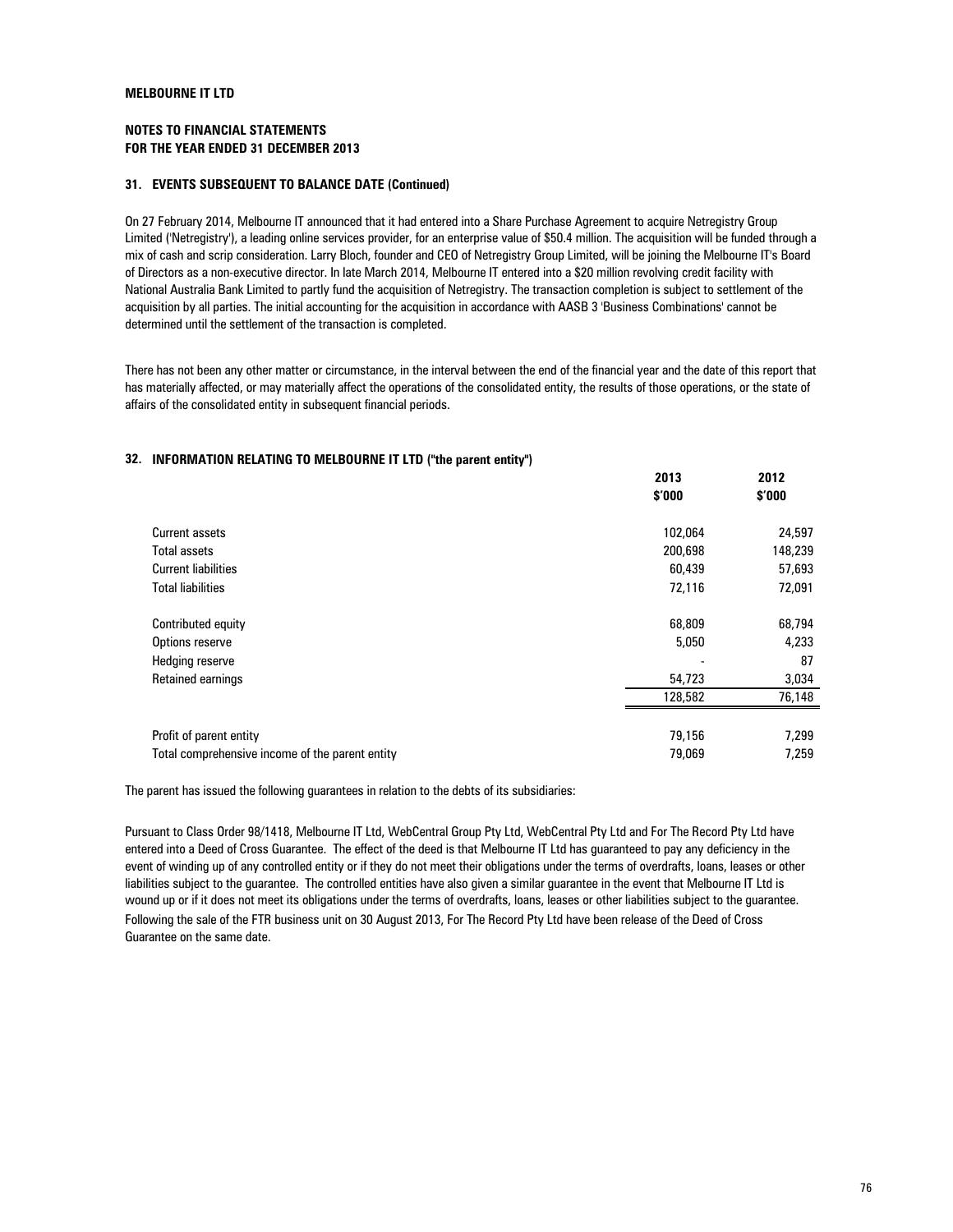**MELBOURNE IT LTD**

**NOTES TO FINANCIAL STATEMENTS**
**FOR THE YEAR ENDED 31 DECEMBER 2013**

### 31. EVENTS SUBSEQUENT TO BALANCE DATE (Continued)

On 27 February 2014, Melbourne IT announced that it had entered into a Share Purchase Agreement to acquire Netregistry Group Limited ('Netregistry'), a leading online services provider, for an enterprise value of $50.4 million. The acquisition will be funded through a mix of cash and scrip consideration. Larry Bloch, founder and CEO of Netregistry Group Limited, will be joining the Melbourne IT's Board of Directors as a non-executive director. In late March 2014, Melbourne IT entered into a $20 million revolving credit facility with National Australia Bank Limited to partly fund the acquisition of Netregistry. The transaction completion is subject to settlement of the acquisition by all parties. The initial accounting for the acquisition in accordance with AASB 3 'Business Combinations' cannot be determined until the settlement of the transaction is completed.

There has not been any other matter or circumstance, in the interval between the end of the financial year and the date of this report that has materially affected, or may materially affect the operations of the consolidated entity, the results of those operations, or the state of affairs of the consolidated entity in subsequent financial periods.

### 32. INFORMATION RELATING TO MELBOURNE IT LTD ("the parent entity")

| | 2013 $'000 | 2012 $'000 |
|---|---|---|
| Current assets | 102,064 | 24,597 |
| Total assets | 200,698 | 148,239 |
| Current liabilities | 60,439 | 57,693 |
| Total liabilities | 72,116 | 72,091 |
| | | |
| Contributed equity | 68,809 | 68,794 |
| Options reserve | 5,050 | 4,233 |
| Hedging reserve | - | 87 |
| Retained earnings | 54,723 | 3,034 |
| | 128,582 | 76,148 |
| | | |
| Profit of parent entity | 79,156 | 7,299 |
| Total comprehensive income of the parent entity | 79,069 | 7,259 |

The parent has issued the following guarantees in relation to the debts of its subsidiaries:

Pursuant to Class Order 98/1418, Melbourne IT Ltd, WebCentral Group Pty Ltd, WebCentral Pty Ltd and For The Record Pty Ltd have entered into a Deed of Cross Guarantee. The effect of the deed is that Melbourne IT Ltd has guaranteed to pay any deficiency in the event of winding up of any controlled entity or if they do not meet their obligations under the terms of overdrafts, loans, leases or other liabilities subject to the guarantee. The controlled entities have also given a similar guarantee in the event that Melbourne IT Ltd is wound up or if it does not meet its obligations under the terms of overdrafts, loans, leases or other liabilities subject to the guarantee. Following the sale of the FTR business unit on 30 August 2013, For The Record Pty Ltd have been release of the Deed of Cross Guarantee on the same date.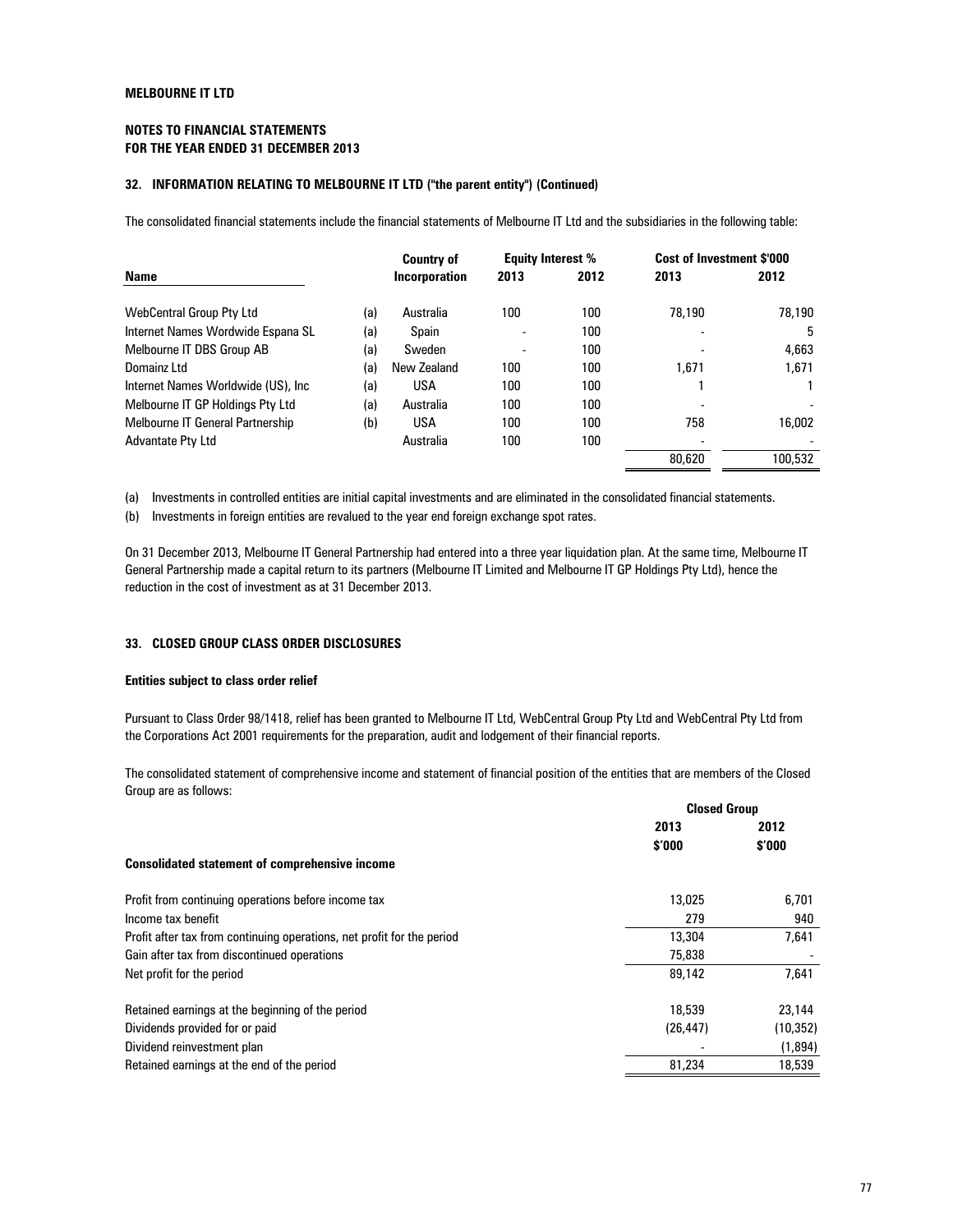**MELBOURNE IT LTD**

**NOTES TO FINANCIAL STATEMENTS**
**FOR THE YEAR ENDED 31 DECEMBER 2013**

### 32. INFORMATION RELATING TO MELBOURNE IT LTD ("the parent entity") (Continued)

The consolidated financial statements include the financial statements of Melbourne IT Ltd and the subsidiaries in the following table:

| Name | | Country of Incorporation | Equity Interest % | | Cost of Investment $'000 | |
|---|---|---|---|---|---|---|
| | | | 2013 | 2012 | 2013 | 2012 |
| WebCentral Group Pty Ltd | (a) | Australia | 100 | 100 | 78,190 | 78,190 |
| Internet Names Wordwide Espana SL | (a) | Spain | - | 100 | - | 5 |
| Melbourne IT DBS Group AB | (a) | Sweden | - | 100 | - | 4,663 |
| Domainz Ltd | (a) | New Zealand | 100 | 100 | 1,671 | 1,671 |
| Internet Names Worldwide (US), Inc | (a) | USA | 100 | 100 | 1 | 1 |
| Melbourne IT GP Holdings Pty Ltd | (a) | Australia | 100 | 100 | - | - |
| Melbourne IT General Partnership | (b) | USA | 100 | 100 | 758 | 16,002 |
| Advantate Pty Ltd | | Australia | 100 | 100 | - | - |
| | | | | | 80,620 | 100,532 |

(a) Investments in controlled entities are initial capital investments and are eliminated in the consolidated financial statements.

(b) Investments in foreign entities are revalued to the year end foreign exchange spot rates.

On 31 December 2013, Melbourne IT General Partnership had entered into a three year liquidation plan. At the same time, Melbourne IT General Partnership made a capital return to its partners (Melbourne IT Limited and Melbourne IT GP Holdings Pty Ltd), hence the reduction in the cost of investment as at 31 December 2013.

### 33. CLOSED GROUP CLASS ORDER DISCLOSURES

**Entities subject to class order relief**

Pursuant to Class Order 98/1418, relief has been granted to Melbourne IT Ltd, WebCentral Group Pty Ltd and WebCentral Pty Ltd from the Corporations Act 2001 requirements for the preparation, audit and lodgement of their financial reports.

The consolidated statement of comprehensive income and statement of financial position of the entities that are members of the Closed Group are as follows:

| | Closed Group | |
|---|---|---|
| | 2013 $'000 | 2012 $'000 |
| **Consolidated statement of comprehensive income** | | |
| Profit from continuing operations before income tax | 13,025 | 6,701 |
| Income tax benefit | 279 | 940 |
| Profit after tax from continuing operations, net profit for the period | 13,304 | 7,641 |
| Gain after tax from discontinued operations | 75,838 | - |
| Net profit for the period | 89,142 | 7,641 |
| | | |
| Retained earnings at the beginning of the period | 18,539 | 23,144 |
| Dividends provided for or paid | (26,447) | (10,352) |
| Dividend reinvestment plan | - | (1,894) |
| Retained earnings at the end of the period | 81,234 | 18,539 |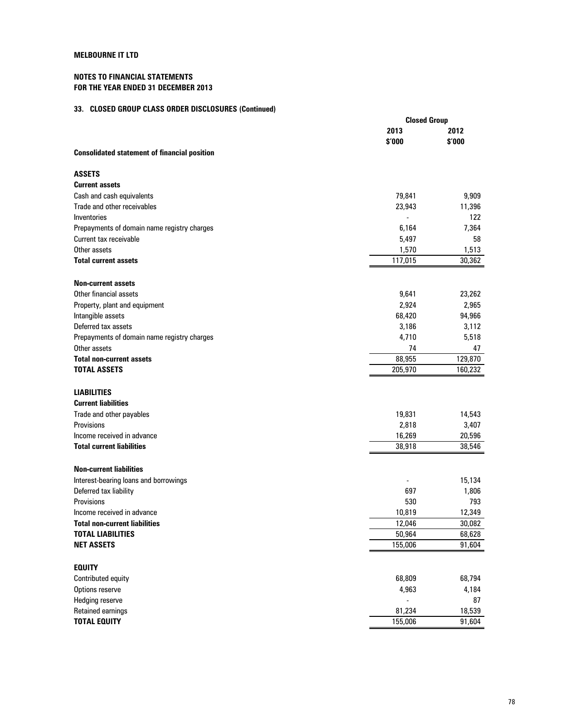**MELBOURNE IT LTD**

**NOTES TO FINANCIAL STATEMENTS**
**FOR THE YEAR ENDED 31 DECEMBER 2013**

### 33. CLOSED GROUP CLASS ORDER DISCLOSURES (Continued)

| | Closed Group | |
|---|---|---|
| | 2013 | 2012 |
| | $'000 | $'000 |
| **Consolidated statement of financial position** | | |
| **ASSETS** | | |
| **Current assets** | | |
| Cash and cash equivalents | 79,841 | 9,909 |
| Trade and other receivables | 23,943 | 11,396 |
| Inventories | - | 122 |
| Prepayments of domain name registry charges | 6,164 | 7,364 |
| Current tax receivable | 5,497 | 58 |
| Other assets | 1,570 | 1,513 |
| **Total current assets** | 117,015 | 30,362 |
| **Non-current assets** | | |
| Other financial assets | 9,641 | 23,262 |
| Property, plant and equipment | 2,924 | 2,965 |
| Intangible assets | 68,420 | 94,966 |
| Deferred tax assets | 3,186 | 3,112 |
| Prepayments of domain name registry charges | 4,710 | 5,518 |
| Other assets | 74 | 47 |
| **Total non-current assets** | 88,955 | 129,870 |
| **TOTAL ASSETS** | 205,970 | 160,232 |
| **LIABILITIES** | | |
| **Current liabilities** | | |
| Trade and other payables | 19,831 | 14,543 |
| Provisions | 2,818 | 3,407 |
| Income received in advance | 16,269 | 20,596 |
| **Total current liabilities** | 38,918 | 38,546 |
| **Non-current liabilities** | | |
| Interest-bearing loans and borrowings | - | 15,134 |
| Deferred tax liability | 697 | 1,806 |
| Provisions | 530 | 793 |
| Income received in advance | 10,819 | 12,349 |
| **Total non-current liabilities** | 12,046 | 30,082 |
| **TOTAL LIABILITIES** | 50,964 | 68,628 |
| **NET ASSETS** | 155,006 | 91,604 |
| **EQUITY** | | |
| Contributed equity | 68,809 | 68,794 |
| Options reserve | 4,963 | 4,184 |
| Hedging reserve | - | 87 |
| Retained earnings | 81,234 | 18,539 |
| **TOTAL EQUITY** | 155,006 | 91,604 |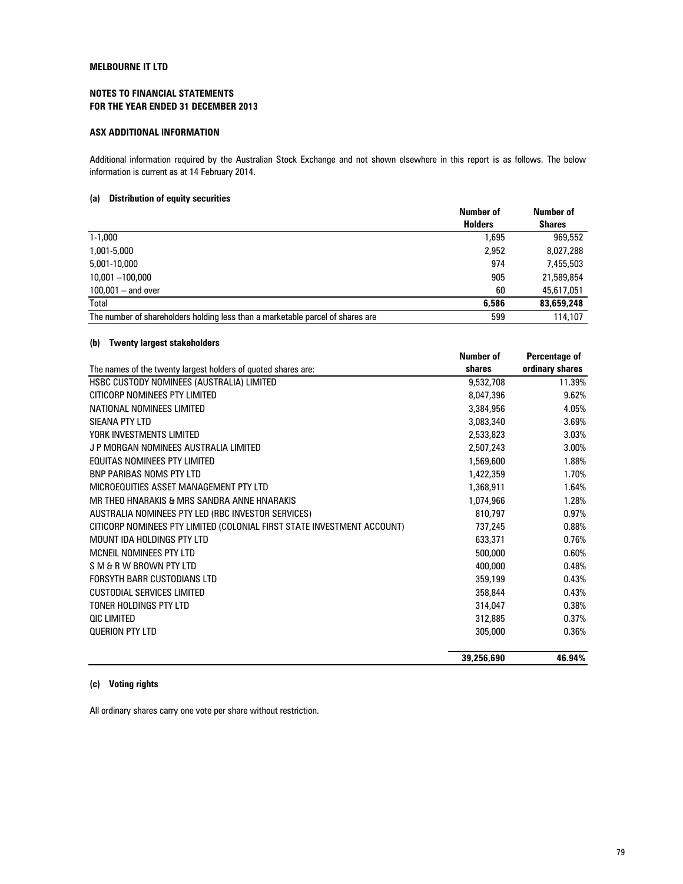**MELBOURNE IT LTD**

**NOTES TO FINANCIAL STATEMENTS**
**FOR THE YEAR ENDED 31 DECEMBER 2013**

## ASX ADDITIONAL INFORMATION

Additional information required by the Australian Stock Exchange and not shown elsewhere in this report is as follows. The below information is current as at 14 February 2014.

### (a) Distribution of equity securities

| | Number of Holders | Number of Shares |
|---|---|---|
| 1-1,000 | 1,695 | 969,552 |
| 1,001-5,000 | 2,952 | 8,027,288 |
| 5,001-10,000 | 974 | 7,455,503 |
| 10,001 –100,000 | 905 | 21,589,854 |
| 100,001 – and over | 60 | 45,617,051 |
| Total | **6,586** | **83,659,248** |
| The number of shareholders holding less than a marketable parcel of shares are | 599 | 114,107 |

### (b) Twenty largest stakeholders

| The names of the twenty largest holders of quoted shares are: | Number of shares | Percentage of ordinary shares |
|---|---|---|
| HSBC CUSTODY NOMINEES (AUSTRALIA) LIMITED | 9,532,708 | 11.39% |
| CITICORP NOMINEES PTY LIMITED | 8,047,396 | 9.62% |
| NATIONAL NOMINEES LIMITED | 3,384,956 | 4.05% |
| SIEANA PTY LTD | 3,083,340 | 3.69% |
| YORK INVESTMENTS LIMITED | 2,533,823 | 3.03% |
| J P MORGAN NOMINEES AUSTRALIA LIMITED | 2,507,243 | 3.00% |
| EQUITAS NOMINEES PTY LIMITED | 1,569,600 | 1.88% |
| BNP PARIBAS NOMS PTY LTD | 1,422,359 | 1.70% |
| MICROEQUITIES ASSET MANAGEMENT PTY LTD | 1,368,911 | 1.64% |
| MR THEO HNARAKIS & MRS SANDRA ANNE HNARAKIS | 1,074,966 | 1.28% |
| AUSTRALIA NOMINEES PTY LED (RBC INVESTOR SERVICES) | 810,797 | 0.97% |
| CITICORP NOMINEES PTY LIMITED (COLONIAL FIRST STATE INVESTMENT ACCOUNT) | 737,245 | 0.88% |
| MOUNT IDA HOLDINGS PTY LTD | 633,371 | 0.76% |
| MCNEIL NOMINEES PTY LTD | 500,000 | 0.60% |
| S M & R W BROWN PTY LTD | 400,000 | 0.48% |
| FORSYTH BARR CUSTODIANS LTD | 359,199 | 0.43% |
| CUSTODIAL SERVICES LIMITED | 358,844 | 0.43% |
| TONER HOLDINGS PTY LTD | 314,047 | 0.38% |
| QIC LIMITED | 312,885 | 0.37% |
| QUERION PTY LTD | 305,000 | 0.36% |
| | **39,256,690** | **46.94%** |

### (c) Voting rights

All ordinary shares carry one vote per share without restriction.